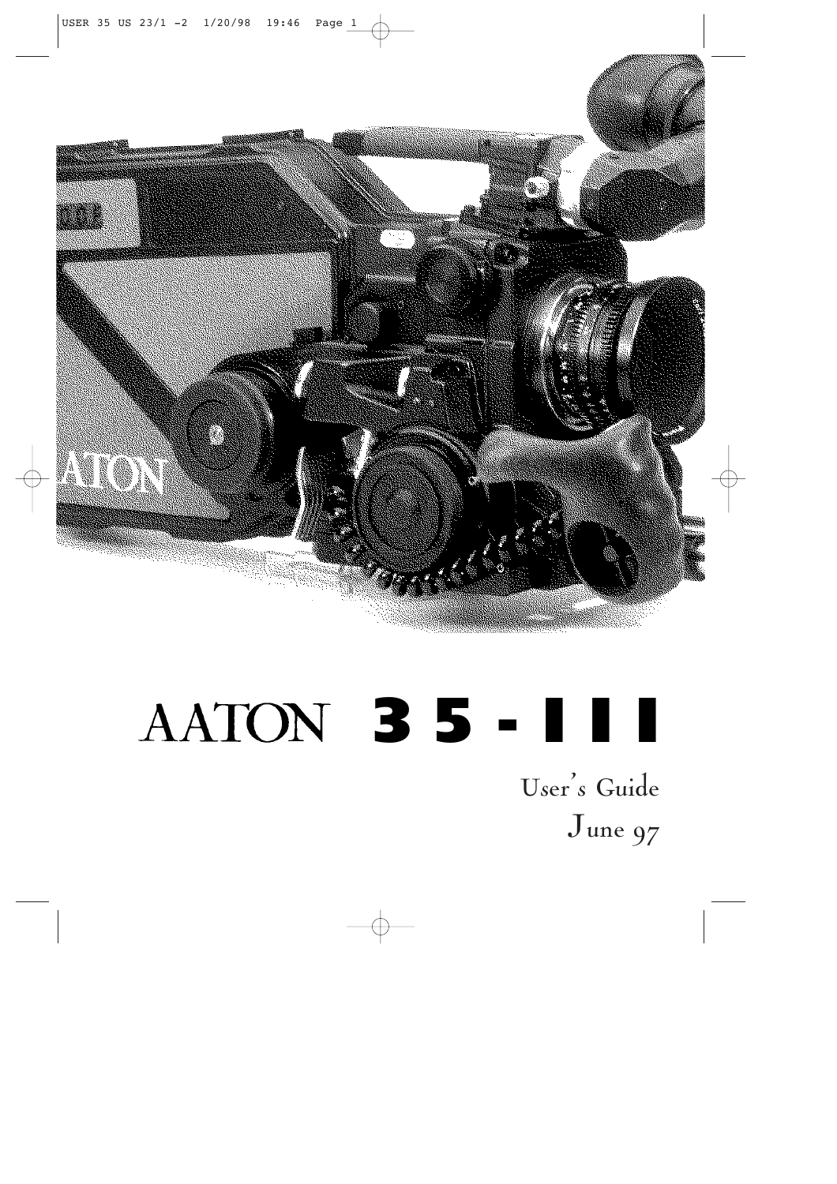# AATON 35 - III

User's Guide

June 97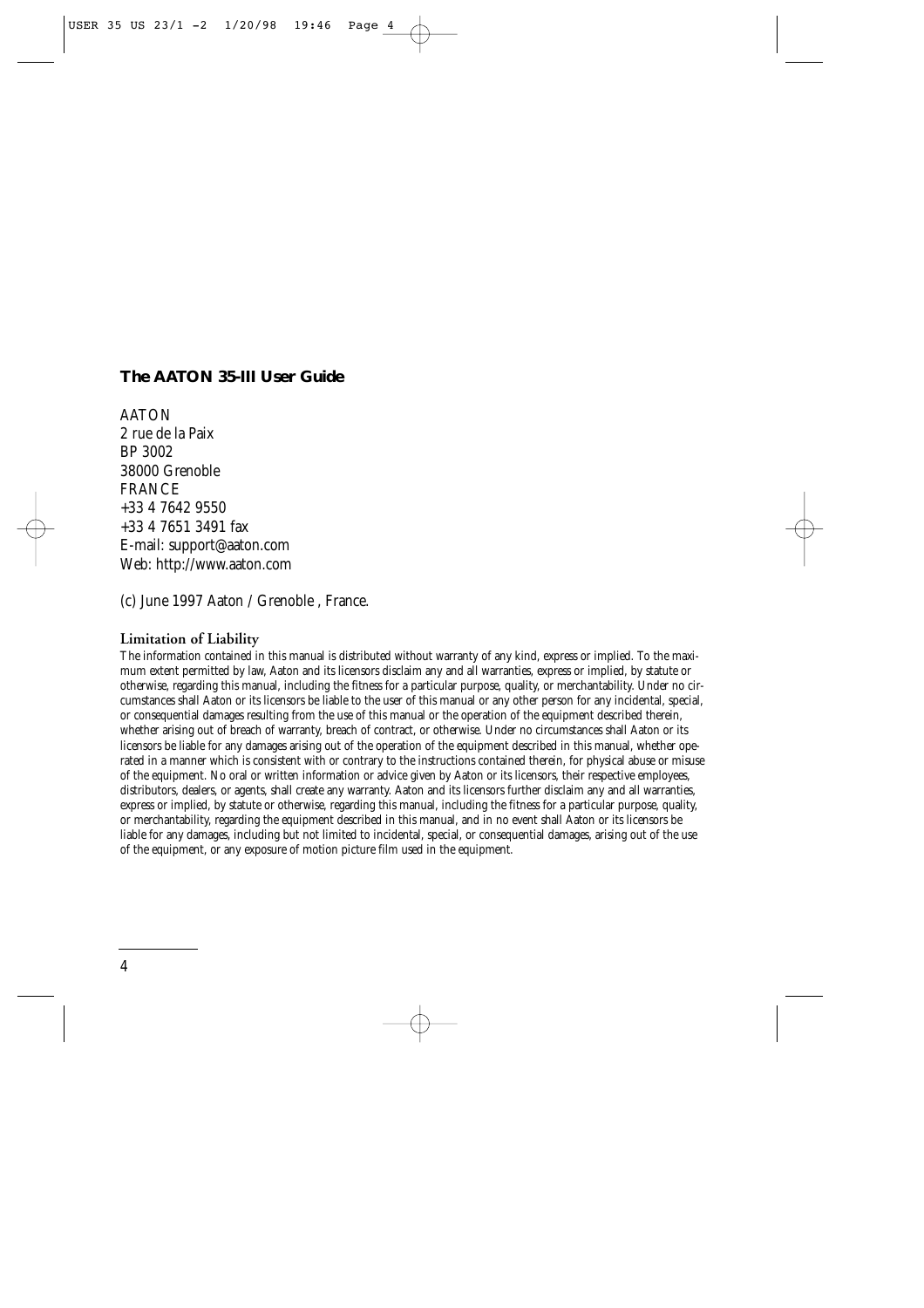## The AATON 35-III User Guide

AATON
2 rue de la Paix
BP 3002
38000 Grenoble
FRANCE
+33 4 7642 9550
+33 4 7651 3491 fax
E-mail: support@aaton.com
Web: http://www.aaton.com

(c) June 1997 Aaton / Grenoble , France.

### Limitation of Liability

The information contained in this manual is distributed without warranty of any kind, express or implied. To the maximum extent permitted by law, Aaton and its licensors disclaim any and all warranties, express or implied, by statute or otherwise, regarding this manual, including the fitness for a particular purpose, quality, or merchantability. Under no circumstances shall Aaton or its licensors be liable to the user of this manual or any other person for any incidental, special, or consequential damages resulting from the use of this manual or the operation of the equipment described therein, whether arising out of breach of warranty, breach of contract, or otherwise. Under no circumstances shall Aaton or its licensors be liable for any damages arising out of the operation of the equipment described in this manual, whether operated in a manner which is consistent with or contrary to the instructions contained therein, for physical abuse or misuse of the equipment. No oral or written information or advice given by Aaton or its licensors, their respective employees, distributors, dealers, or agents, shall create any warranty. Aaton and its licensors further disclaim any and all warranties, express or implied, by statute or otherwise, regarding this manual, including the fitness for a particular purpose, quality, or merchantability, regarding the equipment described in this manual, and in no event shall Aaton or its licensors be liable for any damages, including but not limited to incidental, special, or consequential damages, arising out of the use of the equipment, or any exposure of motion picture film used in the equipment.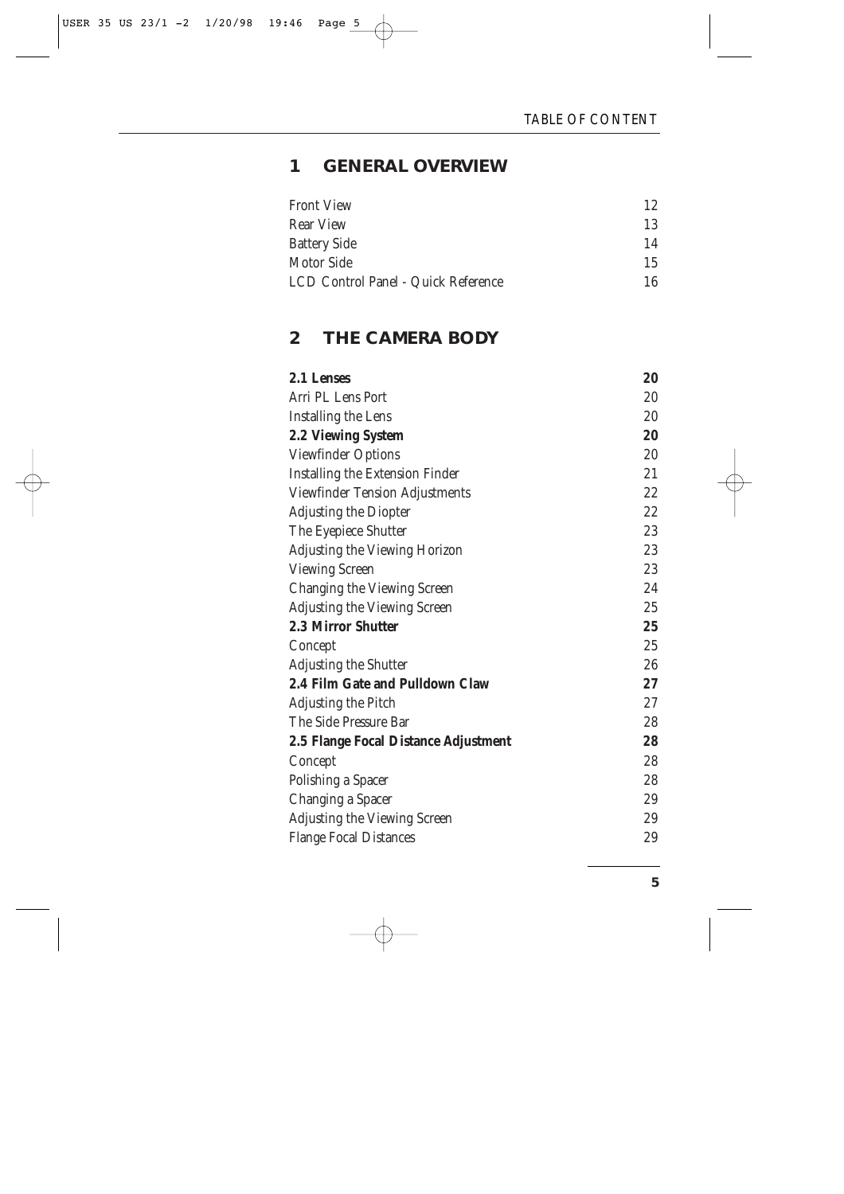# 1 GENERAL OVERVIEW

| | |
|---|---|
| Front View | 12 |
| Rear View | 13 |
| Battery Side | 14 |
| Motor Side | 15 |
| LCD Control Panel - Quick Reference | 16 |

# 2 THE CAMERA BODY

| | |
|---|---|
| **2.1 Lenses** | **20** |
| Arri PL Lens Port | 20 |
| Installing the Lens | 20 |
| **2.2 Viewing System** | **20** |
| Viewfinder Options | 20 |
| Installing the Extension Finder | 21 |
| Viewfinder Tension Adjustments | 22 |
| Adjusting the Diopter | 22 |
| The Eyepiece Shutter | 23 |
| Adjusting the Viewing Horizon | 23 |
| Viewing Screen | 23 |
| Changing the Viewing Screen | 24 |
| Adjusting the Viewing Screen | 25 |
| **2.3 Mirror Shutter** | **25** |
| Concept | 25 |
| Adjusting the Shutter | 26 |
| **2.4 Film Gate and Pulldown Claw** | **27** |
| Adjusting the Pitch | 27 |
| The Side Pressure Bar | 28 |
| **2.5 Flange Focal Distance Adjustment** | **28** |
| Concept | 28 |
| Polishing a Spacer | 28 |
| Changing a Spacer | 29 |
| Adjusting the Viewing Screen | 29 |
| Flange Focal Distances | 29 |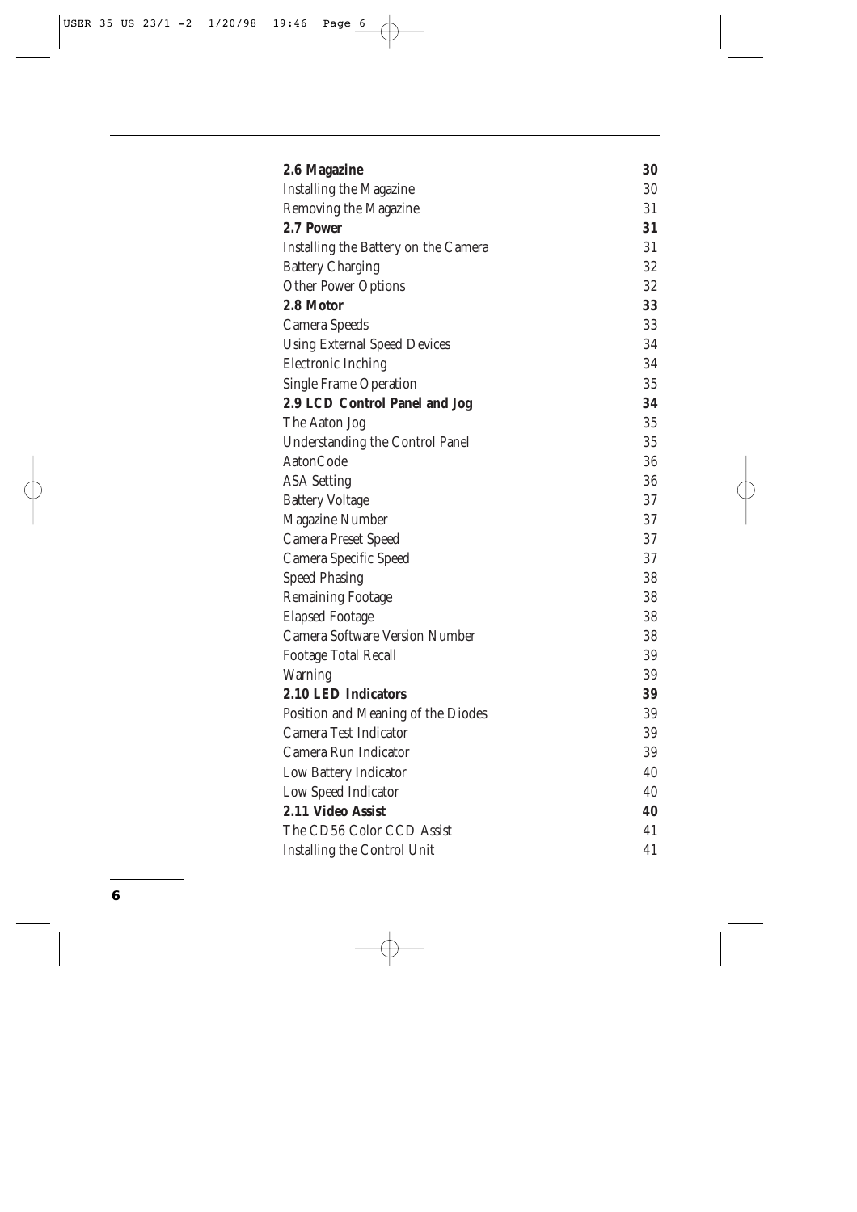| | |
|---|---|
| **2.6 Magazine** | **30** |
| Installing the Magazine | 30 |
| Removing the Magazine | 31 |
| **2.7 Power** | **31** |
| Installing the Battery on the Camera | 31 |
| Battery Charging | 32 |
| Other Power Options | 32 |
| **2.8 Motor** | **33** |
| Camera Speeds | 33 |
| Using External Speed Devices | 34 |
| Electronic Inching | 34 |
| Single Frame Operation | 35 |
| **2.9 LCD Control Panel and Jog** | **34** |
| The Aaton Jog | 35 |
| Understanding the Control Panel | 35 |
| AatonCode | 36 |
| ASA Setting | 36 |
| Battery Voltage | 37 |
| Magazine Number | 37 |
| Camera Preset Speed | 37 |
| Camera Specific Speed | 37 |
| Speed Phasing | 38 |
| Remaining Footage | 38 |
| Elapsed Footage | 38 |
| Camera Software Version Number | 38 |
| Footage Total Recall | 39 |
| Warning | 39 |
| **2.10 LED Indicators** | **39** |
| Position and Meaning of the Diodes | 39 |
| Camera Test Indicator | 39 |
| Camera Run Indicator | 39 |
| Low Battery Indicator | 40 |
| Low Speed Indicator | 40 |
| **2.11 Video Assist** | **40** |
| The CD56 Color CCD Assist | 41 |
| Installing the Control Unit | 41 |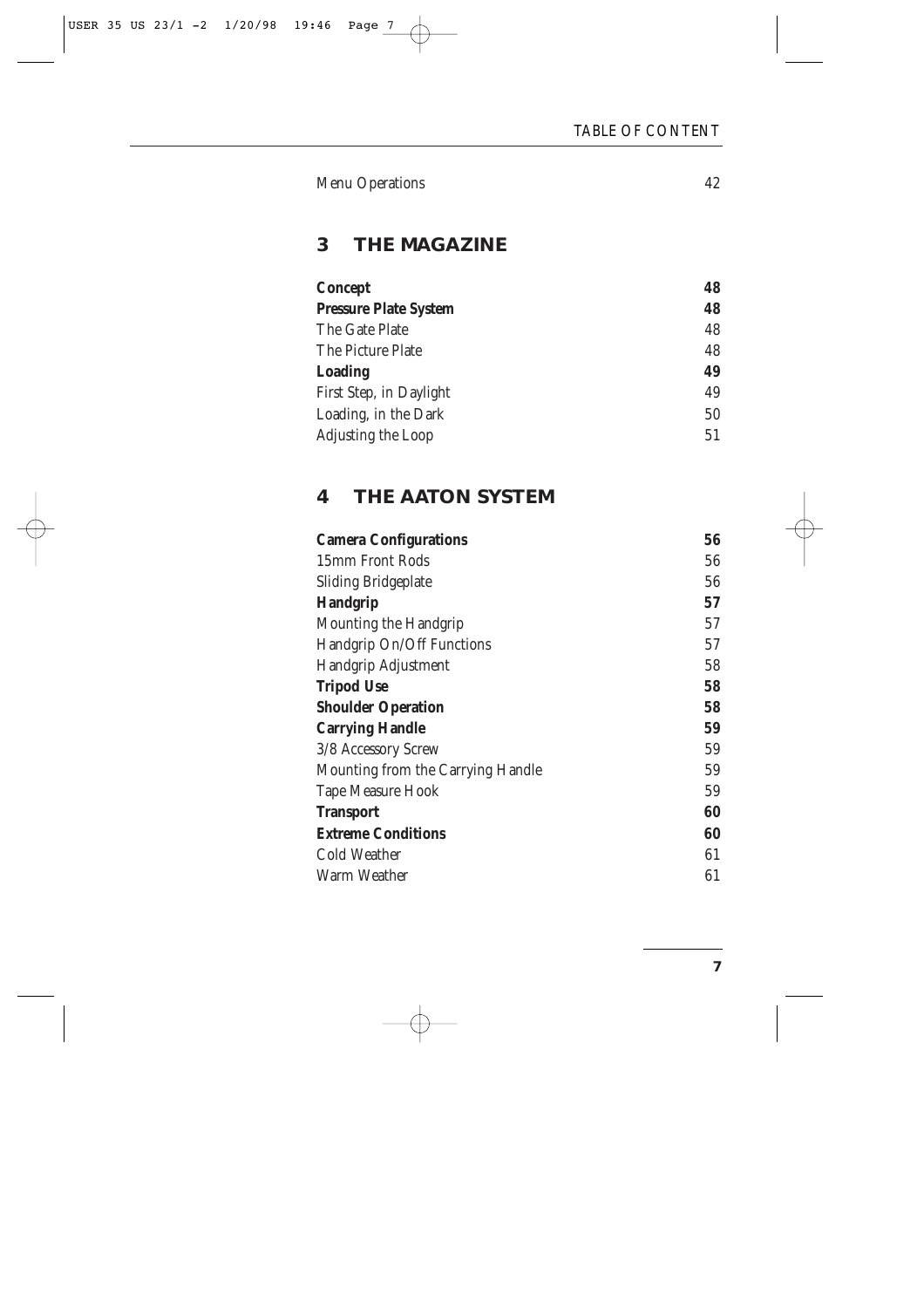| | |
|---|---|
| Menu Operations | 42 |

## 3 THE MAGAZINE

| | |
|---|---|
| **Concept** | **48** |
| **Pressure Plate System** | **48** |
| The Gate Plate | 48 |
| The Picture Plate | 48 |
| **Loading** | **49** |
| First Step, in Daylight | 49 |
| Loading, in the Dark | 50 |
| Adjusting the Loop | 51 |

## 4 THE AATON SYSTEM

| | |
|---|---|
| **Camera Configurations** | **56** |
| 15mm Front Rods | 56 |
| Sliding Bridgeplate | 56 |
| **Handgrip** | **57** |
| Mounting the Handgrip | 57 |
| Handgrip On/Off Functions | 57 |
| Handgrip Adjustment | 58 |
| **Tripod Use** | **58** |
| **Shoulder Operation** | **58** |
| **Carrying Handle** | **59** |
| 3/8 Accessory Screw | 59 |
| Mounting from the Carrying Handle | 59 |
| Tape Measure Hook | 59 |
| **Transport** | **60** |
| **Extreme Conditions** | **60** |
| Cold Weather | 61 |
| Warm Weather | 61 |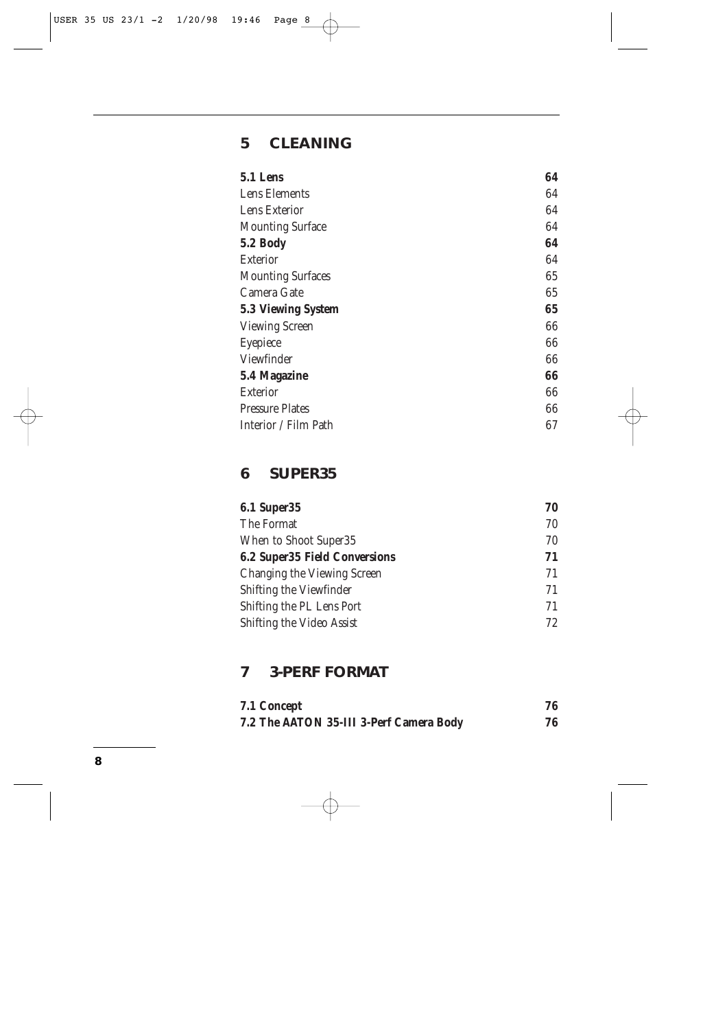## 5 CLEANING

| | |
|---|---|
| **5.1 Lens** | **64** |
| Lens Elements | 64 |
| Lens Exterior | 64 |
| Mounting Surface | 64 |
| **5.2 Body** | **64** |
| Exterior | 64 |
| Mounting Surfaces | 65 |
| Camera Gate | 65 |
| **5.3 Viewing System** | **65** |
| Viewing Screen | 66 |
| Eyepiece | 66 |
| Viewfinder | 66 |
| **5.4 Magazine** | **66** |
| Exterior | 66 |
| Pressure Plates | 66 |
| Interior / Film Path | 67 |

## 6 SUPER35

| | |
|---|---|
| **6.1 Super35** | **70** |
| The Format | 70 |
| When to Shoot Super35 | 70 |
| **6.2 Super35 Field Conversions** | **71** |
| Changing the Viewing Screen | 71 |
| Shifting the Viewfinder | 71 |
| Shifting the PL Lens Port | 71 |
| Shifting the Video Assist | 72 |

## 7 3-PERF FORMAT

| | |
|---|---|
| **7.1 Concept** | **76** |
| **7.2 The AATON 35-III 3-Perf Camera Body** | **76** |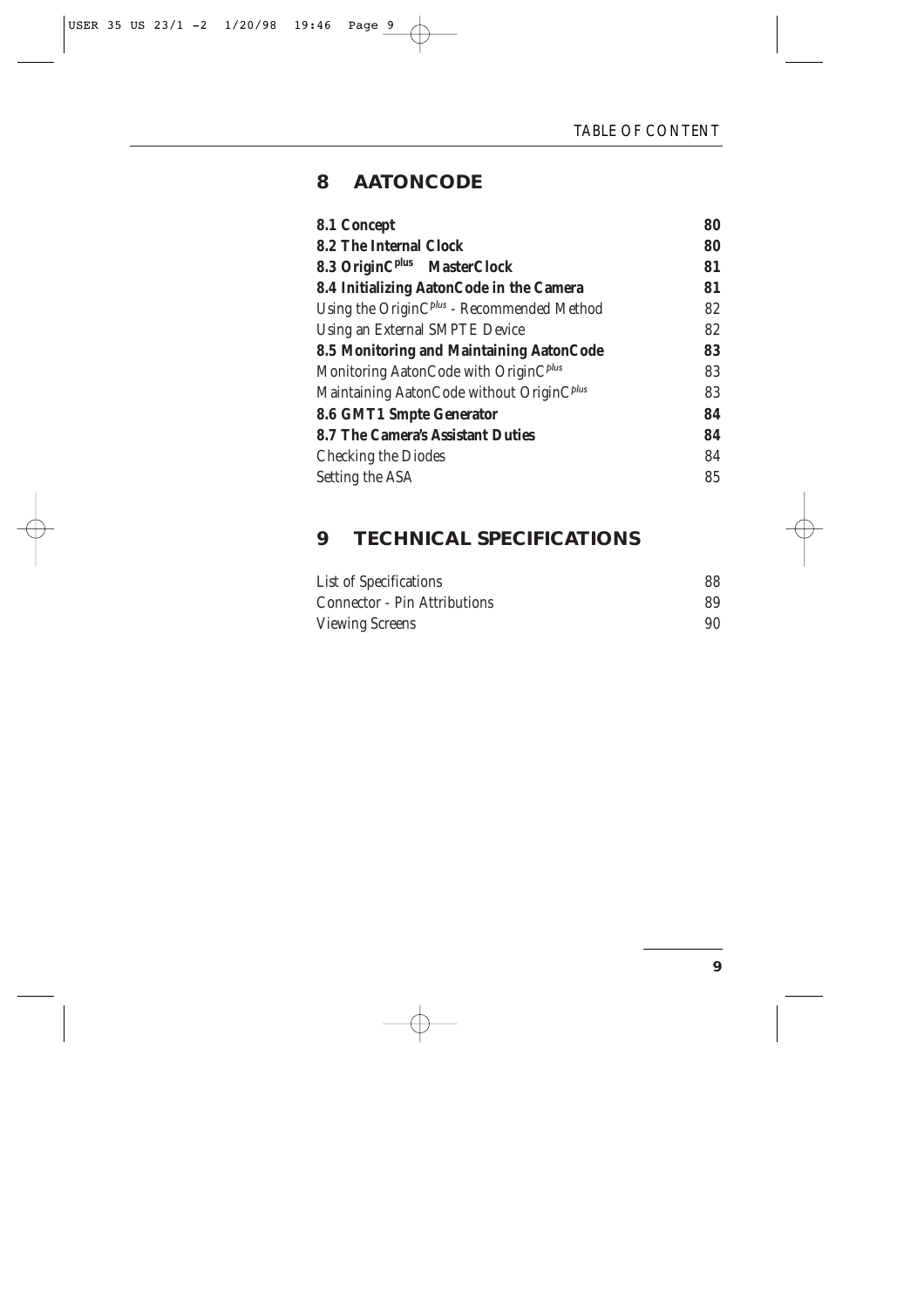## 8 AATONCODE

| | |
|---|---|
| **8.1 Concept** | **80** |
| **8.2 The Internal Clock** | **80** |
| **8.3 OriginC$^{plus}$ MasterClock** | **81** |
| **8.4 Initializing AatonCode in the Camera** | **81** |
| Using the OriginC$^{plus}$ - Recommended Method | 82 |
| Using an External SMPTE Device | 82 |
| **8.5 Monitoring and Maintaining AatonCode** | **83** |
| Monitoring AatonCode with OriginC$^{plus}$ | 83 |
| Maintaining AatonCode without OriginC$^{plus}$ | 83 |
| **8.6 GMT1 Smpte Generator** | **84** |
| **8.7 The Camera's Assistant Duties** | **84** |
| Checking the Diodes | 84 |
| Setting the ASA | 85 |

## 9 TECHNICAL SPECIFICATIONS

| | |
|---|---|
| List of Specifications | 88 |
| Connector - Pin Attributions | 89 |
| Viewing Screens | 90 |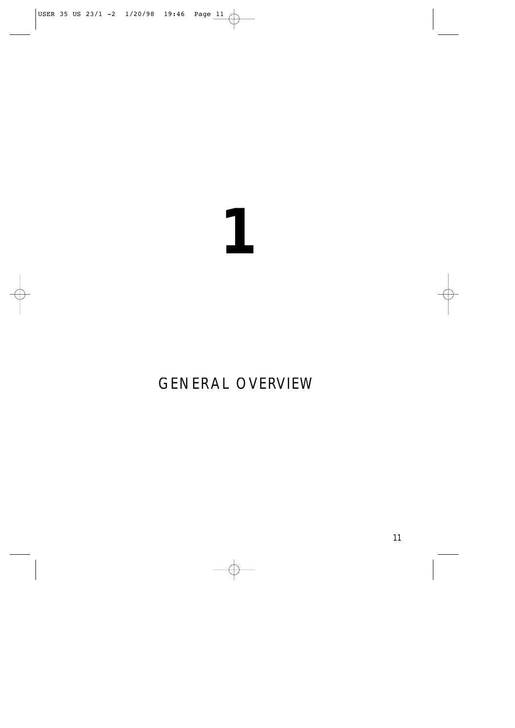# 1

# GENERAL OVERVIEW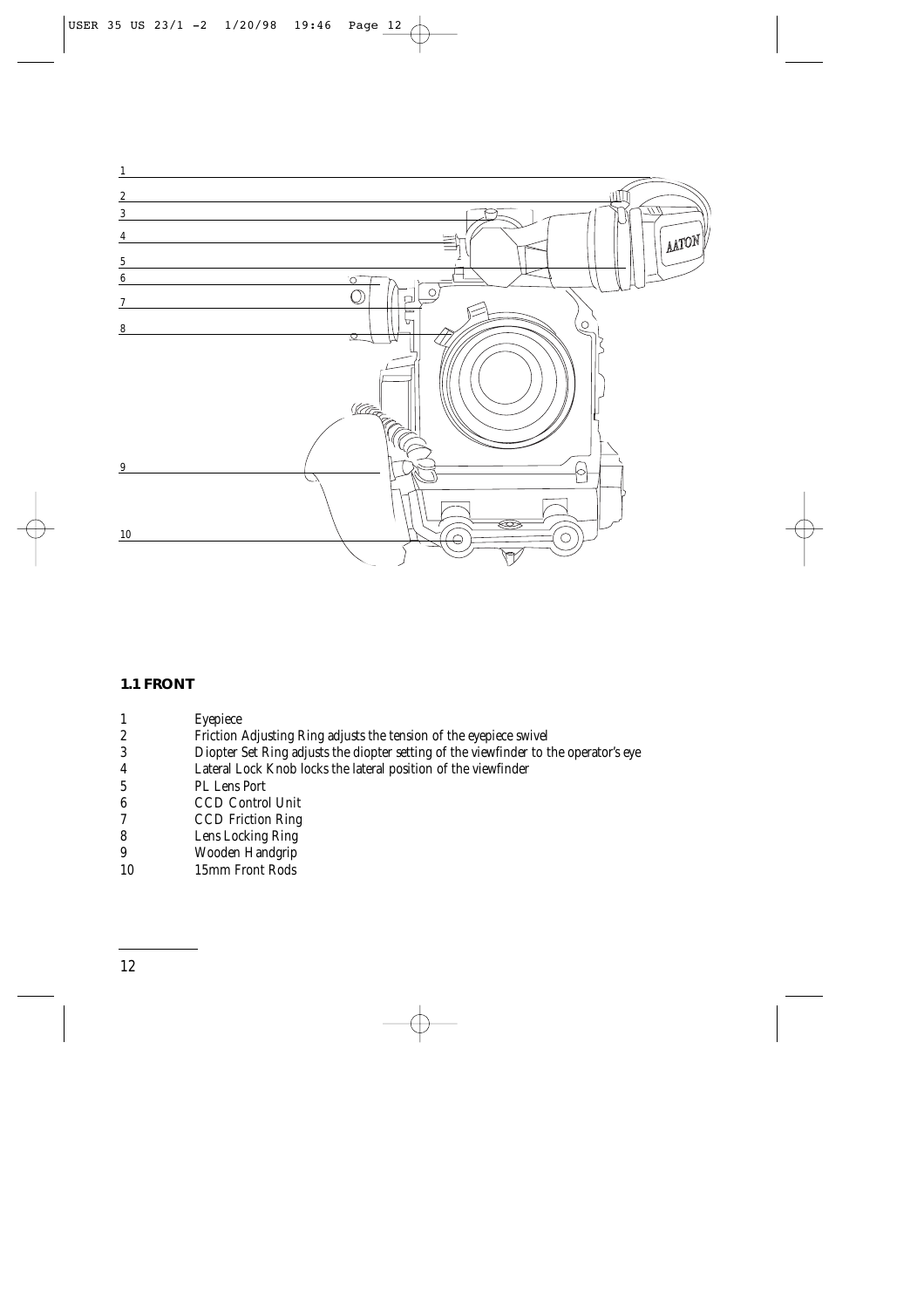## 1.1 FRONT

1 Eyepiece
2 Friction Adjusting Ring adjusts the tension of the eyepiece swivel
3 Diopter Set Ring adjusts the diopter setting of the viewfinder to the operator's eye
4 Lateral Lock Knob locks the lateral position of the viewfinder
5 PL Lens Port
6 CCD Control Unit
7 CCD Friction Ring
8 Lens Locking Ring
9 Wooden Handgrip
10 15mm Front Rods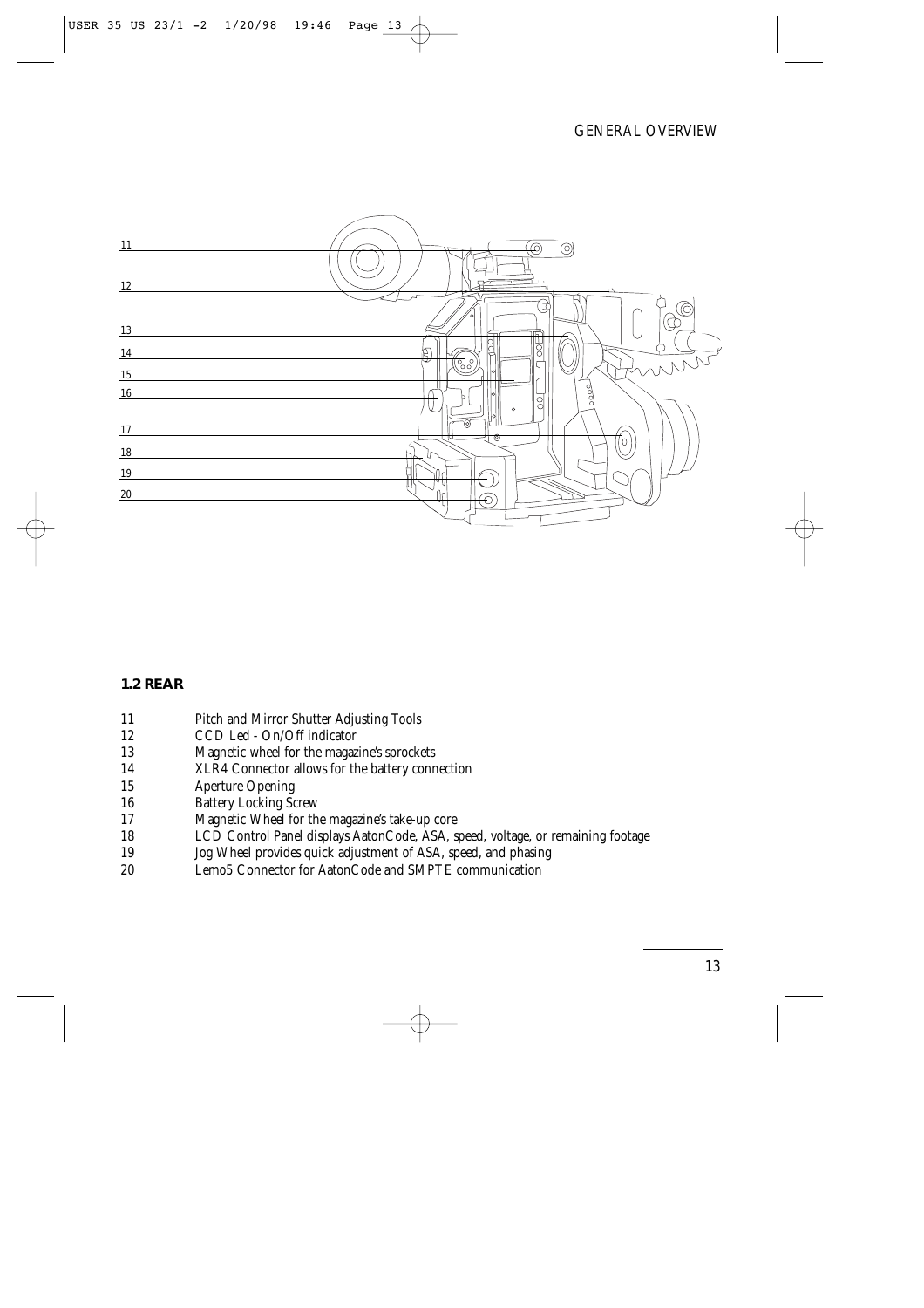## 1.2 REAR

11 Pitch and Mirror Shutter Adjusting Tools
12 CCD Led - On/Off indicator
13 Magnetic wheel for the magazine's sprockets
14 XLR4 Connector allows for the battery connection
15 Aperture Opening
16 Battery Locking Screw
17 Magnetic Wheel for the magazine's take-up core
18 LCD Control Panel displays AatonCode, ASA, speed, voltage, or remaining footage
19 Jog Wheel provides quick adjustment of ASA, speed, and phasing
20 Lemo5 Connector for AatonCode and SMPTE communication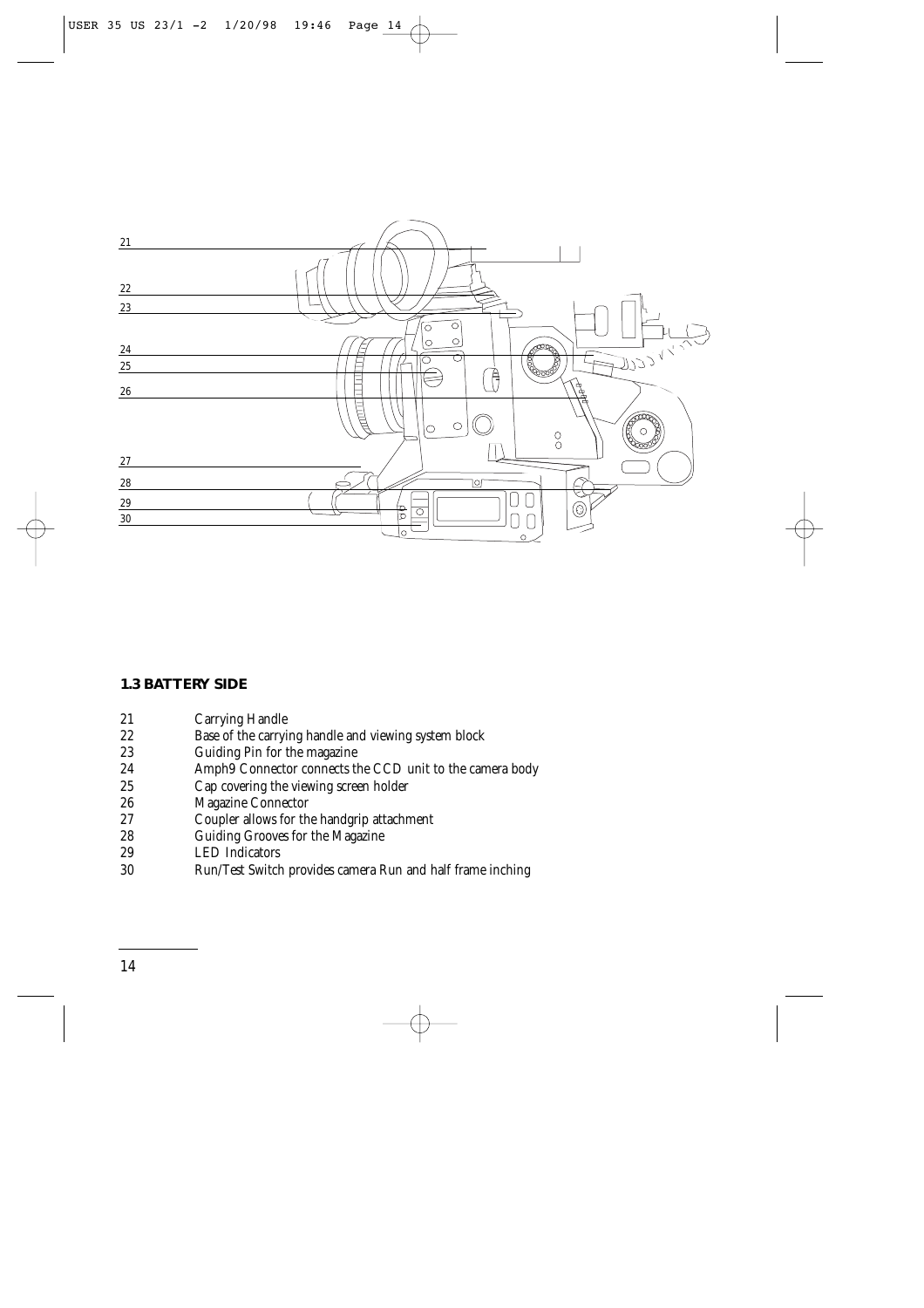## 1.3 BATTERY SIDE

| | |
|---|---|
| 21 | Carrying Handle |
| 22 | Base of the carrying handle and viewing system block |
| 23 | Guiding Pin for the magazine |
| 24 | Amph9 Connector connects the CCD unit to the camera body |
| 25 | Cap covering the viewing screen holder |
| 26 | Magazine Connector |
| 27 | Coupler allows for the handgrip attachment |
| 28 | Guiding Grooves for the Magazine |
| 29 | LED Indicators |
| 30 | Run/Test Switch provides camera Run and half frame inching |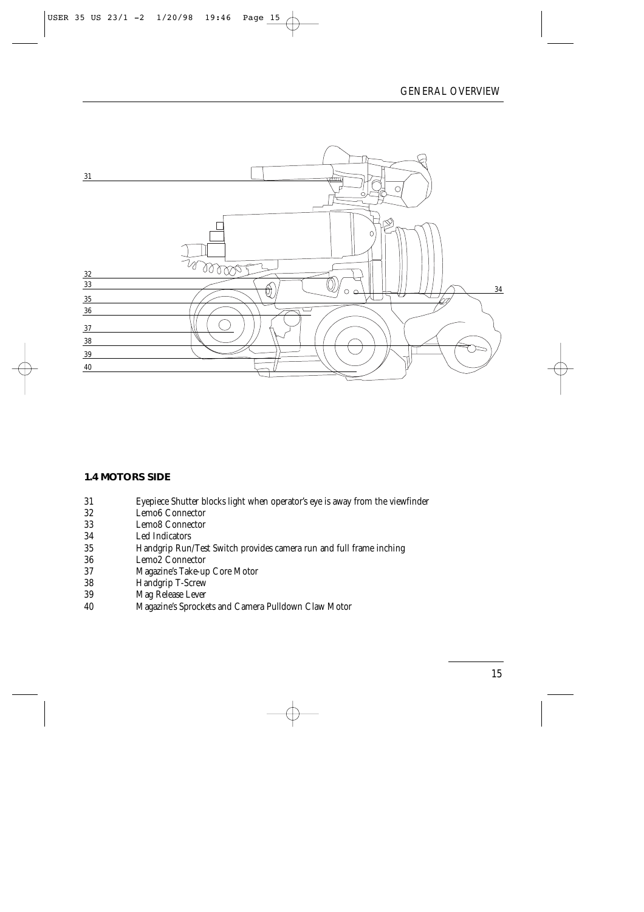## 1.4 MOTORS SIDE

| | |
|---|---|
| 31 | Eyepiece Shutter blocks light when operator's eye is away from the viewfinder |
| 32 | Lemo6 Connector |
| 33 | Lemo8 Connector |
| 34 | Led Indicators |
| 35 | Handgrip Run/Test Switch provides camera run and full frame inching |
| 36 | Lemo2 Connector |
| 37 | Magazine's Take-up Core Motor |
| 38 | Handgrip T-Screw |
| 39 | Mag Release Lever |
| 40 | Magazine's Sprockets and Camera Pulldown Claw Motor |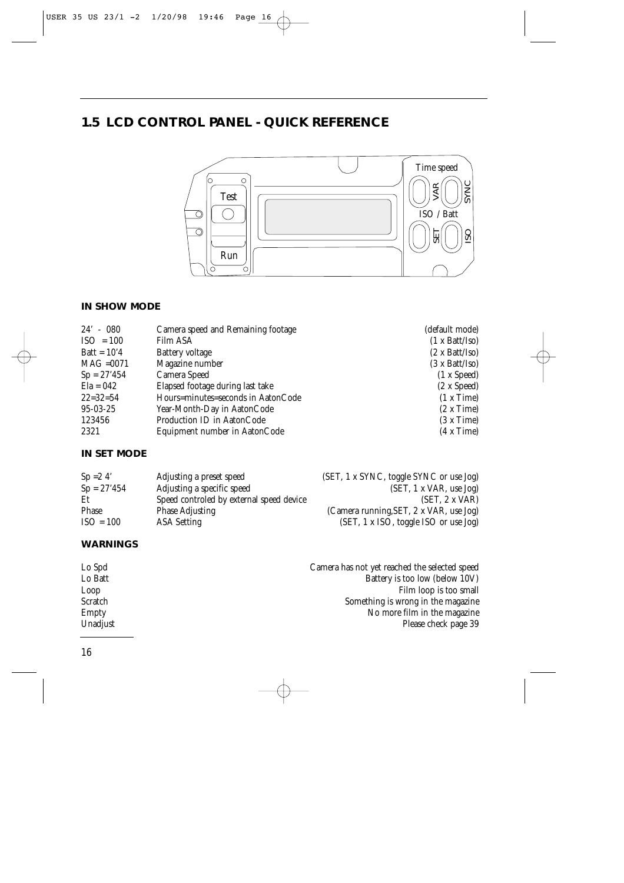## 1.5 LCD CONTROL PANEL - QUICK REFERENCE

### IN SHOW MODE

| | | |
|---|---|---|
| 24' - 080 | Camera speed and Remaining footage | (default mode) |
| ISO = 100 | Film ASA | (1 x Batt/Iso) |
| Batt = 10'4 | Battery voltage | (2 x Batt/Iso) |
| MAG =0071 | Magazine number | (3 x Batt/Iso) |
| Sp = 27'454 | Camera Speed | (1 x Speed) |
| Ela = 042 | Elapsed footage during last take | (2 x Speed) |
| 22=32=54 | Hours=minutes=seconds in AatonCode | (1 x Time) |
| 95-03-25 | Year-Month-Day in AatonCode | (2 x Time) |
| 123456 | Production ID in AatonCode | (3 x Time) |
| 2321 | Equipment number in AatonCode | (4 x Time) |

### IN SET MODE

| | | |
|---|---|---|
| Sp =2 4' | Adjusting a preset speed | (SET, 1 x SYNC, toggle SYNC or use Jog) |
| Sp = 27'454 | Adjusting a specific speed | (SET, 1 x VAR, use Jog) |
| Et | Speed controled by external speed device | (SET, 2 x VAR) |
| Phase | Phase Adjusting | (Camera running,SET, 2 x VAR, use Jog) |
| ISO = 100 | ASA Setting | (SET, 1 x ISO, toggle ISO or use Jog) |

### WARNINGS

| | |
|---|---|
| Lo Spd | Camera has not yet reached the selected speed |
| Lo Batt | Battery is too low (below 10V) |
| Loop | Film loop is too small |
| Scratch | Something is wrong in the magazine |
| Empty | No more film in the magazine |
| Unadjust | Please check page 39 |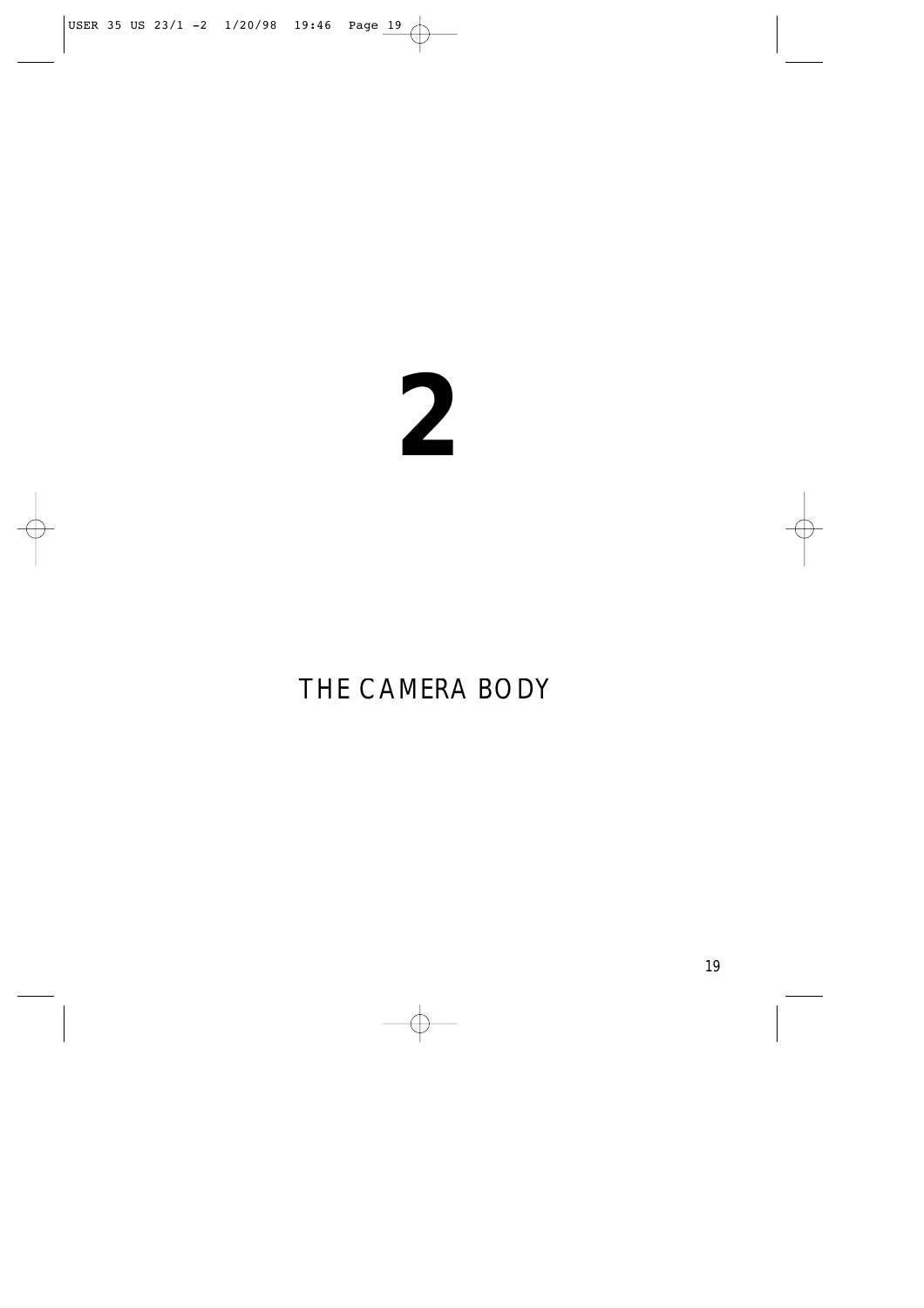# 2

# THE CAMERA BODY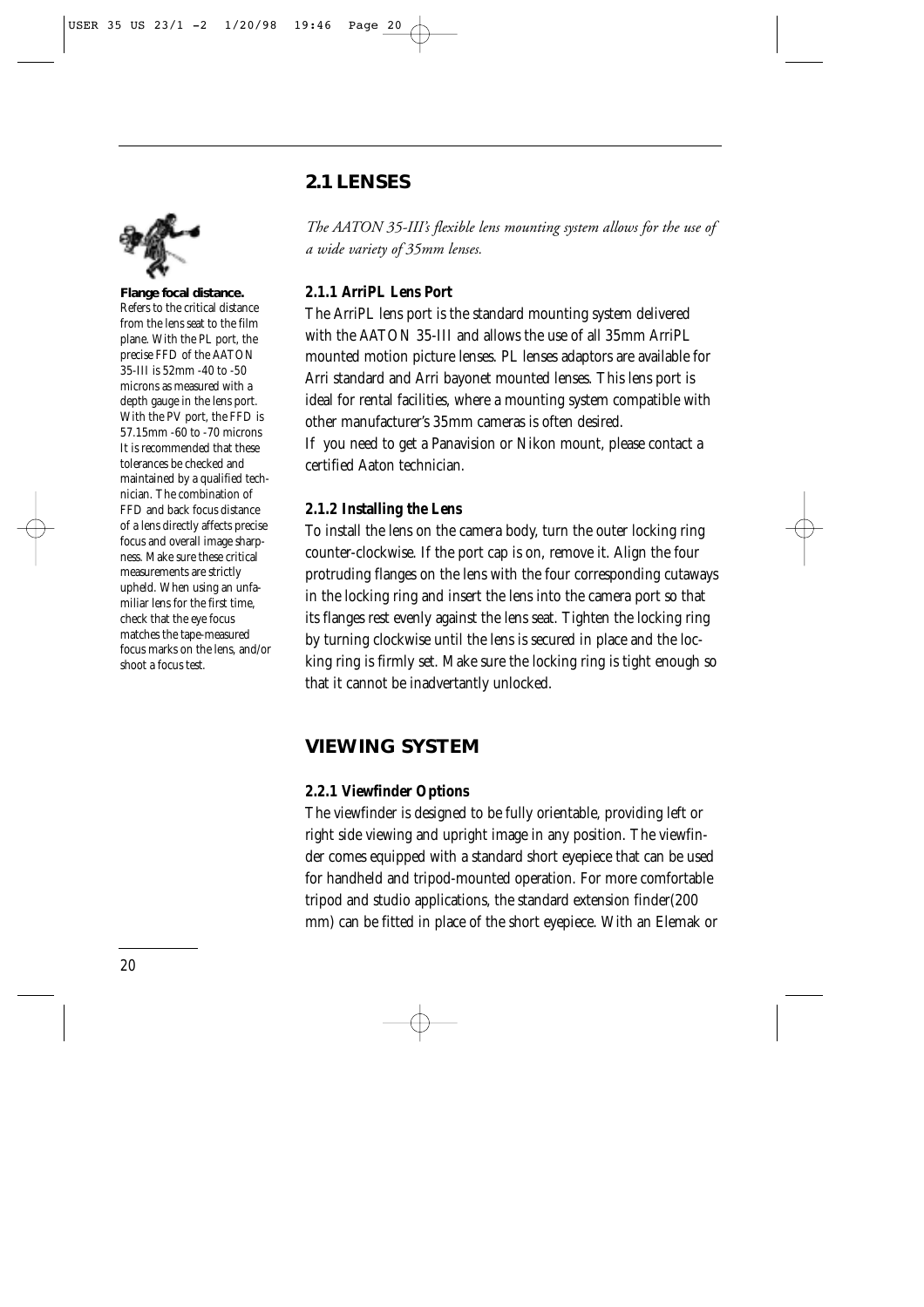## 2.1 LENSES

*The AATON 35-III's flexible lens mounting system allows for the use of a wide variety of 35mm lenses.*

**Flange focal distance.** Refers to the critical distance from the lens seat to the film plane. With the PL port, the precise FFD of the AATON 35-III is 52mm -40 to -50 microns as measured with a depth gauge in the lens port. With the PV port, the FFD is 57.15mm -60 to -70 microns It is recommended that these tolerances be checked and maintained by a qualified technician. The combination of FFD and back focus distance of a lens directly affects precise focus and overall image sharpness. Make sure these critical measurements are strictly upheld. When using an unfamiliar lens for the first time, check that the eye focus matches the tape-measured focus marks on the lens, and/or shoot a focus test.

### 2.1.1 ArriPL Lens Port

The ArriPL lens port is the standard mounting system delivered with the AATON 35-III and allows the use of all 35mm ArriPL mounted motion picture lenses. PL lenses adaptors are available for Arri standard and Arri bayonet mounted lenses. This lens port is ideal for rental facilities, where a mounting system compatible with other manufacturer's 35mm cameras is often desired.

If you need to get a Panavision or Nikon mount, please contact a certified Aaton technician.

### 2.1.2 Installing the Lens

To install the lens on the camera body, turn the outer locking ring counter-clockwise. If the port cap is on, remove it. Align the four protruding flanges on the lens with the four corresponding cutaways in the locking ring and insert the lens into the camera port so that its flanges rest evenly against the lens seat. Tighten the locking ring by turning clockwise until the lens is secured in place and the locking ring is firmly set. Make sure the locking ring is tight enough so that it cannot be inadvertantly unlocked.

## VIEWING SYSTEM

### 2.2.1 Viewfinder Options

The viewfinder is designed to be fully orientable, providing left or right side viewing and upright image in any position. The viewfinder comes equipped with a standard short eyepiece that can be used for handheld and tripod-mounted operation. For more comfortable tripod and studio applications, the standard extension finder(200 mm) can be fitted in place of the short eyepiece. With an Elemak or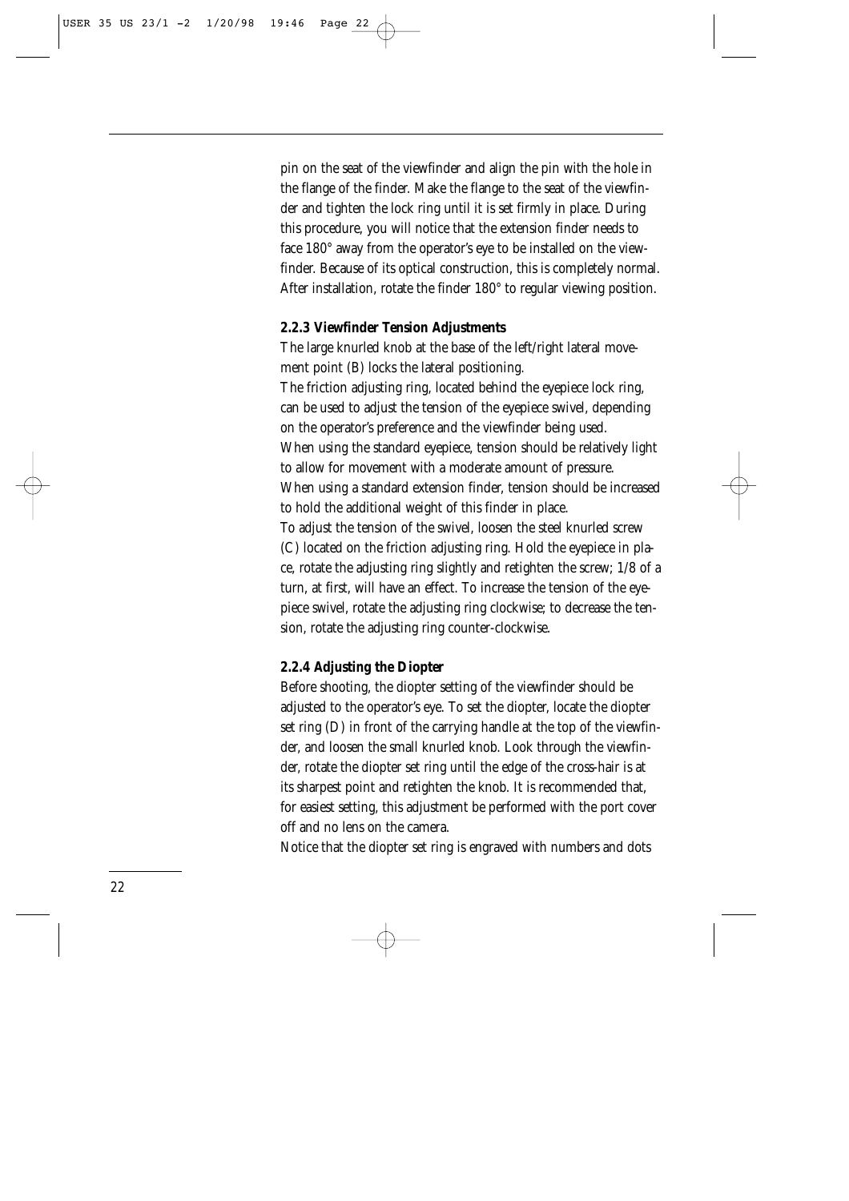pin on the seat of the viewfinder and align the pin with the hole in the flange of the finder. Make the flange to the seat of the viewfinder and tighten the lock ring until it is set firmly in place. During this procedure, you will notice that the extension finder needs to face 180° away from the operator's eye to be installed on the viewfinder. Because of its optical construction, this is completely normal. After installation, rotate the finder 180° to regular viewing position.

### 2.2.3 Viewfinder Tension Adjustments

The large knurled knob at the base of the left/right lateral movement point (B) locks the lateral positioning.

The friction adjusting ring, located behind the eyepiece lock ring, can be used to adjust the tension of the eyepiece swivel, depending on the operator's preference and the viewfinder being used.

When using the standard eyepiece, tension should be relatively light to allow for movement with a moderate amount of pressure.

When using a standard extension finder, tension should be increased to hold the additional weight of this finder in place.

To adjust the tension of the swivel, loosen the steel knurled screw (C) located on the friction adjusting ring. Hold the eyepiece in place, rotate the adjusting ring slightly and retighten the screw; 1/8 of a turn, at first, will have an effect. To increase the tension of the eyepiece swivel, rotate the adjusting ring clockwise; to decrease the tension, rotate the adjusting ring counter-clockwise.

### 2.2.4 Adjusting the Diopter

Before shooting, the diopter setting of the viewfinder should be adjusted to the operator's eye. To set the diopter, locate the diopter set ring (D) in front of the carrying handle at the top of the viewfinder, and loosen the small knurled knob. Look through the viewfinder, rotate the diopter set ring until the edge of the cross-hair is at its sharpest point and retighten the knob. It is recommended that, for easiest setting, this adjustment be performed with the port cover off and no lens on the camera.

Notice that the diopter set ring is engraved with numbers and dots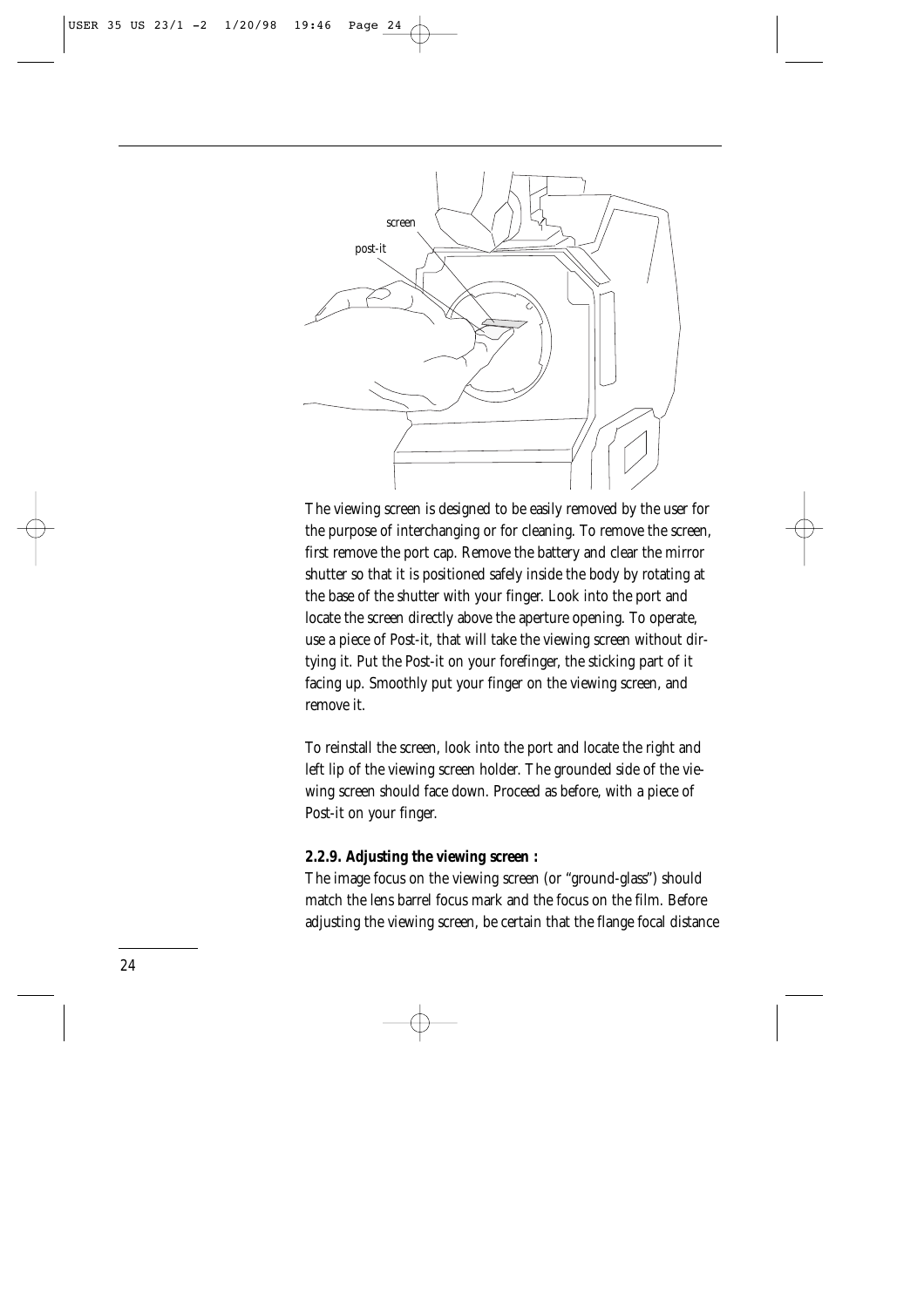The viewing screen is designed to be easily removed by the user for the purpose of interchanging or for cleaning. To remove the screen, first remove the port cap. Remove the battery and clear the mirror shutter so that it is positioned safely inside the body by rotating at the base of the shutter with your finger. Look into the port and locate the screen directly above the aperture opening. To operate, use a piece of Post-it, that will take the viewing screen without dirtying it. Put the Post-it on your forefinger, the sticking part of it facing up. Smoothly put your finger on the viewing screen, and remove it.

To reinstall the screen, look into the port and locate the right and left lip of the viewing screen holder. The grounded side of the viewing screen should face down. Proceed as before, with a piece of Post-it on your finger.

**2.2.9. Adjusting the viewing screen :**

The image focus on the viewing screen (or "ground-glass") should match the lens barrel focus mark and the focus on the film. Before adjusting the viewing screen, be certain that the flange focal distance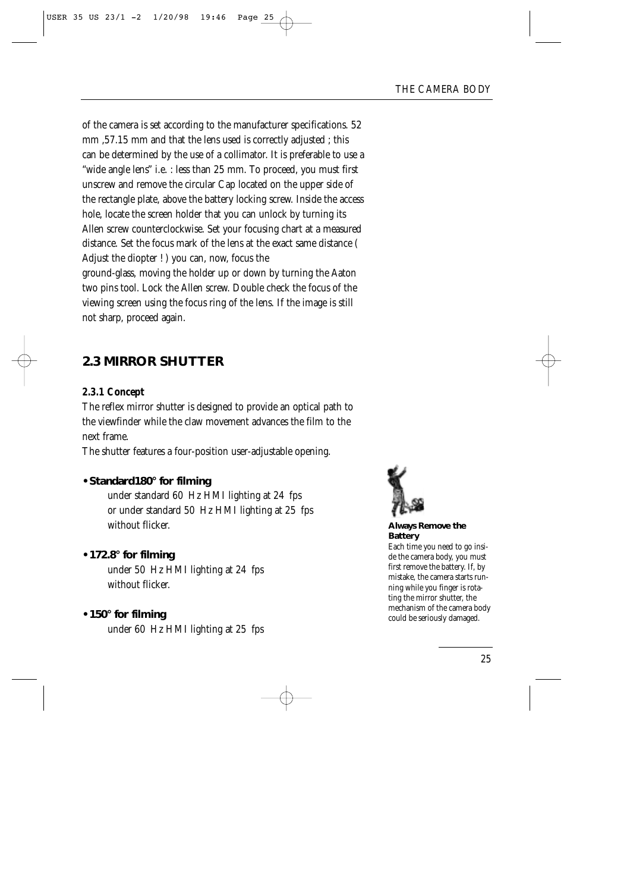of the camera is set according to the manufacturer specifications. 52 mm ,57.15 mm and that the lens used is correctly adjusted ; this can be determined by the use of a collimator. It is preferable to use a "wide angle lens" i.e. : less than 25 mm. To proceed, you must first unscrew and remove the circular Cap located on the upper side of the rectangle plate, above the battery locking screw. Inside the access hole, locate the screen holder that you can unlock by turning its Allen screw counterclockwise. Set your focusing chart at a measured distance. Set the focus mark of the lens at the exact same distance ( Adjust the diopter ! ) you can, now, focus the ground-glass, moving the holder up or down by turning the Aaton two pins tool. Lock the Allen screw. Double check the focus of the viewing screen using the focus ring of the lens. If the image is still not sharp, proceed again.

## 2.3 MIRROR SHUTTER

### *2.3.1 Concept*

The reflex mirror shutter is designed to provide an optical path to the viewfinder while the claw movement advances the film to the next frame.

The shutter features a four-position user-adjustable opening.

- **Standard180° for filming**
  under standard 60 Hz HMI lighting at 24 fps
  or under standard 50 Hz HMI lighting at 25 fps
  without flicker.

- **172.8° for filming**
  under 50 Hz HMI lighting at 24 fps
  without flicker.

- **150° for filming**
  under 60 Hz HMI lighting at 25 fps

**Always Remove the Battery**

Each time you need to go inside the camera body, you must first remove the battery. If, by mistake, the camera starts running while you finger is rotating the mirror shutter, the mechanism of the camera body could be seriously damaged.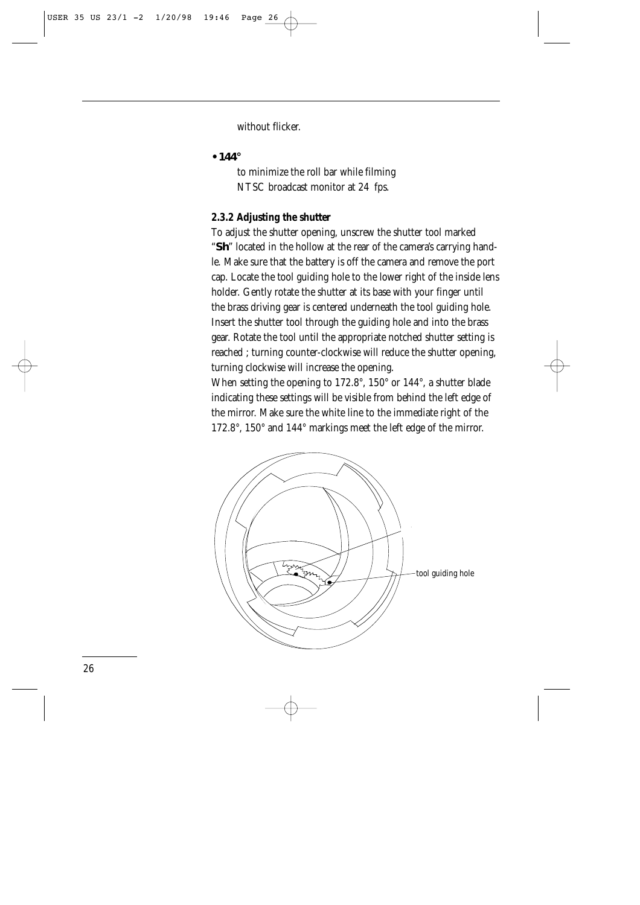without flicker.

- **144°**

  to minimize the roll bar while filming NTSC broadcast monitor at 24 fps.

### 2.3.2 Adjusting the shutter

To adjust the shutter opening, unscrew the shutter tool marked "**Sh**" located in the hollow at the rear of the camera's carrying handle. Make sure that the battery is off the camera and remove the port cap. Locate the tool guiding hole to the lower right of the inside lens holder. Gently rotate the shutter at its base with your finger until the brass driving gear is centered underneath the tool guiding hole. Insert the shutter tool through the guiding hole and into the brass gear. Rotate the tool until the appropriate notched shutter setting is reached ; turning counter-clockwise will reduce the shutter opening, turning clockwise will increase the opening.

When setting the opening to 172.8°, 150° or 144°, a shutter blade indicating these settings will be visible from behind the left edge of the mirror. Make sure the white line to the immediate right of the 172.8°, 150° and 144° markings meet the left edge of the mirror.

tool guiding hole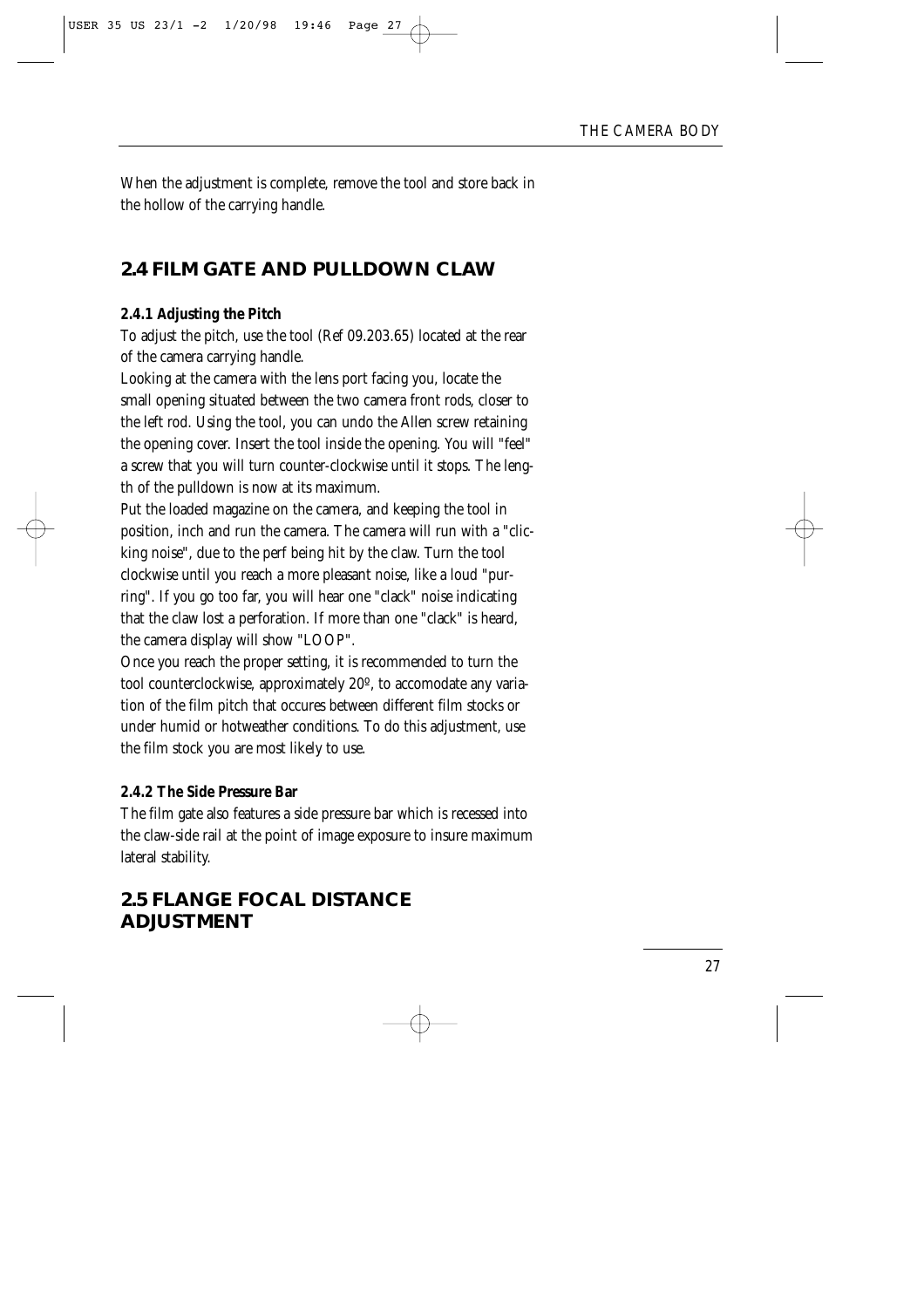When the adjustment is complete, remove the tool and store back in the hollow of the carrying handle.

## 2.4 FILM GATE AND PULLDOWN CLAW

### 2.4.1 Adjusting the Pitch

To adjust the pitch, use the tool (Ref 09.203.65) located at the rear of the camera carrying handle.

Looking at the camera with the lens port facing you, locate the small opening situated between the two camera front rods, closer to the left rod. Using the tool, you can undo the Allen screw retaining the opening cover. Insert the tool inside the opening. You will "feel" a screw that you will turn counter-clockwise until it stops. The length of the pulldown is now at its maximum.

Put the loaded magazine on the camera, and keeping the tool in position, inch and run the camera. The camera will run with a "clicking noise", due to the perf being hit by the claw. Turn the tool clockwise until you reach a more pleasant noise, like a loud "purring". If you go too far, you will hear one "clack" noise indicating that the claw lost a perforation. If more than one "clack" is heard, the camera display will show "LOOP".

Once you reach the proper setting, it is recommended to turn the tool counterclockwise, approximately 20º, to accomodate any variation of the film pitch that occures between different film stocks or under humid or hotweather conditions. To do this adjustment, use the film stock you are most likely to use.

### 2.4.2 The Side Pressure Bar

The film gate also features a side pressure bar which is recessed into the claw-side rail at the point of image exposure to insure maximum lateral stability.

## 2.5 FLANGE FOCAL DISTANCE ADJUSTMENT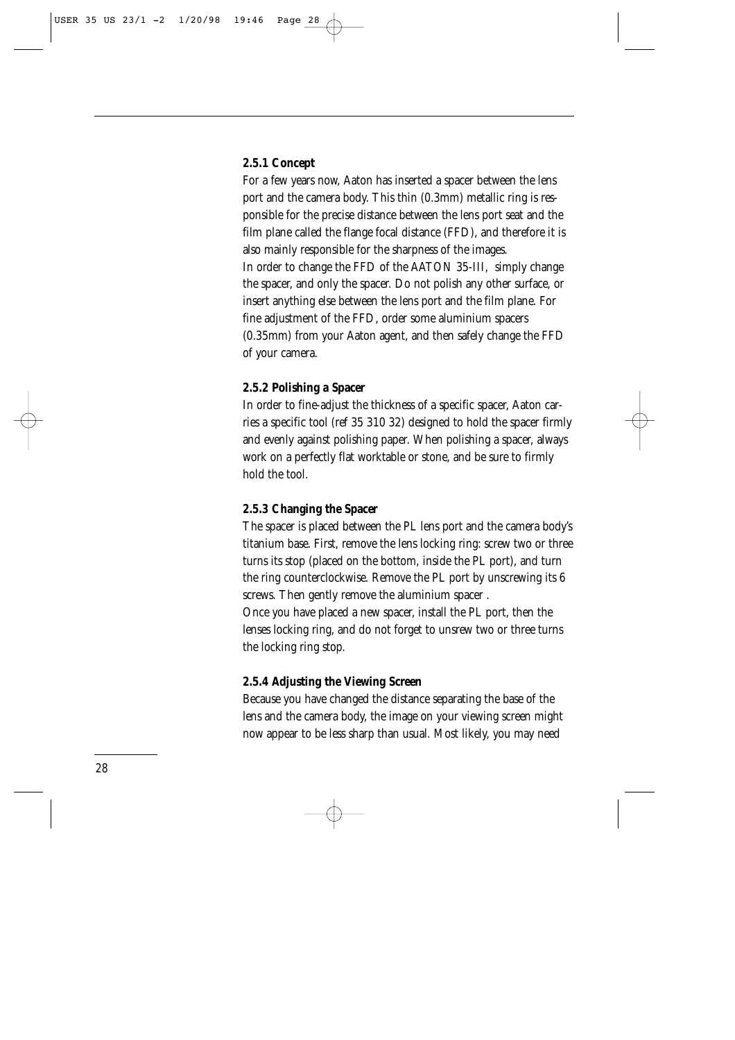### 2.5.1 Concept

For a few years now, Aaton has inserted a spacer between the lens port and the camera body. This thin (0.3mm) metallic ring is responsible for the precise distance between the lens port seat and the film plane called the flange focal distance (FFD), and therefore it is also mainly responsible for the sharpness of the images.

In order to change the FFD of the AATON 35-III, simply change the spacer, and only the spacer. Do not polish any other surface, or insert anything else between the lens port and the film plane. For fine adjustment of the FFD, order some aluminium spacers (0.35mm) from your Aaton agent, and then safely change the FFD of your camera.

### 2.5.2 Polishing a Spacer

In order to fine-adjust the thickness of a specific spacer, Aaton carries a specific tool (ref 35 310 32) designed to hold the spacer firmly and evenly against polishing paper. When polishing a spacer, always work on a perfectly flat worktable or stone, and be sure to firmly hold the tool.

### 2.5.3 Changing the Spacer

The spacer is placed between the PL lens port and the camera body's titanium base. First, remove the lens locking ring: screw two or three turns its stop (placed on the bottom, inside the PL port), and turn the ring counterclockwise. Remove the PL port by unscrewing its 6 screws. Then gently remove the aluminium spacer .

Once you have placed a new spacer, install the PL port, then the lenses locking ring, and do not forget to unsrew two or three turns the locking ring stop.

### 2.5.4 Adjusting the Viewing Screen

Because you have changed the distance separating the base of the lens and the camera body, the image on your viewing screen might now appear to be less sharp than usual. Most likely, you may need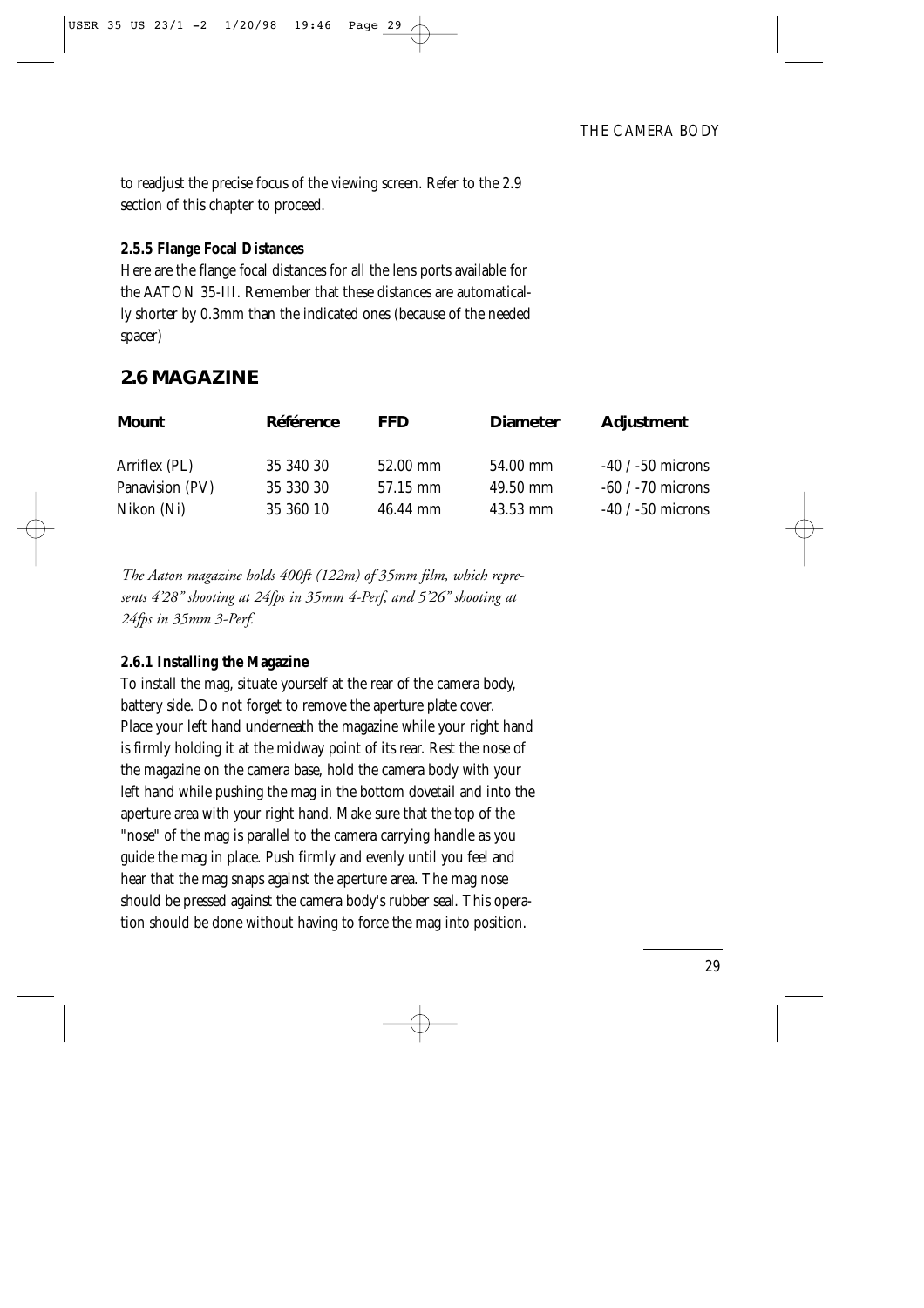to readjust the precise focus of the viewing screen. Refer to the 2.9 section of this chapter to proceed.

**2.5.5 Flange Focal Distances**

Here are the flange focal distances for all the lens ports available for the AATON 35-III. Remember that these distances are automatically shorter by 0.3mm than the indicated ones (because of the needed spacer)

## 2.6 MAGAZINE

| Mount | Référence | FFD | Diameter | Adjustment |
|---|---|---|---|---|
| Arriflex (PL) | 35 340 30 | 52.00 mm | 54.00 mm | -40 / -50 microns |
| Panavision (PV) | 35 330 30 | 57.15 mm | 49.50 mm | -60 / -70 microns |
| Nikon (Ni) | 35 360 10 | 46.44 mm | 43.53 mm | -40 / -50 microns |

*The Aaton magazine holds 400ft (122m) of 35mm film, which represents 4'28" shooting at 24fps in 35mm 4-Perf, and 5'26" shooting at 24fps in 35mm 3-Perf.*

**2.6.1 Installing the Magazine**

To install the mag, situate yourself at the rear of the camera body, battery side. Do not forget to remove the aperture plate cover. Place your left hand underneath the magazine while your right hand is firmly holding it at the midway point of its rear. Rest the nose of the magazine on the camera base, hold the camera body with your left hand while pushing the mag in the bottom dovetail and into the aperture area with your right hand. Make sure that the top of the "nose" of the mag is parallel to the camera carrying handle as you guide the mag in place. Push firmly and evenly until you feel and hear that the mag snaps against the aperture area. The mag nose should be pressed against the camera body's rubber seal. This operation should be done without having to force the mag into position.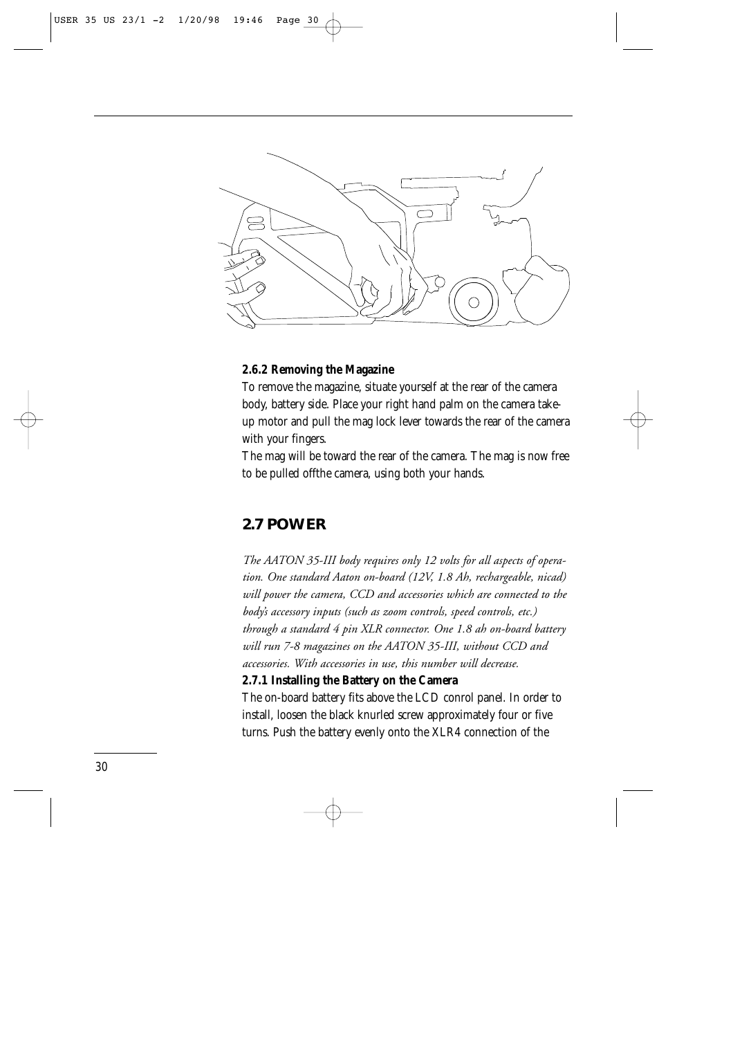### 2.6.2 Removing the Magazine

To remove the magazine, situate yourself at the rear of the camera body, battery side. Place your right hand palm on the camera take-up motor and pull the mag lock lever towards the rear of the camera with your fingers.

The mag will be toward the rear of the camera. The mag is now free to be pulled offthe camera, using both your hands.

## 2.7 POWER

*The AATON 35-III body requires only 12 volts for all aspects of operation. One standard Aaton on-board (12V, 1.8 Ah, rechargeable, nicad) will power the camera, CCD and accessories which are connected to the body's accessory inputs (such as zoom controls, speed controls, etc.) through a standard 4 pin XLR connector. One 1.8 ah on-board battery will run 7-8 magazines on the AATON 35-III, without CCD and accessories. With accessories in use, this number will decrease.*

### 2.7.1 Installing the Battery on the Camera

The on-board battery fits above the LCD conrol panel. In order to install, loosen the black knurled screw approximately four or five turns. Push the battery evenly onto the XLR4 connection of the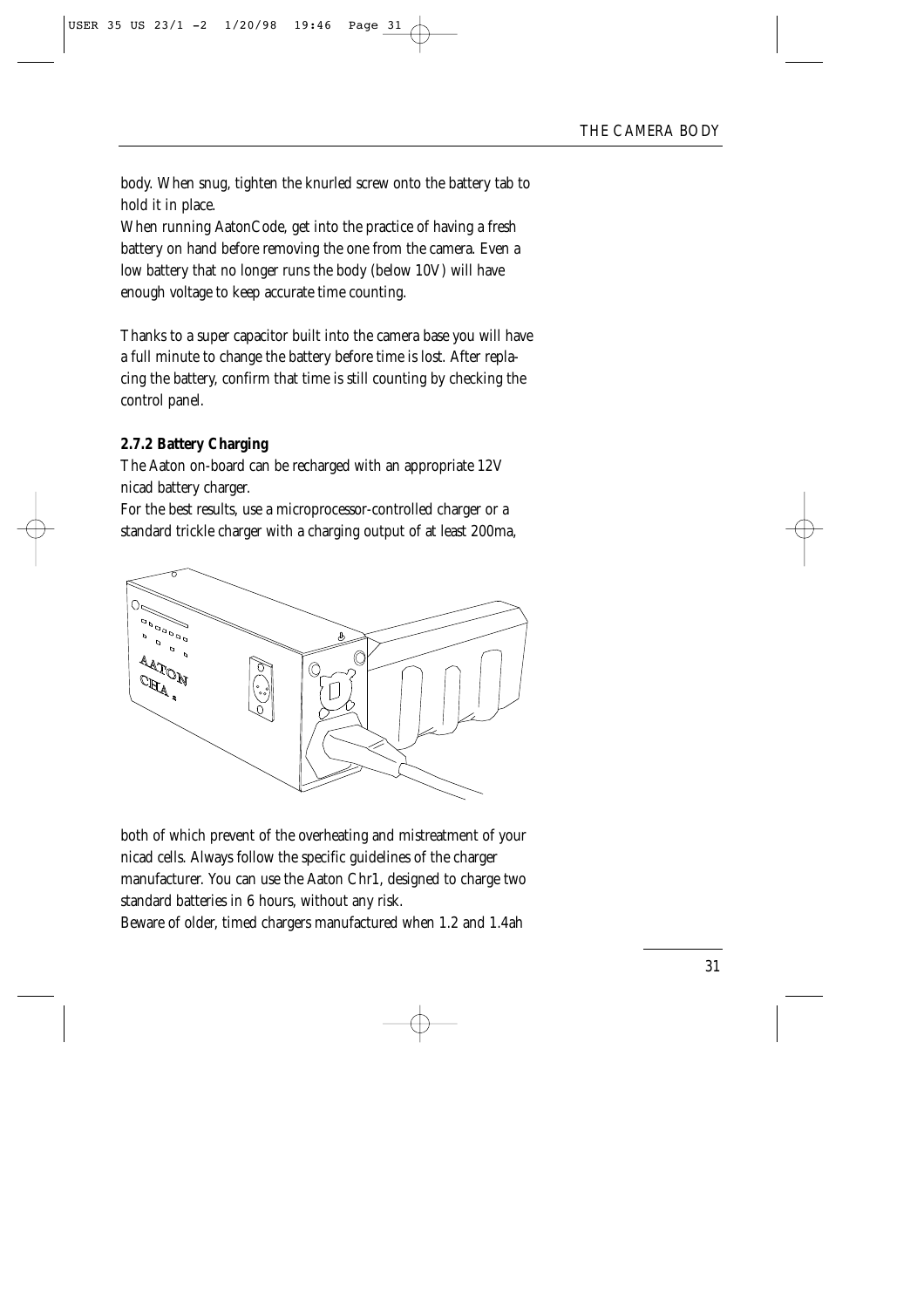body. When snug, tighten the knurled screw onto the battery tab to hold it in place.

When running AatonCode, get into the practice of having a fresh battery on hand before removing the one from the camera. Even a low battery that no longer runs the body (below 10V) will have enough voltage to keep accurate time counting.

Thanks to a super capacitor built into the camera base you will have a full minute to change the battery before time is lost. After replacing the battery, confirm that time is still counting by checking the control panel.

**2.7.2 Battery Charging**

The Aaton on-board can be recharged with an appropriate 12V nicad battery charger.

For the best results, use a microprocessor-controlled charger or a standard trickle charger with a charging output of at least 200ma, both of which prevent of the overheating and mistreatment of your nicad cells. Always follow the specific guidelines of the charger manufacturer. You can use the Aaton Chr1, designed to charge two standard batteries in 6 hours, without any risk.

Beware of older, timed chargers manufactured when 1.2 and 1.4ah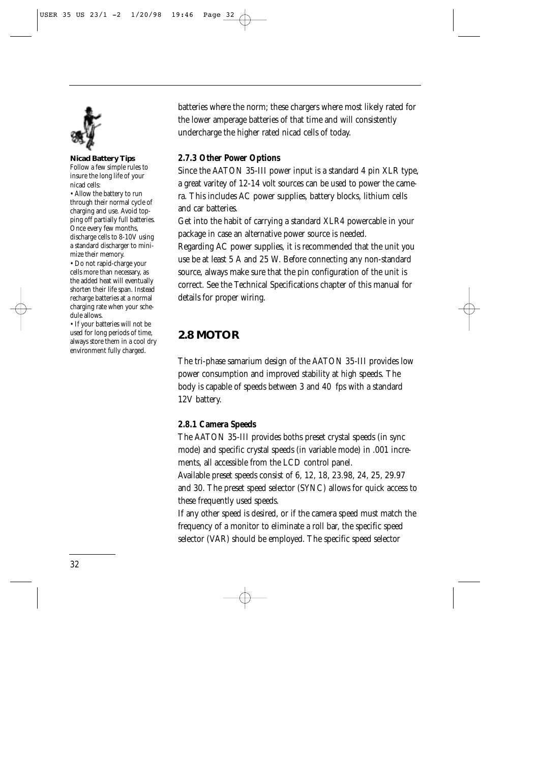batteries where the norm; these chargers where most likely rated for the lower amperage batteries of that time and will consistently undercharge the higher rated nicad cells of today.

**Nicad Battery Tips**

Follow a few simple rules to insure the long life of your nicad cells:

- Allow the battery to run through their normal cycle of charging and use. Avoid topping off partially full batteries. Once every few months, discharge cells to 8-10V using a standard discharger to minimize their memory.
- Do not rapid-charge your cells more than necessary, as the added heat will eventually shorten their life span. Instead recharge batteries at a normal charging rate when your schedule allows.
- If your batteries will not be used for long periods of time, always store them in a cool dry environment fully charged.

### 2.7.3 Other Power Options

Since the AATON 35-III power input is a standard 4 pin XLR type, a great varitey of 12-14 volt sources can be used to power the camera. This includes AC power supplies, battery blocks, lithium cells and car batteries.

Get into the habit of carrying a standard XLR4 powercable in your package in case an alternative power source is needed.

Regarding AC power supplies, it is recommended that the unit you use be at least 5 A and 25 W. Before connecting any non-standard source, always make sure that the pin configuration of the unit is correct. See the Technical Specifications chapter of this manual for details for proper wiring.

## 2.8 MOTOR

The tri-phase samarium design of the AATON 35-III provides low power consumption and improved stability at high speeds. The body is capable of speeds between 3 and 40 fps with a standard 12V battery.

### 2.8.1 Camera Speeds

The AATON 35-III provides boths preset crystal speeds (in sync mode) and specific crystal speeds (in variable mode) in .001 increments, all accessible from the LCD control panel.

Available preset speeds consist of 6, 12, 18, 23.98, 24, 25, 29.97 and 30. The preset speed selector (SYNC) allows for quick access to these frequently used speeds.

If any other speed is desired, or if the camera speed must match the frequency of a monitor to eliminate a roll bar, the specific speed selector (VAR) should be employed. The specific speed selector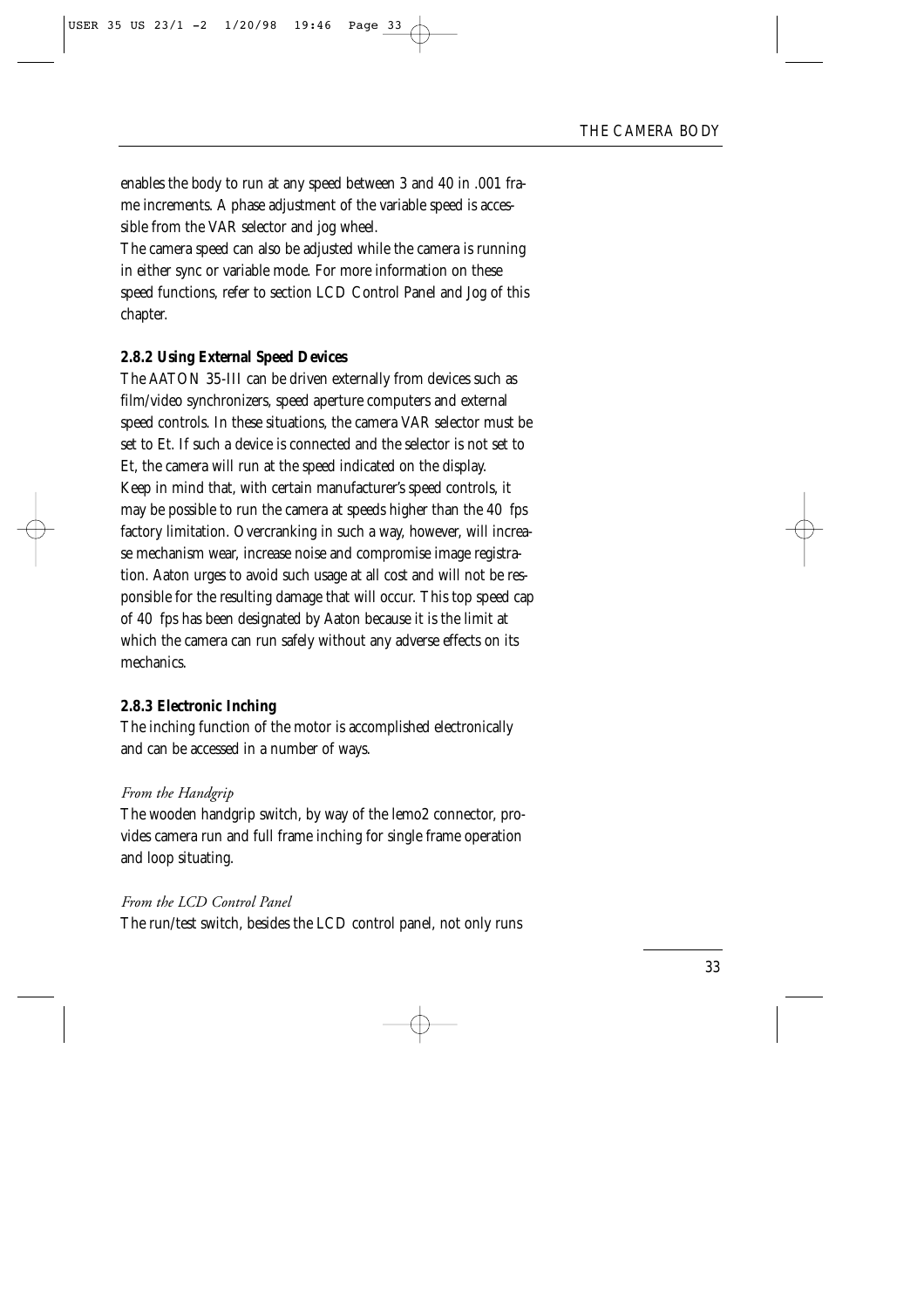enables the body to run at any speed between 3 and 40 in .001 frame increments. A phase adjustment of the variable speed is accessible from the VAR selector and jog wheel.
The camera speed can also be adjusted while the camera is running in either sync or variable mode. For more information on these speed functions, refer to section LCD Control Panel and Jog of this chapter.

### 2.8.2 Using External Speed Devices

The AATON 35-III can be driven externally from devices such as film/video synchronizers, speed aperture computers and external speed controls. In these situations, the camera VAR selector must be set to Et. If such a device is connected and the selector is not set to Et, the camera will run at the speed indicated on the display.
Keep in mind that, with certain manufacturer's speed controls, it may be possible to run the camera at speeds higher than the 40 fps factory limitation. Overcranking in such a way, however, will increase mechanism wear, increase noise and compromise image registration. Aaton urges to avoid such usage at all cost and will not be responsible for the resulting damage that will occur. This top speed cap of 40 fps has been designated by Aaton because it is the limit at which the camera can run safely without any adverse effects on its mechanics.

### 2.8.3 Electronic Inching

The inching function of the motor is accomplished electronically and can be accessed in a number of ways.

*From the Handgrip*

The wooden handgrip switch, by way of the lemo2 connector, provides camera run and full frame inching for single frame operation and loop situating.

*From the LCD Control Panel*

The run/test switch, besides the LCD control panel, not only runs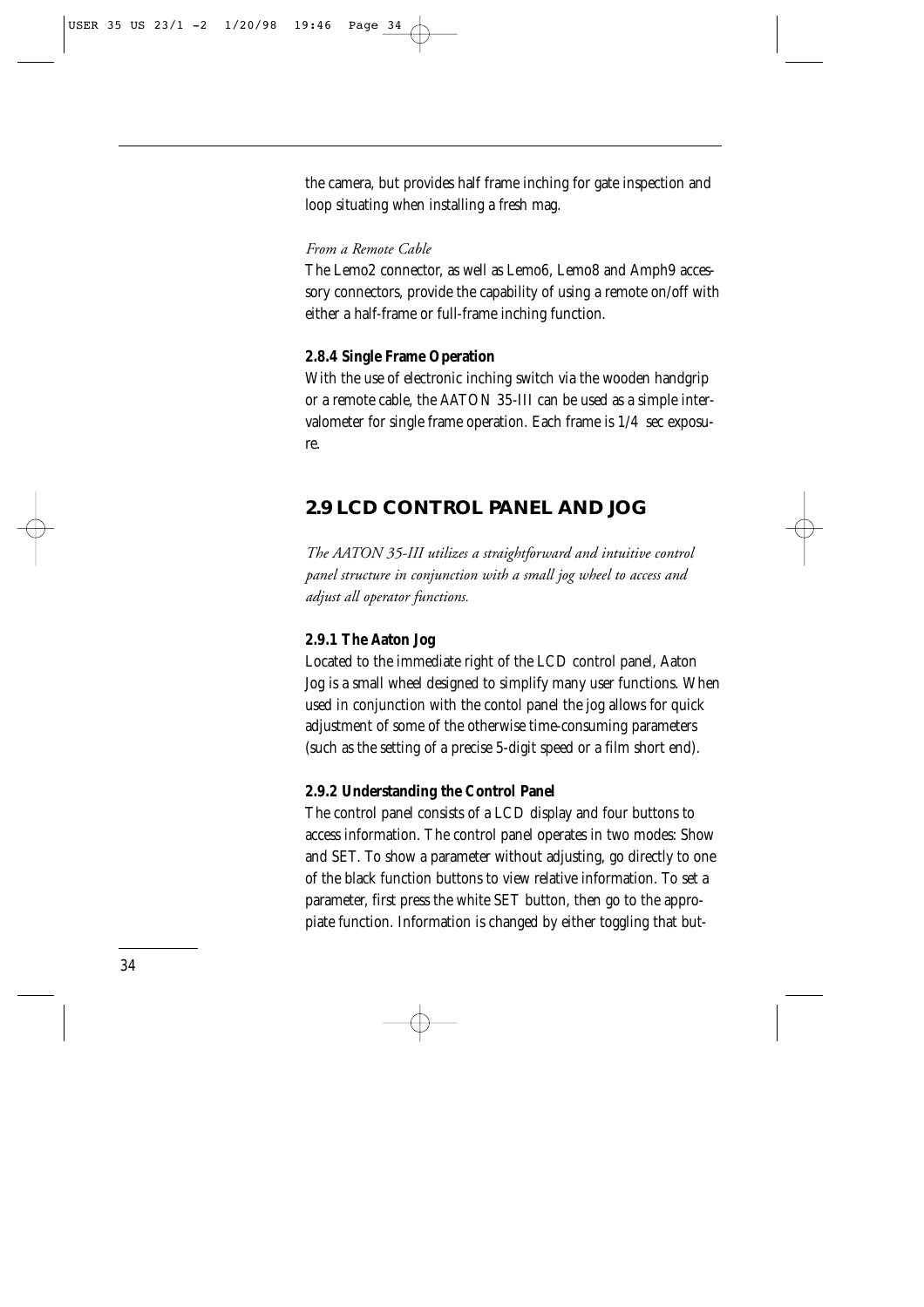the camera, but provides half frame inching for gate inspection and loop situating when installing a fresh mag.

*From a Remote Cable*

The Lemo2 connector, as well as Lemo6, Lemo8 and Amph9 accessory connectors, provide the capability of using a remote on/off with either a half-frame or full-frame inching function.

### 2.8.4 Single Frame Operation

With the use of electronic inching switch via the wooden handgrip or a remote cable, the AATON 35-III can be used as a simple intervalometer for single frame operation. Each frame is 1/4 sec exposure.

## 2.9 LCD CONTROL PANEL AND JOG

*The AATON 35-III utilizes a straightforward and intuitive control panel structure in conjunction with a small jog wheel to access and adjust all operator functions.*

### 2.9.1 The Aaton Jog

Located to the immediate right of the LCD control panel, Aaton Jog is a small wheel designed to simplify many user functions. When used in conjunction with the contol panel the jog allows for quick adjustment of some of the otherwise time-consuming parameters (such as the setting of a precise 5-digit speed or a film short end).

### 2.9.2 Understanding the Control Panel

The control panel consists of a LCD display and four buttons to access information. The control panel operates in two modes: Show and SET. To show a parameter without adjusting, go directly to one of the black function buttons to view relative information. To set a parameter, first press the white SET button, then go to the appropiate function. Information is changed by either toggling that but-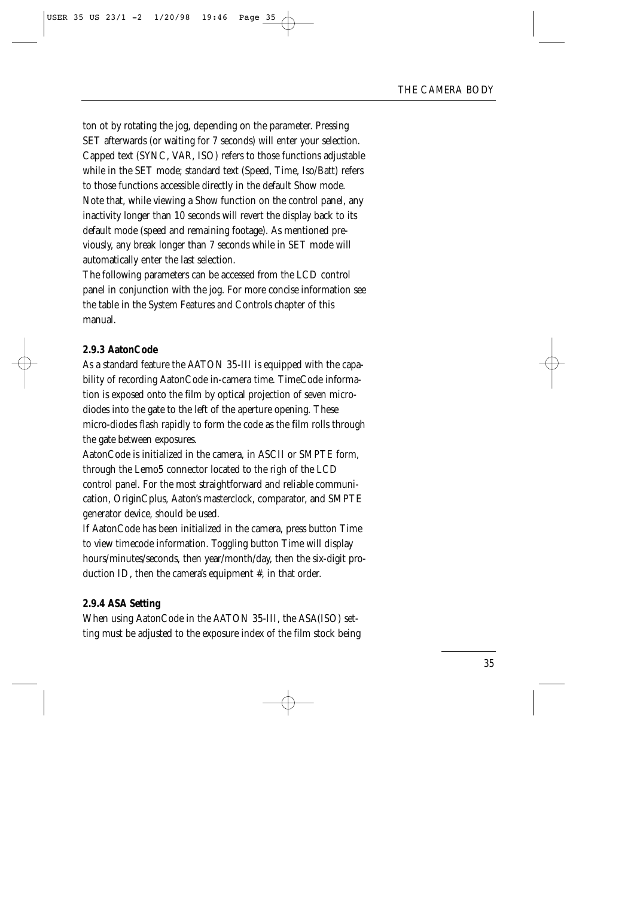ton ot by rotating the jog, depending on the parameter. Pressing SET afterwards (or waiting for 7 seconds) will enter your selection. Capped text (SYNC, VAR, ISO) refers to those functions adjustable while in the SET mode; standard text (Speed, Time, Iso/Batt) refers to those functions accessible directly in the default Show mode. Note that, while viewing a Show function on the control panel, any inactivity longer than 10 seconds will revert the display back to its default mode (speed and remaining footage). As mentioned previously, any break longer than 7 seconds while in SET mode will automatically enter the last selection.

The following parameters can be accessed from the LCD control panel in conjunction with the jog. For more concise information see the table in the System Features and Controls chapter of this manual.

### 2.9.3 AatonCode

As a standard feature the AATON 35-III is equipped with the capability of recording AatonCode in-camera time. TimeCode information is exposed onto the film by optical projection of seven micro-diodes into the gate to the left of the aperture opening. These micro-diodes flash rapidly to form the code as the film rolls through the gate between exposures.

AatonCode is initialized in the camera, in ASCII or SMPTE form, through the Lemo5 connector located to the righ of the LCD control panel. For the most straightforward and reliable communication, OriginCplus, Aaton's masterclock, comparator, and SMPTE generator device, should be used.

If AatonCode has been initialized in the camera, press button Time to view timecode information. Toggling button Time will display hours/minutes/seconds, then year/month/day, then the six-digit production ID, then the camera's equipment #, in that order.

### 2.9.4 ASA Setting

When using AatonCode in the AATON 35-III, the ASA(ISO) setting must be adjusted to the exposure index of the film stock being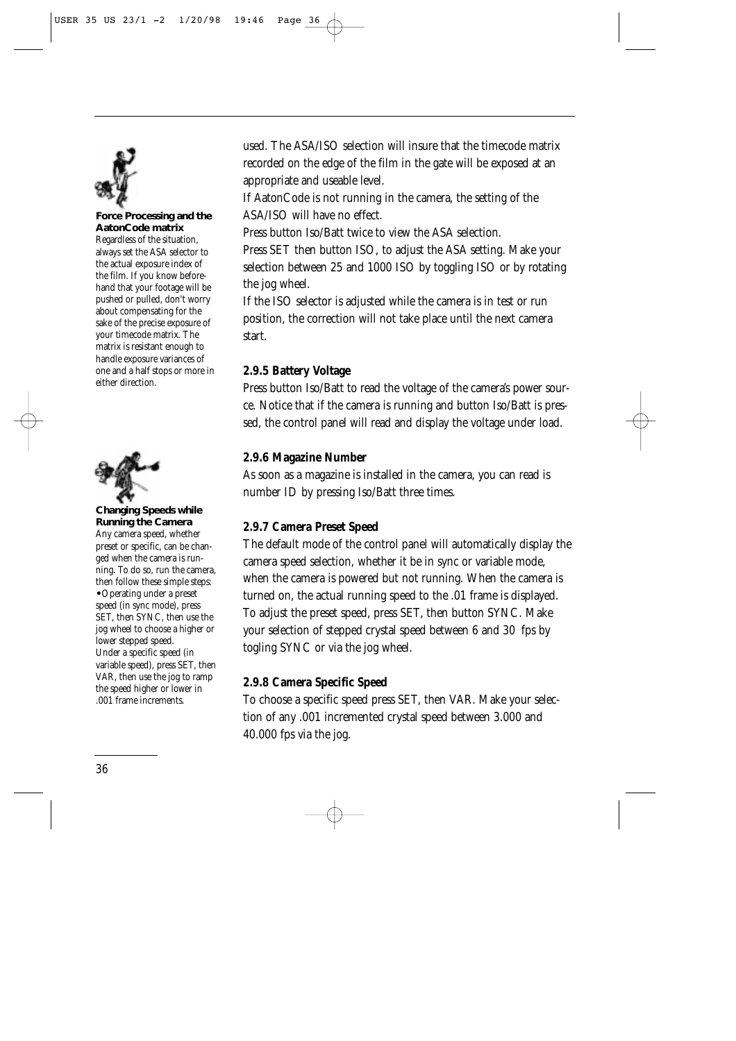used. The ASA/ISO selection will insure that the timecode matrix recorded on the edge of the film in the gate will be exposed at an appropriate and useable level.

If AatonCode is not running in the camera, the setting of the ASA/ISO will have no effect.

Press button Iso/Batt twice to view the ASA selection.

Press SET then button ISO, to adjust the ASA setting. Make your selection between 25 and 1000 ISO by toggling ISO or by rotating the jog wheel.

If the ISO selector is adjusted while the camera is in test or run position, the correction will not take place until the next camera start.

**Force Processing and the AatonCode matrix**
Regardless of the situation, always set the ASA selector to the actual exposure index of the film. If you know beforehand that your footage will be pushed or pulled, don't worry about compensating for the sake of the precise exposure of your timecode matrix. The matrix is resistant enough to handle exposure variances of one and a half stops or more in either direction.

### 2.9.5 Battery Voltage

Press button Iso/Batt to read the voltage of the camera's power source. Notice that if the camera is running and button Iso/Batt is pressed, the control panel will read and display the voltage under load.

### 2.9.6 Magazine Number

As soon as a magazine is installed in the camera, you can read is number ID by pressing Iso/Batt three times.

### 2.9.7 Camera Preset Speed

The default mode of the control panel will automatically display the camera speed selection, whether it be in sync or variable mode, when the camera is powered but not running. When the camera is turned on, the actual running speed to the .01 frame is displayed. To adjust the preset speed, press SET, then button SYNC. Make your selection of stepped crystal speed between 6 and 30 fps by togling SYNC or via the jog wheel.

### 2.9.8 Camera Specific Speed

To choose a specific speed press SET, then VAR. Make your selection of any .001 incremented crystal speed between 3.000 and 40.000 fps via the jog.

**Changing Speeds while Running the Camera**
Any camera speed, whether preset or specific, can be changed when the camera is running. To do so, run the camera, then follow these simple steps:

- Operating under a preset speed (in sync mode), press SET, then SYNC, then use the jog wheel to choose a higher or lower stepped speed.

Under a specific speed (in variable speed), press SET, then VAR, then use the jog to ramp the speed higher or lower in .001 frame increments.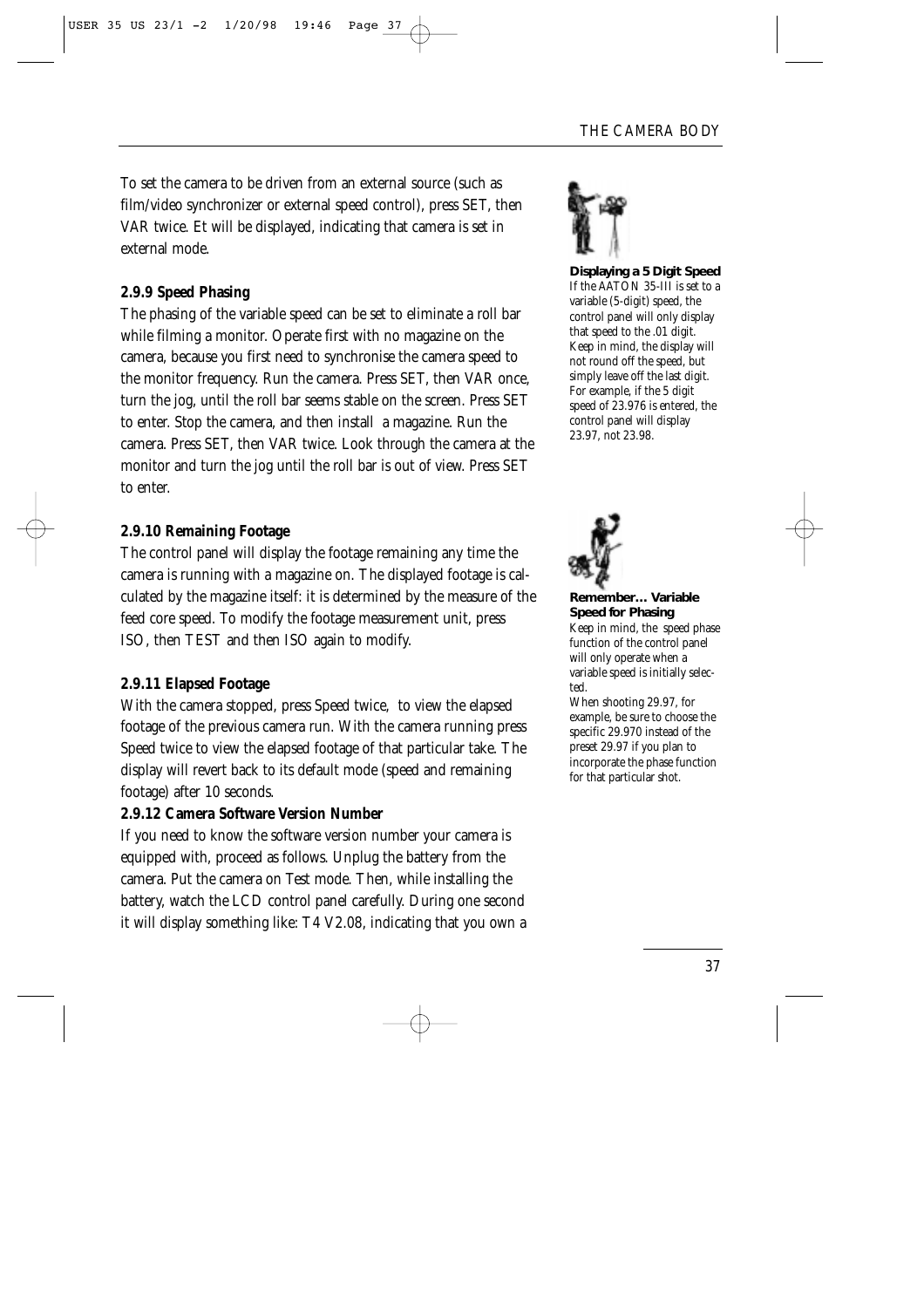To set the camera to be driven from an external source (such as film/video synchronizer or external speed control), press SET, then VAR twice. Et will be displayed, indicating that camera is set in external mode.

### 2.9.9 Speed Phasing

The phasing of the variable speed can be set to eliminate a roll bar while filming a monitor. Operate first with no magazine on the camera, because you first need to synchronise the camera speed to the monitor frequency. Run the camera. Press SET, then VAR once, turn the jog, until the roll bar seems stable on the screen. Press SET to enter. Stop the camera, and then install a magazine. Run the camera. Press SET, then VAR twice. Look through the camera at the monitor and turn the jog until the roll bar is out of view. Press SET to enter.

### 2.9.10 Remaining Footage

The control panel will display the footage remaining any time the camera is running with a magazine on. The displayed footage is calculated by the magazine itself: it is determined by the measure of the feed core speed. To modify the footage measurement unit, press ISO, then TEST and then ISO again to modify.

### 2.9.11 Elapsed Footage

With the camera stopped, press Speed twice, to view the elapsed footage of the previous camera run. With the camera running press Speed twice to view the elapsed footage of that particular take. The display will revert back to its default mode (speed and remaining footage) after 10 seconds.

### 2.9.12 Camera Software Version Number

If you need to know the software version number your camera is equipped with, proceed as follows. Unplug the battery from the camera. Put the camera on Test mode. Then, while installing the battery, watch the LCD control panel carefully. During one second it will display something like: T4 V2.08, indicating that you own a

**Displaying a 5 Digit Speed**

If the AATON 35-III is set to a variable (5-digit) speed, the control panel will only display that speed to the .01 digit. Keep in mind, the display will not round off the speed, but simply leave off the last digit. For example, if the 5 digit speed of 23.976 is entered, the control panel will display 23.97, not 23.98.

**Remember… Variable Speed for Phasing**

Keep in mind, the speed phase function of the control panel will only operate when a variable speed is initially selected.

When shooting 29.97, for example, be sure to choose the specific 29.970 instead of the preset 29.97 if you plan to incorporate the phase function for that particular shot.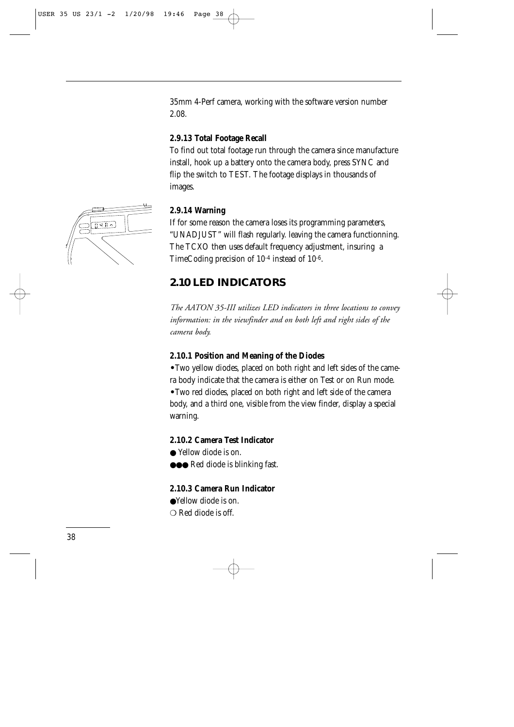35mm 4-Perf camera, working with the software version number 2.08.

### 2.9.13 Total Footage Recall

To find out total footage run through the camera since manufacture install, hook up a battery onto the camera body, press SYNC and flip the switch to TEST. The footage displays in thousands of images.

### 2.9.14 Warning

If for some reason the camera loses its programming parameters, "UNADJUST" will flash regularly. leaving the camera functionning. The TCXO then uses default frequency adjustment, insuring a TimeCoding precision of $10^{-4}$ instead of $10^{-6}$.

## 2.10 LED INDICATORS

*The AATON 35-III utilizes LED indicators in three locations to convey information: in the viewfinder and on both left and right sides of the camera body.*

### 2.10.1 Position and Meaning of the Diodes

- Two yellow diodes, placed on both right and left sides of the camera body indicate that the camera is either on Test or on Run mode.
- Two red diodes, placed on both right and left side of the camera body, and a third one, visible from the view finder, display a special warning.

### 2.10.2 Camera Test Indicator

● Yellow diode is on.
●●● Red diode is blinking fast.

### 2.10.3 Camera Run Indicator

●Yellow diode is on.
❍ Red diode is off.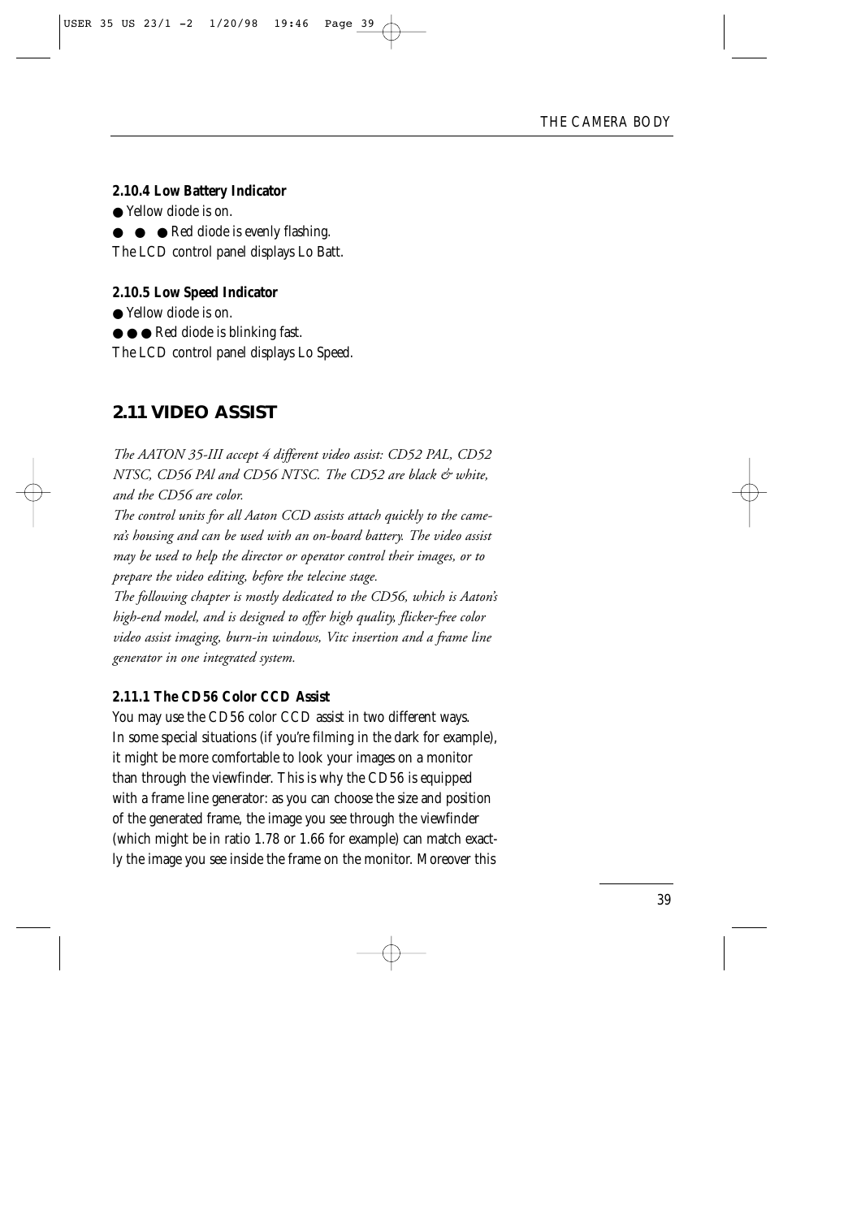#### 2.10.4 Low Battery Indicator

● Yellow diode is on.

● ● ● Red diode is evenly flashing.

The LCD control panel displays Lo Batt.

#### 2.10.5 Low Speed Indicator

● Yellow diode is on.

● ● ● Red diode is blinking fast.

The LCD control panel displays Lo Speed.

## 2.11 VIDEO ASSIST

*The AATON 35-III accept 4 different video assist: CD52 PAL, CD52 NTSC, CD56 PAl and CD56 NTSC. The CD52 are black & white, and the CD56 are color.*

*The control units for all Aaton CCD assists attach quickly to the camera's housing and can be used with an on-board battery. The video assist may be used to help the director or operator control their images, or to prepare the video editing, before the telecine stage.*

*The following chapter is mostly dedicated to the CD56, which is Aaton's high-end model, and is designed to offer high quality, flicker-free color video assist imaging, burn-in windows, Vitc insertion and a frame line generator in one integrated system.*

#### 2.11.1 The CD56 Color CCD Assist

You may use the CD56 color CCD assist in two different ways. In some special situations (if you're filming in the dark for example), it might be more comfortable to look your images on a monitor than through the viewfinder. This is why the CD56 is equipped with a frame line generator: as you can choose the size and position of the generated frame, the image you see through the viewfinder (which might be in ratio 1.78 or 1.66 for example) can match exactly the image you see inside the frame on the monitor. Moreover this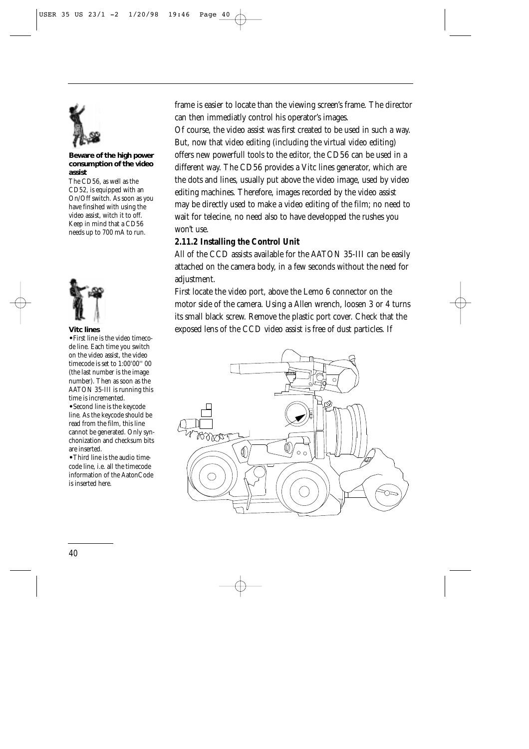frame is easier to locate than the viewing screen's frame. The director can then immediatly control his operator's images.

Of course, the video assist was first created to be used in such a way. But, now that video editing (including the virtual video editing) offers new powerfull tools to the editor, the CD56 can be used in a different way. The CD56 provides a Vitc lines generator, which are the dots and lines, usually put above the video image, used by video editing machines. Therefore, images recorded by the video assist may be directly used to make a video editing of the film; no need to wait for telecine, no need also to have developped the rushes you won't use.

**Beware of the high power consumption of the video assist**

The CD56, as well as the CD52, is equipped with an On/Off switch. As soon as you have finsihed with using the video assist, witch it to off. Keep in mind that a CD56 needs up to 700 mA to run.

### 2.11.2 Installing the Control Unit

All of the CCD assists available for the AATON 35-III can be easily attached on the camera body, in a few seconds without the need for adjustment.

First locate the video port, above the Lemo 6 connector on the motor side of the camera. Using a Allen wrench, loosen 3 or 4 turns its small black screw. Remove the plastic port cover. Check that the exposed lens of the CCD video assist is free of dust particles. If

**Vitc lines**

- First line is the video timecode line. Each time you switch on the video assist, the video timecode is set to 1:00'00'' 00 (the last number is the image number). Then as soon as the AATON 35-III is running this time is incremented.
- Second line is the keycode line. As the keycode should be read from the film, this line cannot be generated. Only synchonization and checksum bits are inserted.
- Third line is the audio timecode line, i.e. all the timecode information of the AatonCode is inserted here.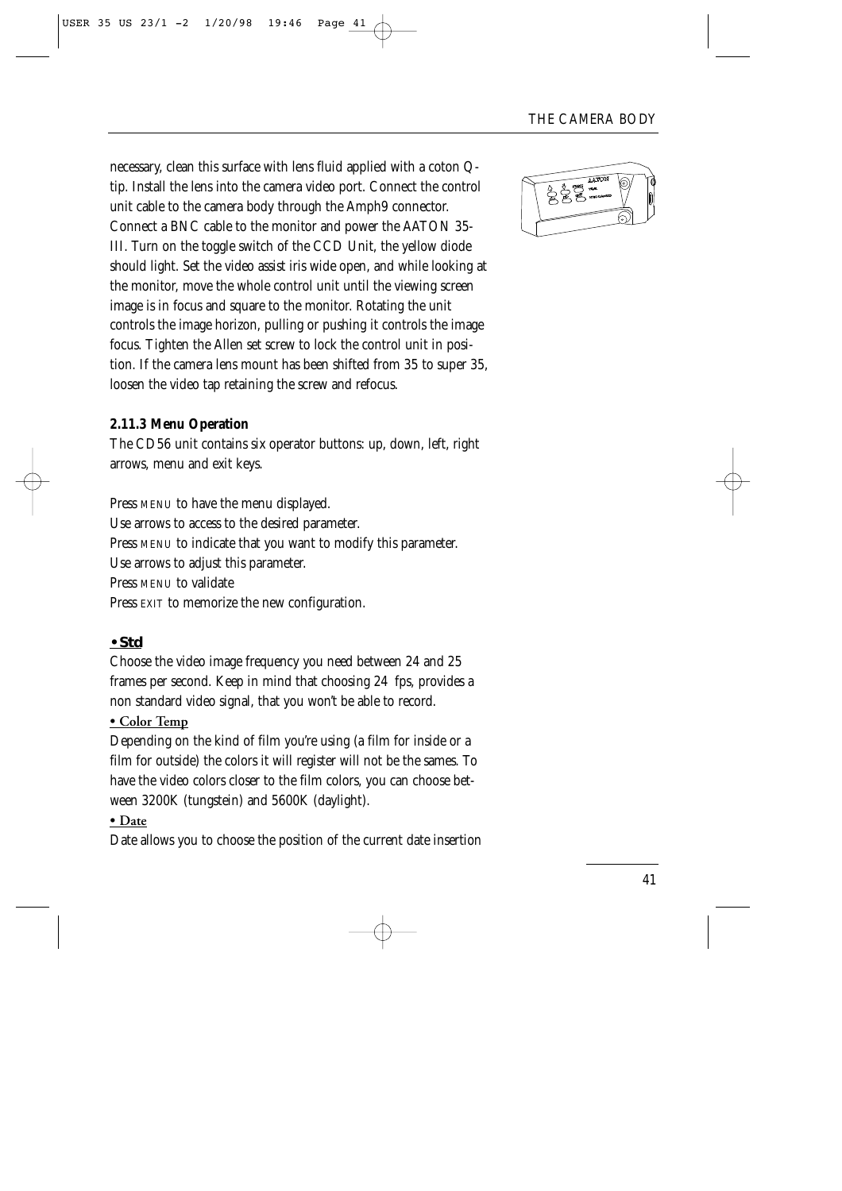necessary, clean this surface with lens fluid applied with a coton Q-tip. Install the lens into the camera video port. Connect the control unit cable to the camera body through the Amph9 connector. Connect a BNC cable to the monitor and power the AATON 35-III. Turn on the toggle switch of the CCD Unit, the yellow diode should light. Set the video assist iris wide open, and while looking at the monitor, move the whole control unit until the viewing screen image is in focus and square to the monitor. Rotating the unit controls the image horizon, pulling or pushing it controls the image focus. Tighten the Allen set screw to lock the control unit in position. If the camera lens mount has been shifted from 35 to super 35, loosen the video tap retaining the screw and refocus.

### 2.11.3 Menu Operation

The CD56 unit contains six operator buttons: up, down, left, right arrows, menu and exit keys.

Press MENU to have the menu displayed.
Use arrows to access to the desired parameter.
Press MENU to indicate that you want to modify this parameter.
Use arrows to adjust this parameter.
Press MENU to validate
Press EXIT to memorize the new configuration.

**• Std**

Choose the video image frequency you need between 24 and 25 frames per second. Keep in mind that choosing 24 fps, provides a non standard video signal, that you won't be able to record.

**• Color Temp**

Depending on the kind of film you're using (a film for inside or a film for outside) the colors it will register will not be the sames. To have the video colors closer to the film colors, you can choose between 3200K (tungstein) and 5600K (daylight).

**• Date**

Date allows you to choose the position of the current date insertion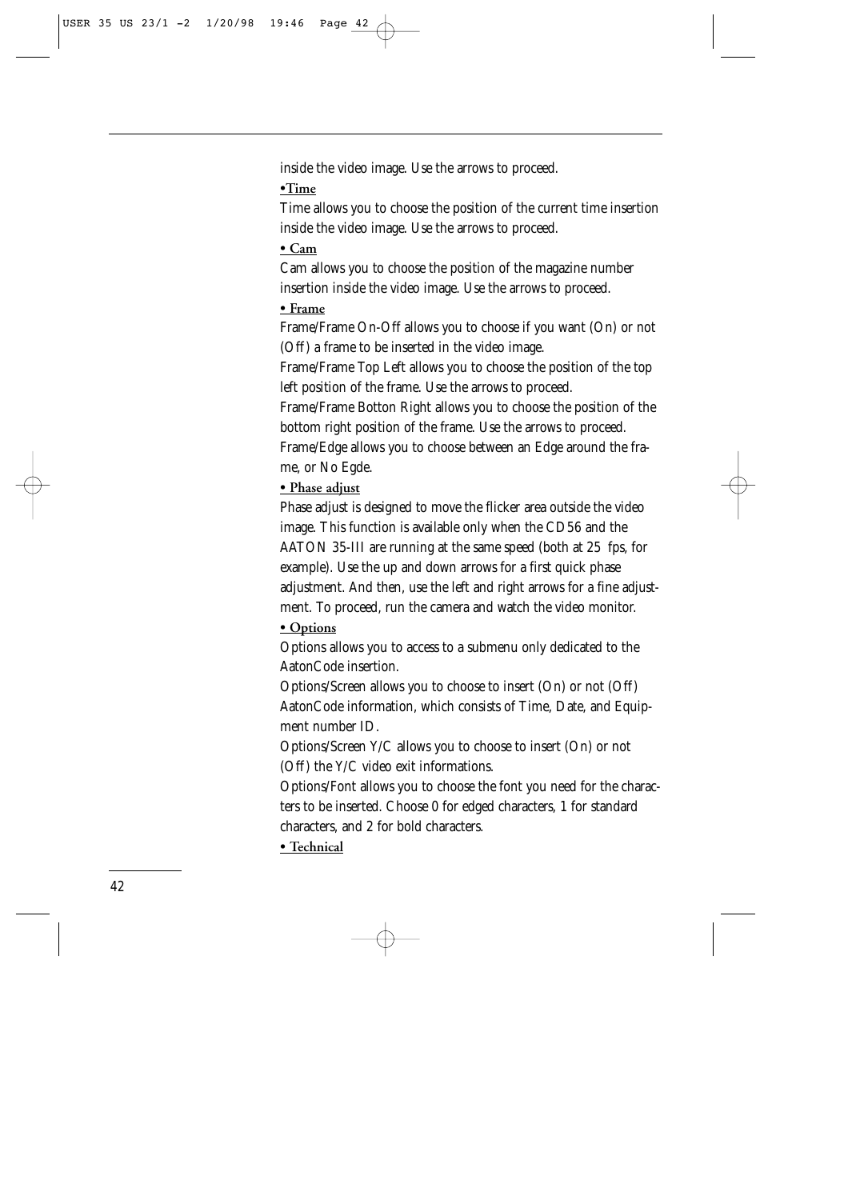inside the video image. Use the arrows to proceed.

**•Time**

Time allows you to choose the position of the current time insertion inside the video image. Use the arrows to proceed.

**• Cam**

Cam allows you to choose the position of the magazine number insertion inside the video image. Use the arrows to proceed.

**• Frame**

Frame/Frame On-Off allows you to choose if you want (On) or not (Off) a frame to be inserted in the video image.

Frame/Frame Top Left allows you to choose the position of the top left position of the frame. Use the arrows to proceed.

Frame/Frame Botton Right allows you to choose the position of the bottom right position of the frame. Use the arrows to proceed.

Frame/Edge allows you to choose between an Edge around the frame, or No Egde.

**• Phase adjust**

Phase adjust is designed to move the flicker area outside the video image. This function is available only when the CD56 and the AATON 35-III are running at the same speed (both at 25 fps, for example). Use the up and down arrows for a first quick phase adjustment. And then, use the left and right arrows for a fine adjustment. To proceed, run the camera and watch the video monitor.

**• Options**

Options allows you to access to a submenu only dedicated to the AatonCode insertion.

Options/Screen allows you to choose to insert (On) or not (Off) AatonCode information, which consists of Time, Date, and Equipment number ID.

Options/Screen Y/C allows you to choose to insert (On) or not (Off) the Y/C video exit informations.

Options/Font allows you to choose the font you need for the characters to be inserted. Choose 0 for edged characters, 1 for standard characters, and 2 for bold characters.

**• Technical**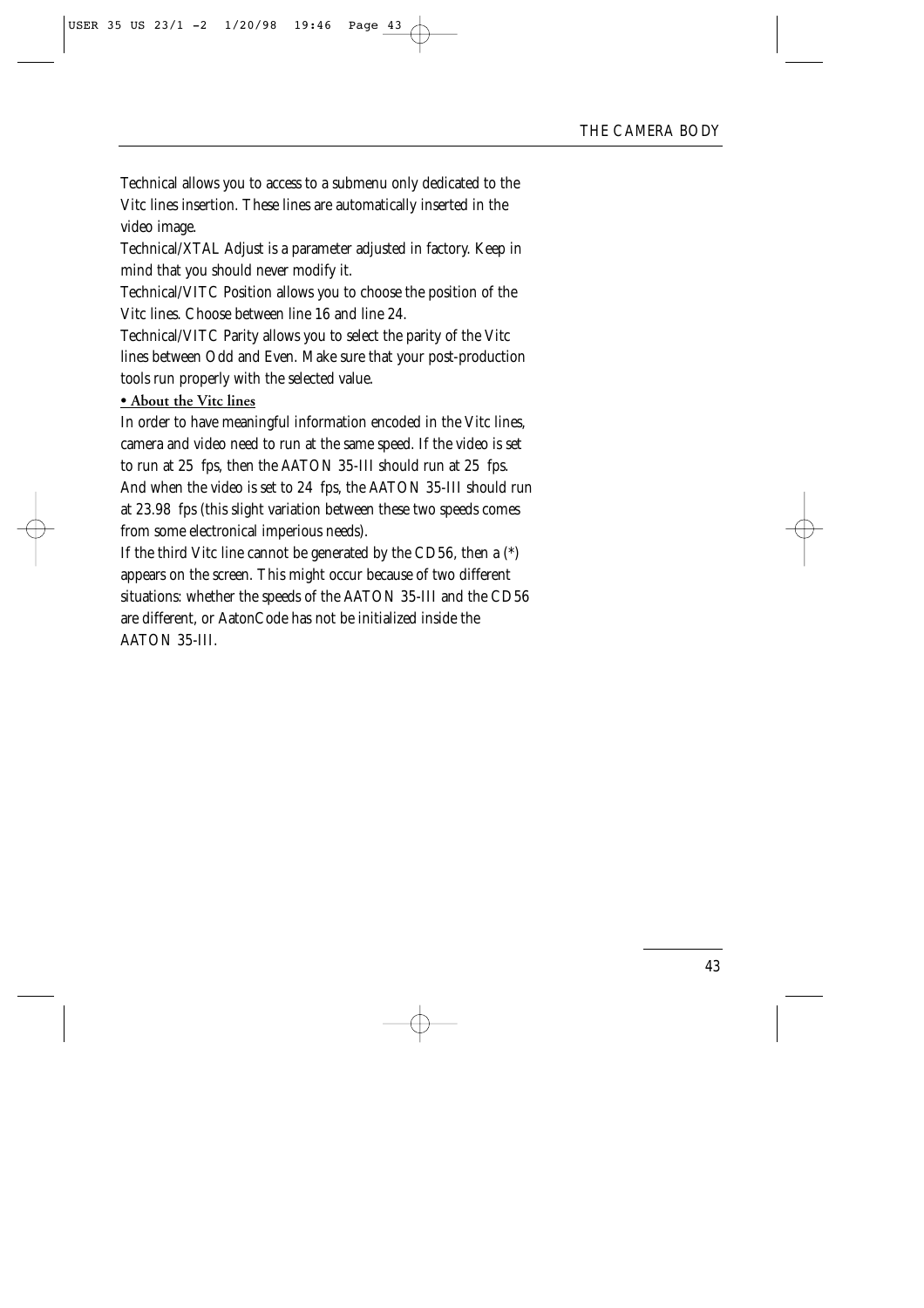Technical allows you to access to a submenu only dedicated to the Vitc lines insertion. These lines are automatically inserted in the video image.

Technical/XTAL Adjust is a parameter adjusted in factory. Keep in mind that you should never modify it.

Technical/VITC Position allows you to choose the position of the Vitc lines. Choose between line 16 and line 24.

Technical/VITC Parity allows you to select the parity of the Vitc lines between Odd and Even. Make sure that your post-production tools run properly with the selected value.

**• About the Vitc lines**

In order to have meaningful information encoded in the Vitc lines, camera and video need to run at the same speed. If the video is set to run at 25 fps, then the AATON 35-III should run at 25 fps. And when the video is set to 24 fps, the AATON 35-III should run at 23.98 fps (this slight variation between these two speeds comes from some electronical imperious needs).

If the third Vitc line cannot be generated by the CD56, then a (*) appears on the screen. This might occur because of two different situations: whether the speeds of the AATON 35-III and the CD56 are different, or AatonCode has not be initialized inside the AATON 35-III.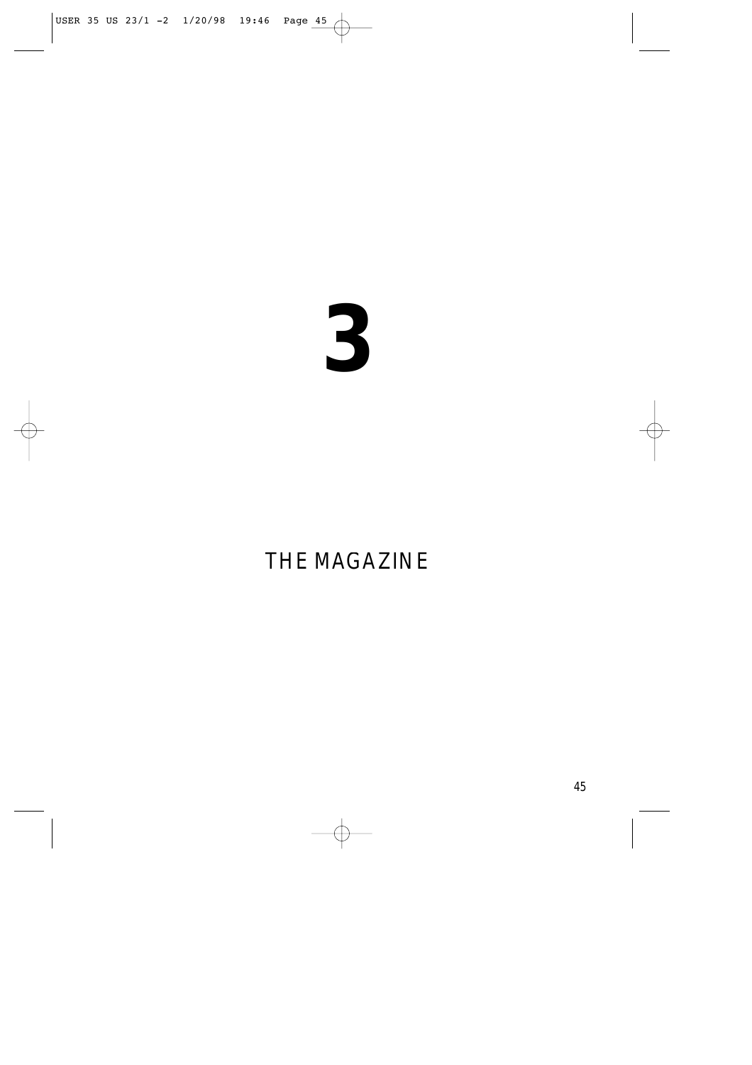# 3

## THE MAGAZINE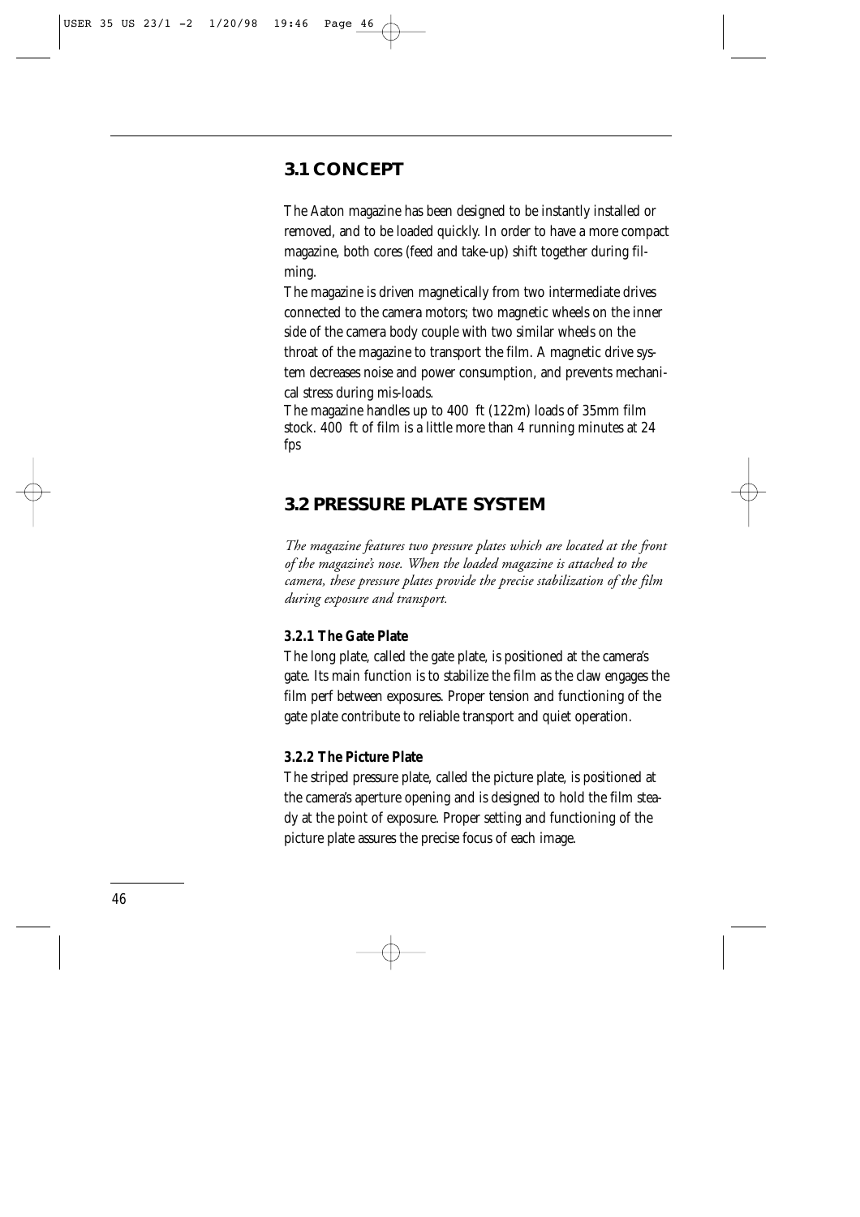## 3.1 CONCEPT

The Aaton magazine has been designed to be instantly installed or removed, and to be loaded quickly. In order to have a more compact magazine, both cores (feed and take-up) shift together during filming.

The magazine is driven magnetically from two intermediate drives connected to the camera motors; two magnetic wheels on the inner side of the camera body couple with two similar wheels on the throat of the magazine to transport the film. A magnetic drive system decreases noise and power consumption, and prevents mechanical stress during mis-loads.

The magazine handles up to 400 ft (122m) loads of 35mm film stock. 400 ft of film is a little more than 4 running minutes at 24 fps

## 3.2 PRESSURE PLATE SYSTEM

*The magazine features two pressure plates which are located at the front of the magazine's nose. When the loaded magazine is attached to the camera, these pressure plates provide the precise stabilization of the film during exposure and transport.*

### 3.2.1 The Gate Plate

The long plate, called the gate plate, is positioned at the camera's gate. Its main function is to stabilize the film as the claw engages the film perf between exposures. Proper tension and functioning of the gate plate contribute to reliable transport and quiet operation.

### 3.2.2 The Picture Plate

The striped pressure plate, called the picture plate, is positioned at the camera's aperture opening and is designed to hold the film steady at the point of exposure. Proper setting and functioning of the picture plate assures the precise focus of each image.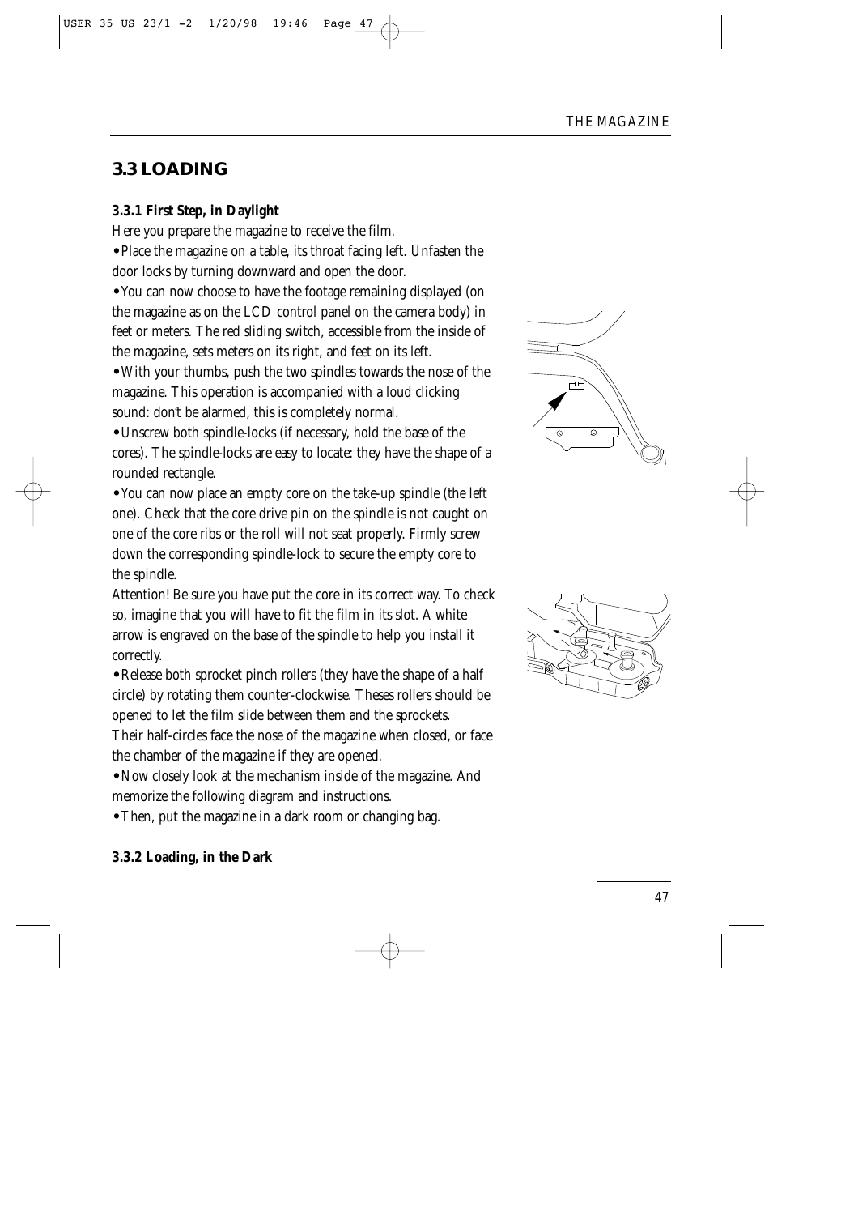## 3.3 LOADING

### 3.3.1 First Step, in Daylight

Here you prepare the magazine to receive the film.

- Place the magazine on a table, its throat facing left. Unfasten the door locks by turning downward and open the door.
- You can now choose to have the footage remaining displayed (on the magazine as on the LCD control panel on the camera body) in feet or meters. The red sliding switch, accessible from the inside of the magazine, sets meters on its right, and feet on its left.
- With your thumbs, push the two spindles towards the nose of the magazine. This operation is accompanied with a loud clicking sound: don't be alarmed, this is completely normal.
- Unscrew both spindle-locks (if necessary, hold the base of the cores). The spindle-locks are easy to locate: they have the shape of a rounded rectangle.
- You can now place an empty core on the take-up spindle (the left one). Check that the core drive pin on the spindle is not caught on one of the core ribs or the roll will not seat properly. Firmly screw down the corresponding spindle-lock to secure the empty core to the spindle.

Attention! Be sure you have put the core in its correct way. To check so, imagine that you will have to fit the film in its slot. A white arrow is engraved on the base of the spindle to help you install it correctly.

- Release both sprocket pinch rollers (they have the shape of a half circle) by rotating them counter-clockwise. Theses rollers should be opened to let the film slide between them and the sprockets.

Their half-circles face the nose of the magazine when closed, or face the chamber of the magazine if they are opened.

- Now closely look at the mechanism inside of the magazine. And memorize the following diagram and instructions.
- Then, put the magazine in a dark room or changing bag.

### 3.3.2 Loading, in the Dark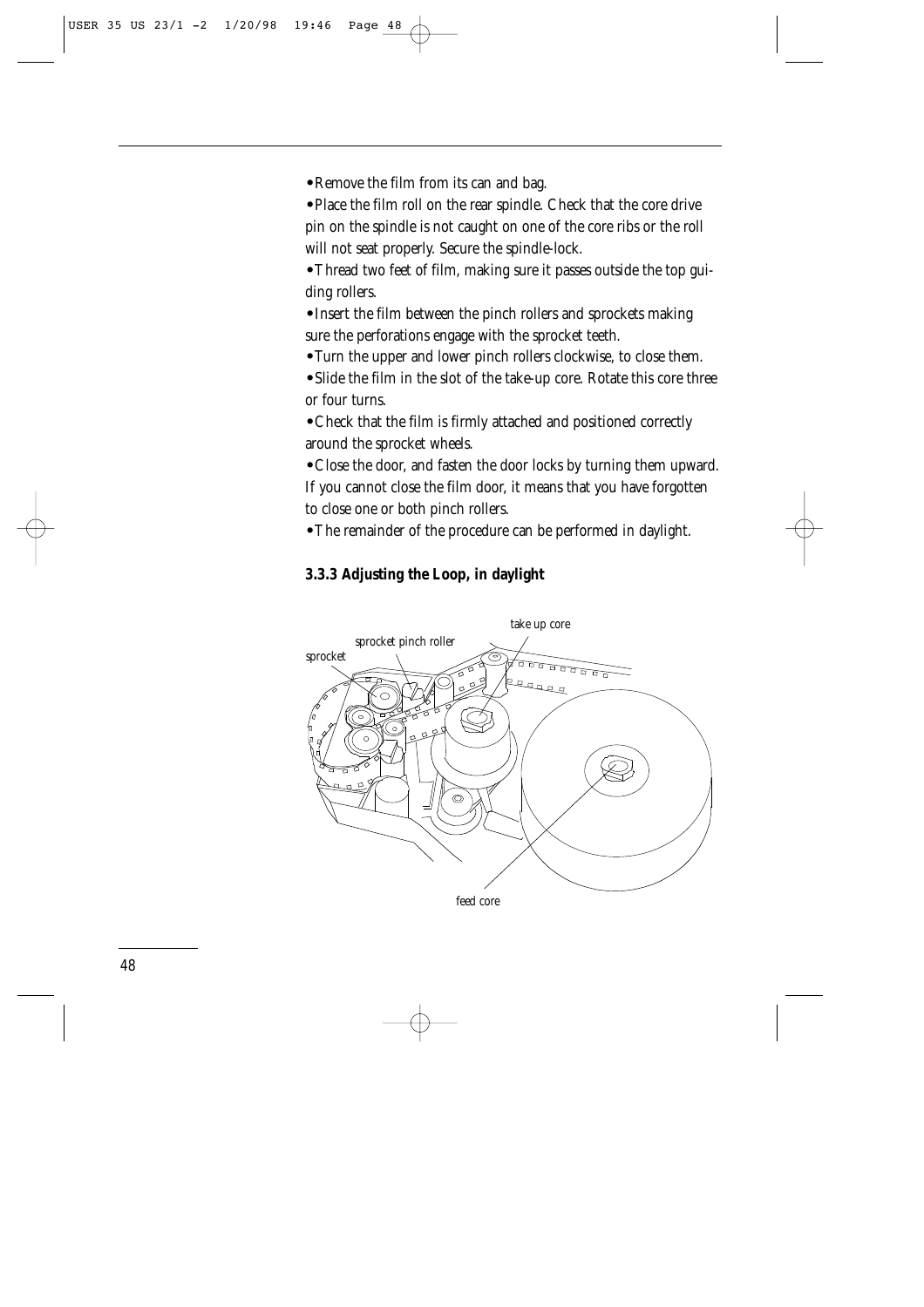- Remove the film from its can and bag.
- Place the film roll on the rear spindle. Check that the core drive pin on the spindle is not caught on one of the core ribs or the roll will not seat properly. Secure the spindle-lock.
- Thread two feet of film, making sure it passes outside the top guiding rollers.
- Insert the film between the pinch rollers and sprockets making sure the perforations engage with the sprocket teeth.
- Turn the upper and lower pinch rollers clockwise, to close them.
- Slide the film in the slot of the take-up core. Rotate this core three or four turns.
- Check that the film is firmly attached and positioned correctly around the sprocket wheels.
- Close the door, and fasten the door locks by turning them upward. If you cannot close the film door, it means that you have forgotten to close one or both pinch rollers.
- The remainder of the procedure can be performed in daylight.

### 3.3.3 Adjusting the Loop, in daylight

sprocket pinch roller

sprocket

take up core

feed core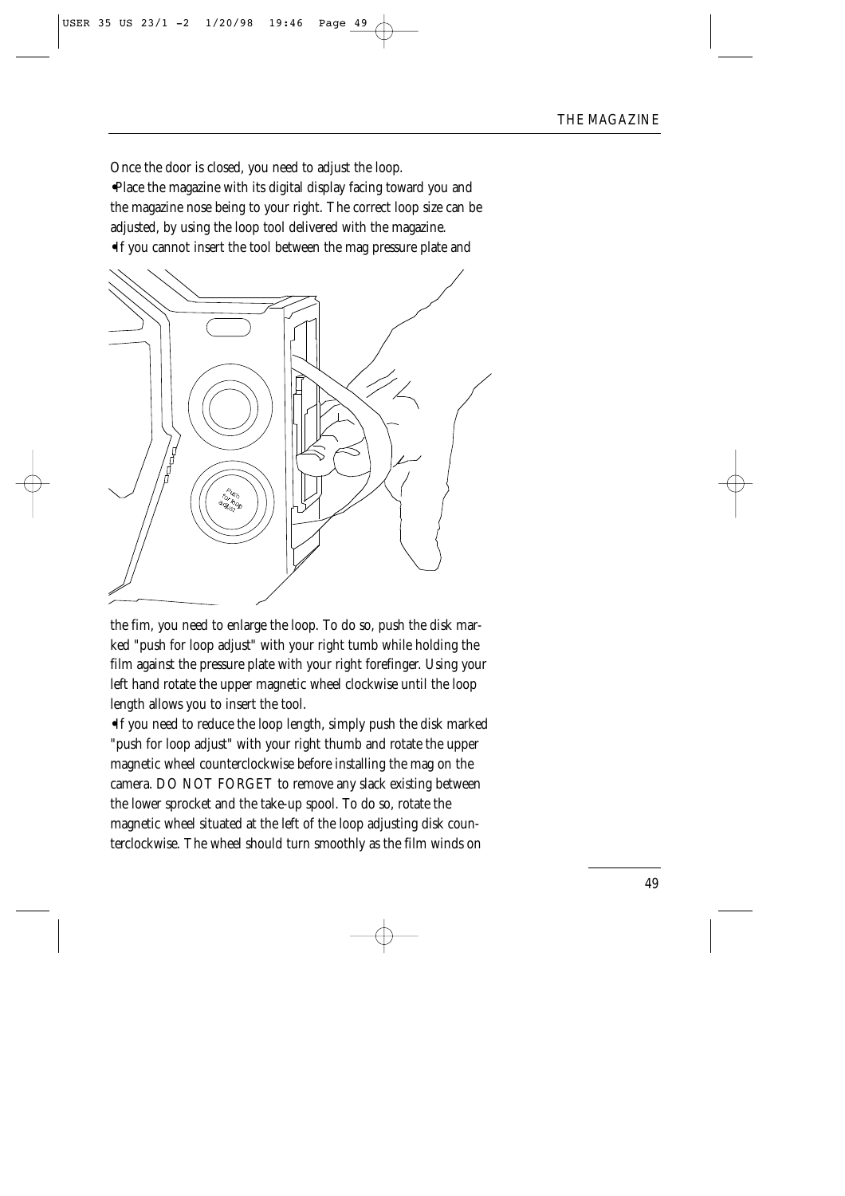Once the door is closed, you need to adjust the loop.

•Place the magazine with its digital display facing toward you and the magazine nose being to your right. The correct loop size can be adjusted, by using the loop tool delivered with the magazine.

•If you cannot insert the tool between the mag pressure plate and the fim, you need to enlarge the loop. To do so, push the disk marked "push for loop adjust" with your right tumb while holding the film against the pressure plate with your right forefinger. Using your left hand rotate the upper magnetic wheel clockwise until the loop length allows you to insert the tool.

•If you need to reduce the loop length, simply push the disk marked "push for loop adjust" with your right thumb and rotate the upper magnetic wheel counterclockwise before installing the mag on the camera. DO NOT FORGET to remove any slack existing between the lower sprocket and the take-up spool. To do so, rotate the magnetic wheel situated at the left of the loop adjusting disk counterclockwise. The wheel should turn smoothly as the film winds on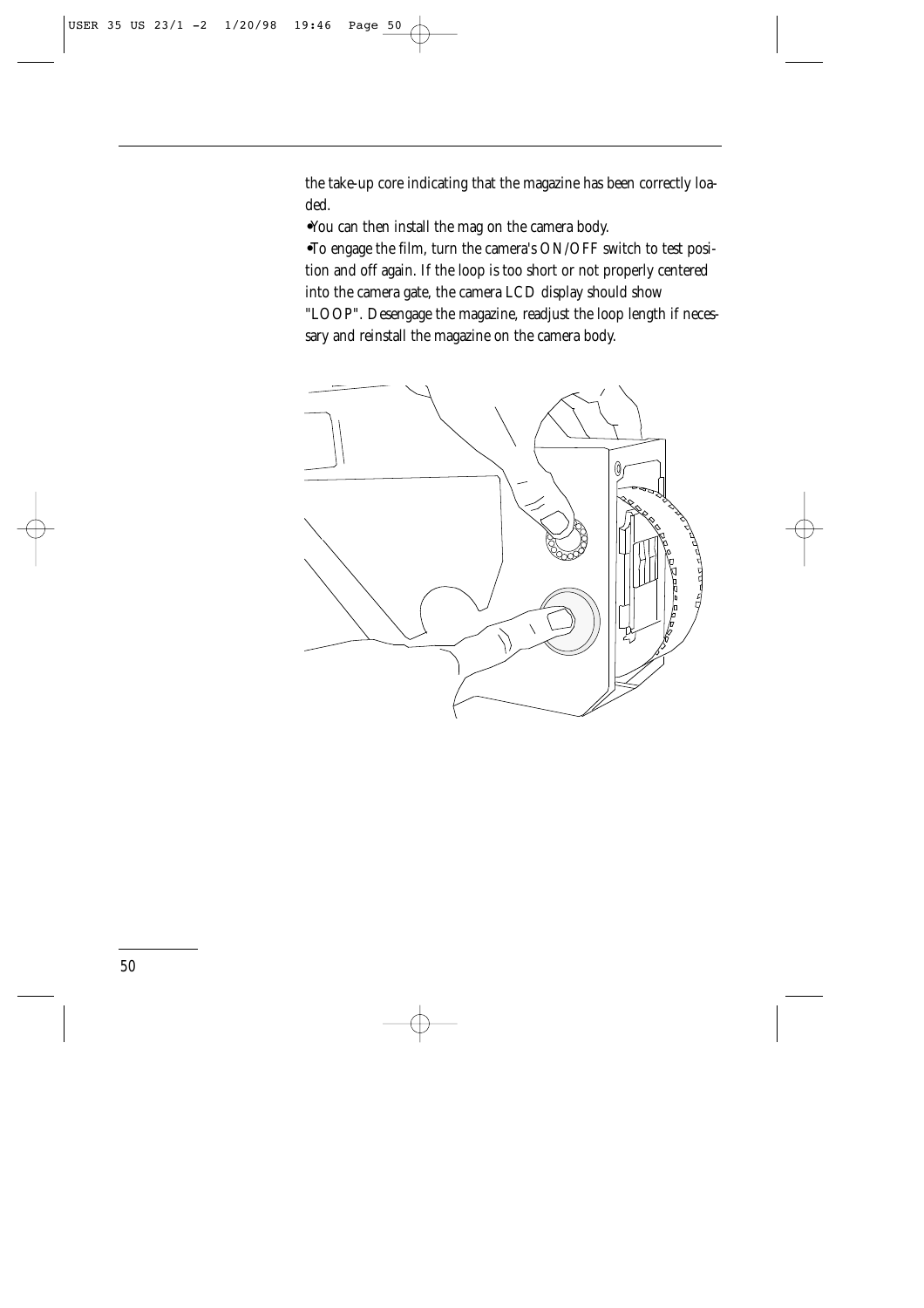the take-up core indicating that the magazine has been correctly loaded.

- You can then install the mag on the camera body.
- To engage the film, turn the camera's ON/OFF switch to test position and off again. If the loop is too short or not properly centered into the camera gate, the camera LCD display should show "LOOP". Desengage the magazine, readjust the loop length if necessary and reinstall the magazine on the camera body.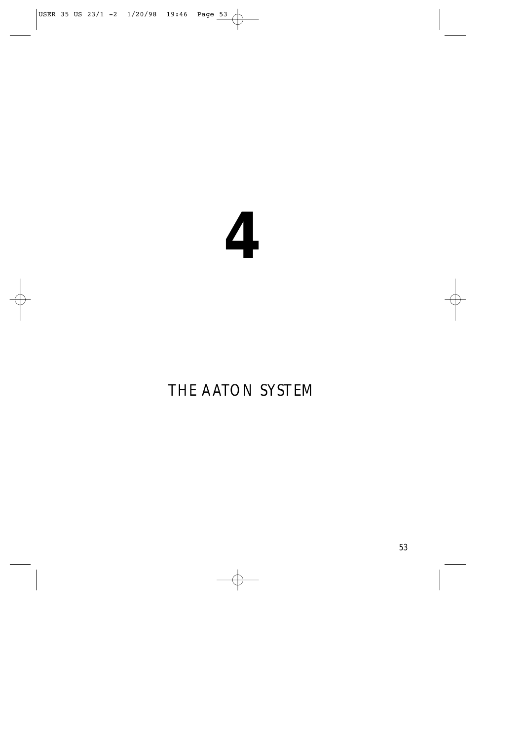# 4

# THE AATON SYSTEM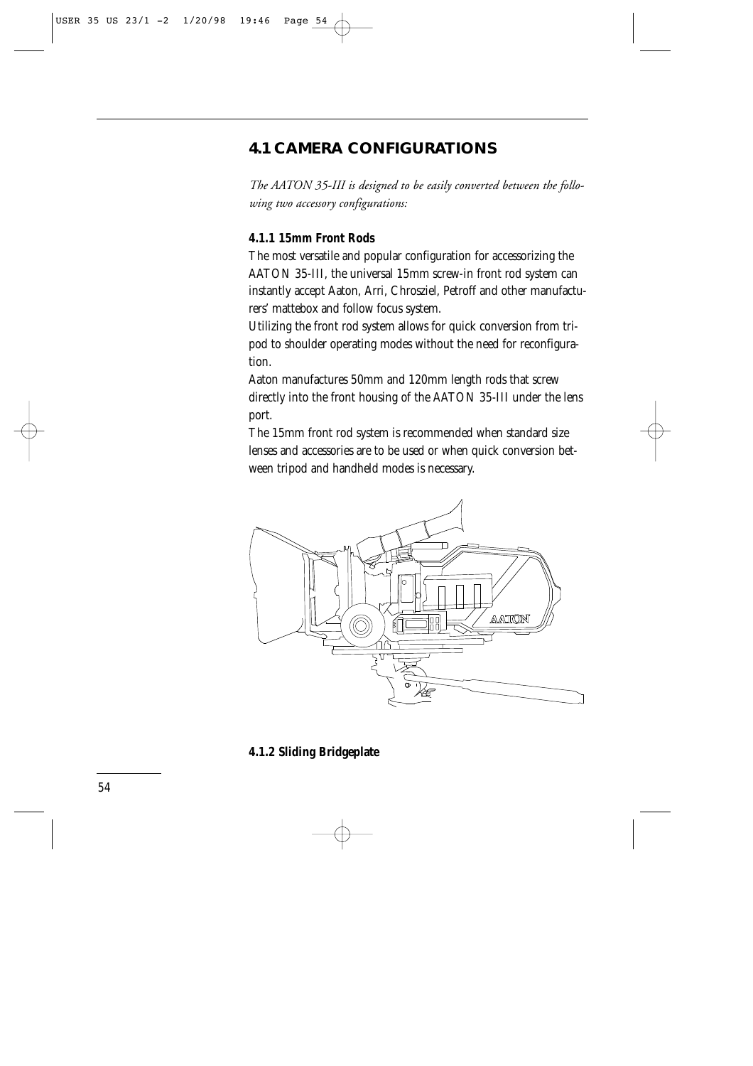## 4.1 CAMERA CONFIGURATIONS

*The AATON 35-III is designed to be easily converted between the following two accessory configurations:*

### 4.1.1 15mm Front Rods

The most versatile and popular configuration for accessorizing the AATON 35-III, the universal 15mm screw-in front rod system can instantly accept Aaton, Arri, Chrosziel, Petroff and other manufacturers' mattebox and follow focus system.

Utilizing the front rod system allows for quick conversion from tripod to shoulder operating modes without the need for reconfiguration.

Aaton manufactures 50mm and 120mm length rods that screw directly into the front housing of the AATON 35-III under the lens port.

The 15mm front rod system is recommended when standard size lenses and accessories are to be used or when quick conversion between tripod and handheld modes is necessary.

### 4.1.2 Sliding Bridgeplate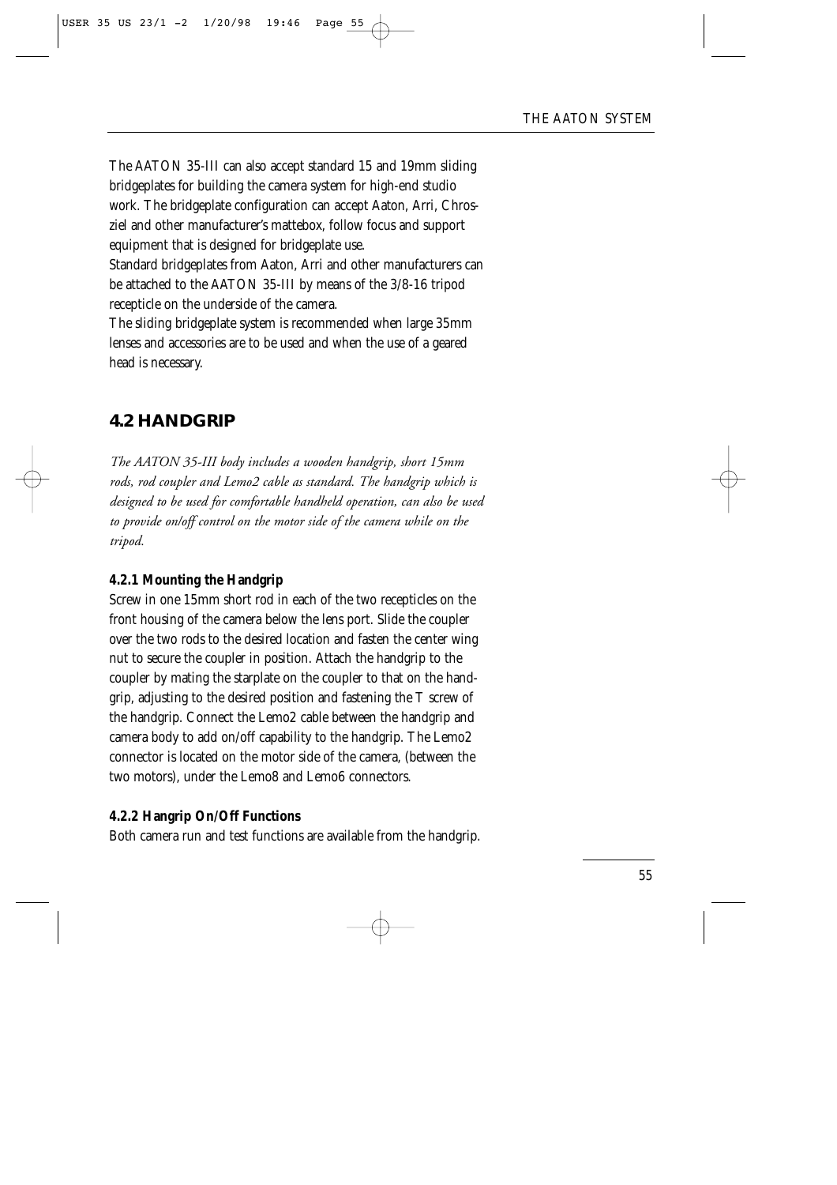The AATON 35-III can also accept standard 15 and 19mm sliding bridgeplates for building the camera system for high-end studio work. The bridgeplate configuration can accept Aaton, Arri, Chrosziel and other manufacturer's mattebox, follow focus and support equipment that is designed for bridgeplate use.
Standard bridgeplates from Aaton, Arri and other manufacturers can be attached to the AATON 35-III by means of the 3/8-16 tripod recepticle on the underside of the camera.
The sliding bridgeplate system is recommended when large 35mm lenses and accessories are to be used and when the use of a geared head is necessary.

## 4.2 HANDGRIP

*The AATON 35-III body includes a wooden handgrip, short 15mm rods, rod coupler and Lemo2 cable as standard. The handgrip which is designed to be used for comfortable handheld operation, can also be used to provide on/off control on the motor side of the camera while on the tripod.*

### 4.2.1 Mounting the Handgrip

Screw in one 15mm short rod in each of the two recepticles on the front housing of the camera below the lens port. Slide the coupler over the two rods to the desired location and fasten the center wing nut to secure the coupler in position. Attach the handgrip to the coupler by mating the starplate on the coupler to that on the handgrip, adjusting to the desired position and fastening the T screw of the handgrip. Connect the Lemo2 cable between the handgrip and camera body to add on/off capability to the handgrip. The Lemo2 connector is located on the motor side of the camera, (between the two motors), under the Lemo8 and Lemo6 connectors.

### 4.2.2 Hangrip On/Off Functions

Both camera run and test functions are available from the handgrip.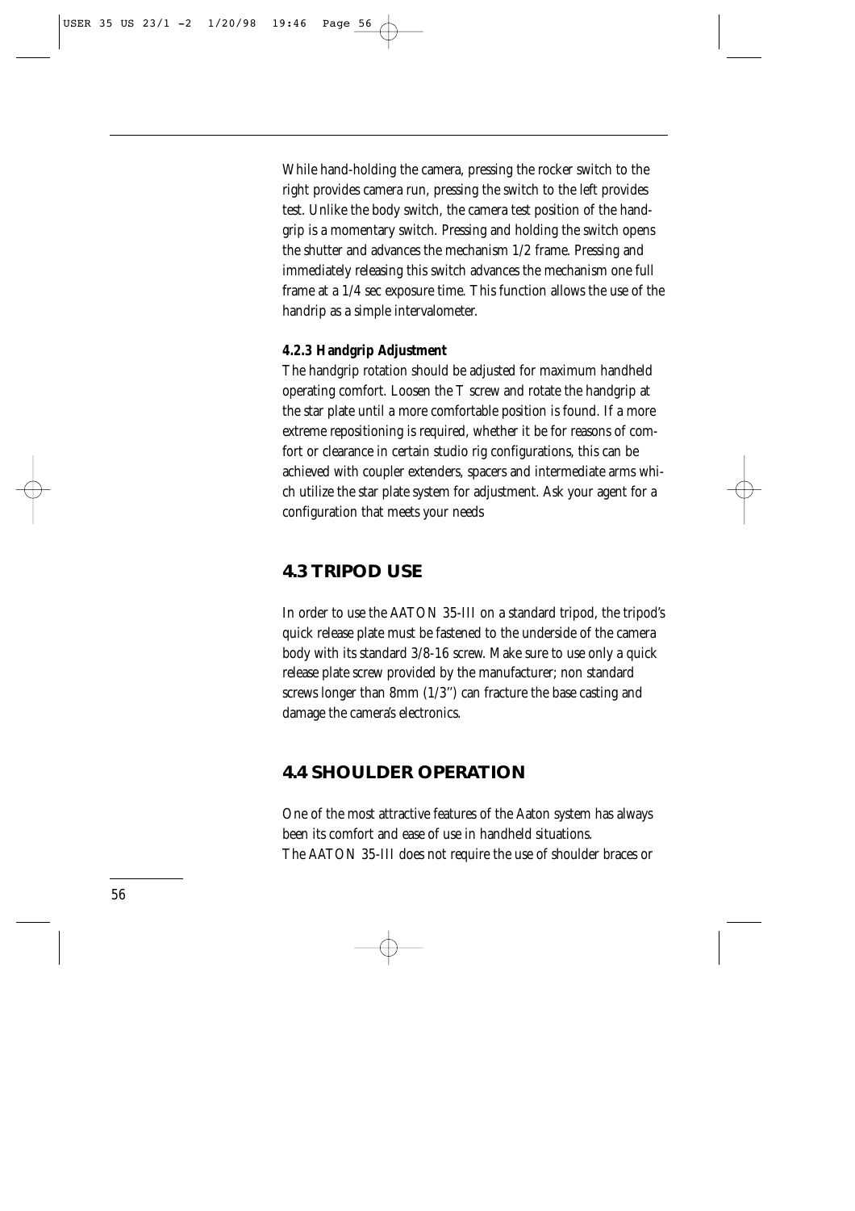While hand-holding the camera, pressing the rocker switch to the right provides camera run, pressing the switch to the left provides test. Unlike the body switch, the camera test position of the handgrip is a momentary switch. Pressing and holding the switch opens the shutter and advances the mechanism 1/2 frame. Pressing and immediately releasing this switch advances the mechanism one full frame at a 1/4 sec exposure time. This function allows the use of the handrip as a simple intervalometer.

#### *4.2.3 Handgrip Adjustment*

The handgrip rotation should be adjusted for maximum handheld operating comfort. Loosen the T screw and rotate the handgrip at the star plate until a more comfortable position is found. If a more extreme repositioning is required, whether it be for reasons of comfort or clearance in certain studio rig configurations, this can be achieved with coupler extenders, spacers and intermediate arms which utilize the star plate system for adjustment. Ask your agent for a configuration that meets your needs

## 4.3 TRIPOD USE

In order to use the AATON 35-III on a standard tripod, the tripod's quick release plate must be fastened to the underside of the camera body with its standard 3/8-16 screw. Make sure to use only a quick release plate screw provided by the manufacturer; non standard screws longer than 8mm (1/3") can fracture the base casting and damage the camera's electronics.

## 4.4 SHOULDER OPERATION

One of the most attractive features of the Aaton system has always been its comfort and ease of use in handheld situations.
The AATON 35-III does not require the use of shoulder braces or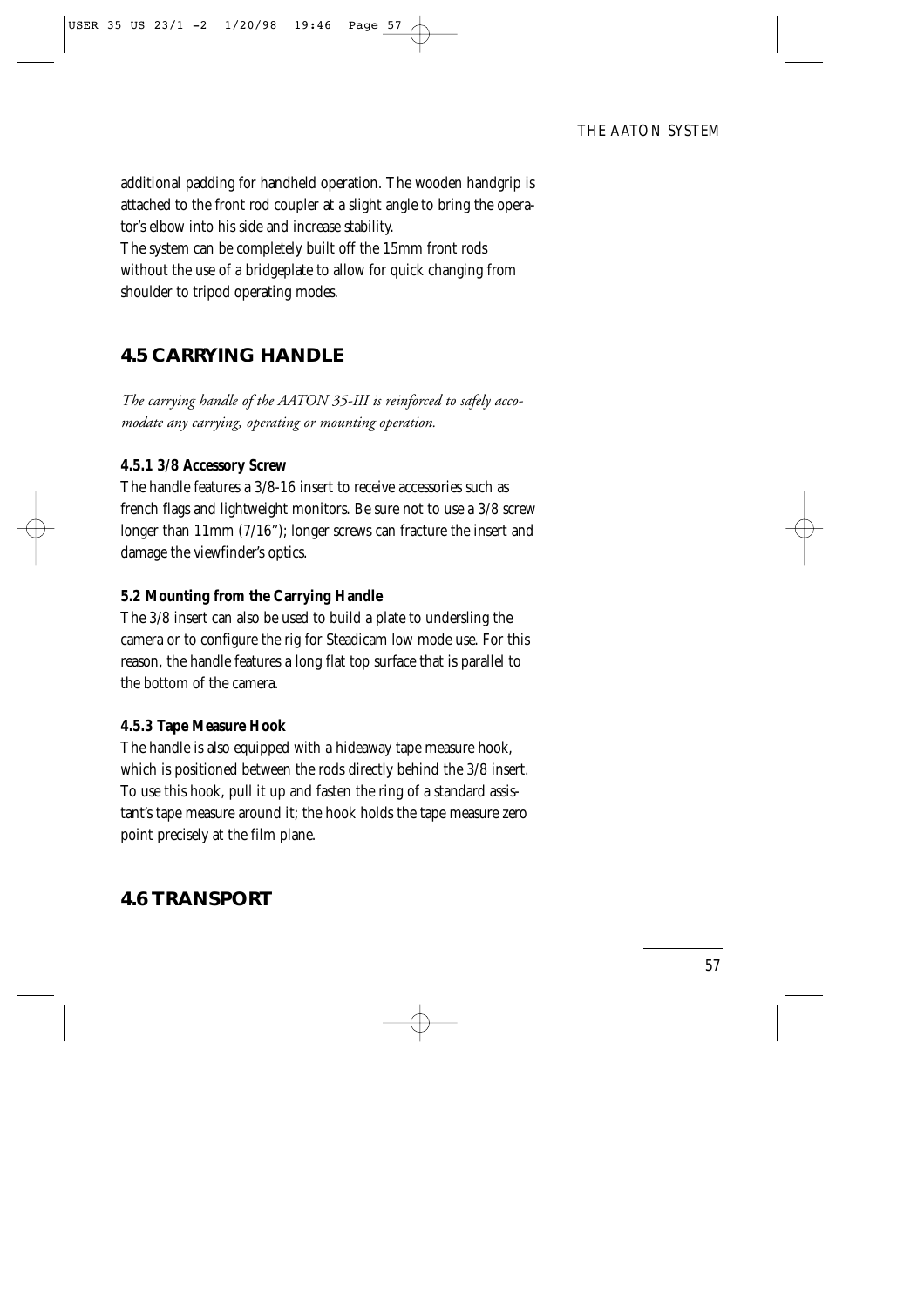additional padding for handheld operation. The wooden handgrip is attached to the front rod coupler at a slight angle to bring the operator's elbow into his side and increase stability.
The system can be completely built off the 15mm front rods without the use of a bridgeplate to allow for quick changing from shoulder to tripod operating modes.

## 4.5 CARRYING HANDLE

*The carrying handle of the AATON 35-III is reinforced to safely accomodate any carrying, operating or mounting operation.*

**4.5.1 3/8 Accessory Screw**

The handle features a 3/8-16 insert to receive accessories such as french flags and lightweight monitors. Be sure not to use a 3/8 screw longer than 11mm (7/16"); longer screws can fracture the insert and damage the viewfinder's optics.

**5.2 Mounting from the Carrying Handle**

The 3/8 insert can also be used to build a plate to undersling the camera or to configure the rig for Steadicam low mode use. For this reason, the handle features a long flat top surface that is parallel to the bottom of the camera.

**4.5.3 Tape Measure Hook**

The handle is also equipped with a hideaway tape measure hook, which is positioned between the rods directly behind the 3/8 insert. To use this hook, pull it up and fasten the ring of a standard assistant's tape measure around it; the hook holds the tape measure zero point precisely at the film plane.

## 4.6 TRANSPORT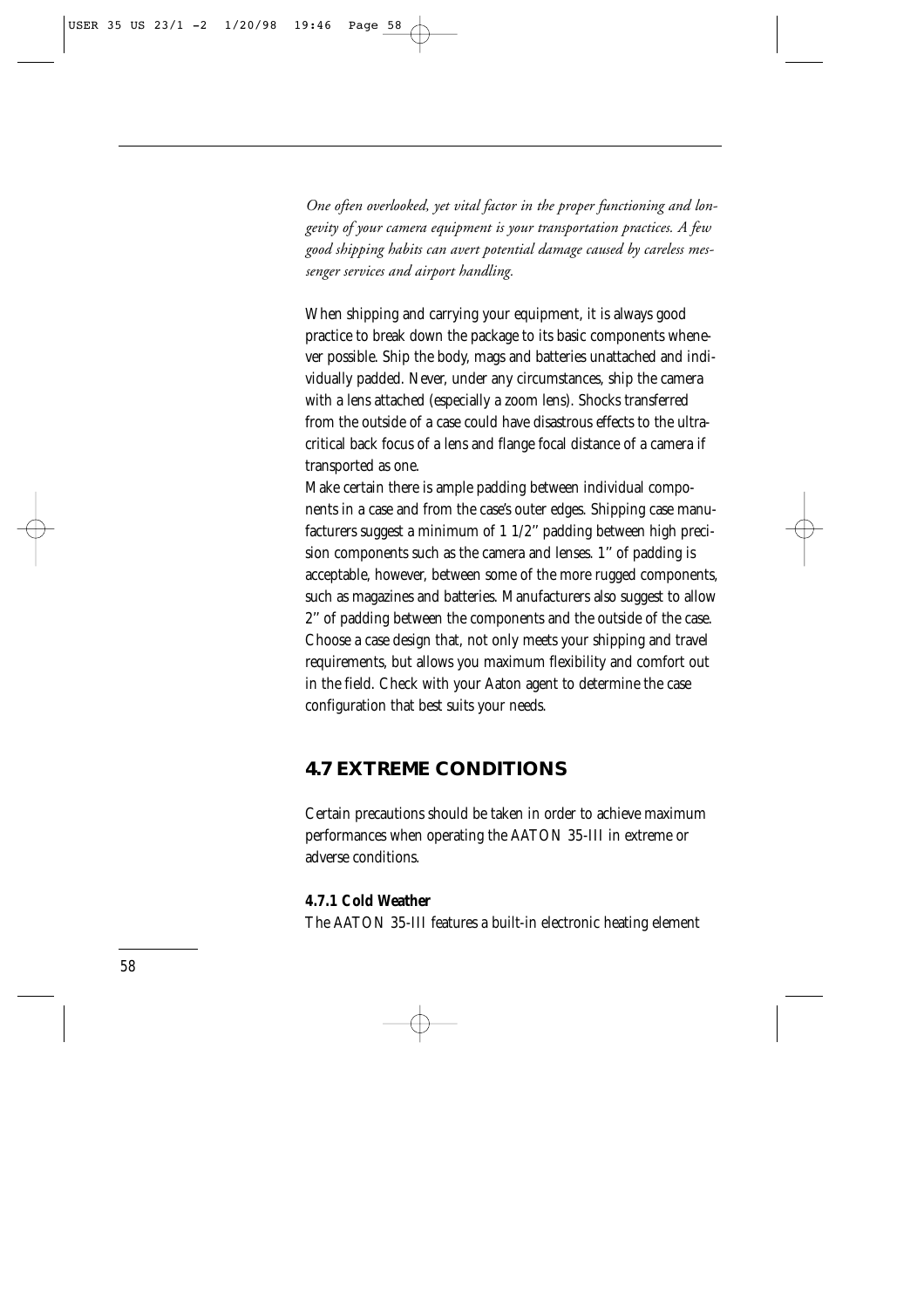*One often overlooked, yet vital factor in the proper functioning and longevity of your camera equipment is your transportation practices. A few good shipping habits can avert potential damage caused by careless messenger services and airport handling.*

When shipping and carrying your equipment, it is always good practice to break down the package to its basic components whenever possible. Ship the body, mags and batteries unattached and individually padded. Never, under any circumstances, ship the camera with a lens attached (especially a zoom lens). Shocks transferred from the outside of a case could have disastrous effects to the ultra-critical back focus of a lens and flange focal distance of a camera if transported as one.

Make certain there is ample padding between individual components in a case and from the case's outer edges. Shipping case manufacturers suggest a minimum of 1 1/2'' padding between high precision components such as the camera and lenses. 1'' of padding is acceptable, however, between some of the more rugged components, such as magazines and batteries. Manufacturers also suggest to allow 2'' of padding between the components and the outside of the case. Choose a case design that, not only meets your shipping and travel requirements, but allows you maximum flexibility and comfort out in the field. Check with your Aaton agent to determine the case configuration that best suits your needs.

## 4.7 EXTREME CONDITIONS

Certain precautions should be taken in order to achieve maximum performances when operating the AATON 35-III in extreme or adverse conditions.

### 4.7.1 Cold Weather

The AATON 35-III features a built-in electronic heating element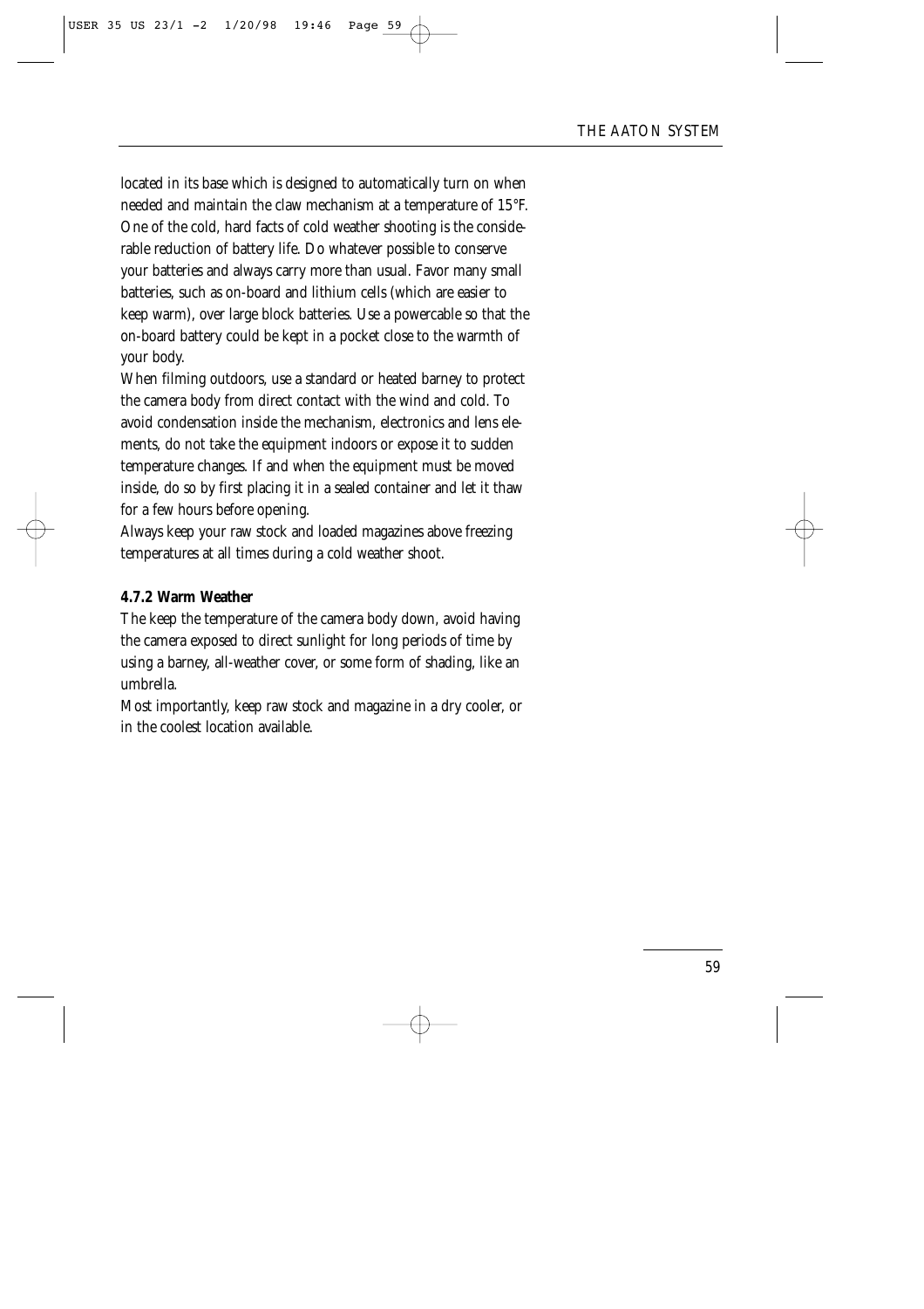located in its base which is designed to automatically turn on when needed and maintain the claw mechanism at a temperature of 15°F. One of the cold, hard facts of cold weather shooting is the considerable reduction of battery life. Do whatever possible to conserve your batteries and always carry more than usual. Favor many small batteries, such as on-board and lithium cells (which are easier to keep warm), over large block batteries. Use a powercable so that the on-board battery could be kept in a pocket close to the warmth of your body.

When filming outdoors, use a standard or heated barney to protect the camera body from direct contact with the wind and cold. To avoid condensation inside the mechanism, electronics and lens elements, do not take the equipment indoors or expose it to sudden temperature changes. If and when the equipment must be moved inside, do so by first placing it in a sealed container and let it thaw for a few hours before opening.

Always keep your raw stock and loaded magazines above freezing temperatures at all times during a cold weather shoot.

**4.7.2 Warm Weather**

The keep the temperature of the camera body down, avoid having the camera exposed to direct sunlight for long periods of time by using a barney, all-weather cover, or some form of shading, like an umbrella.

Most importantly, keep raw stock and magazine in a dry cooler, or in the coolest location available.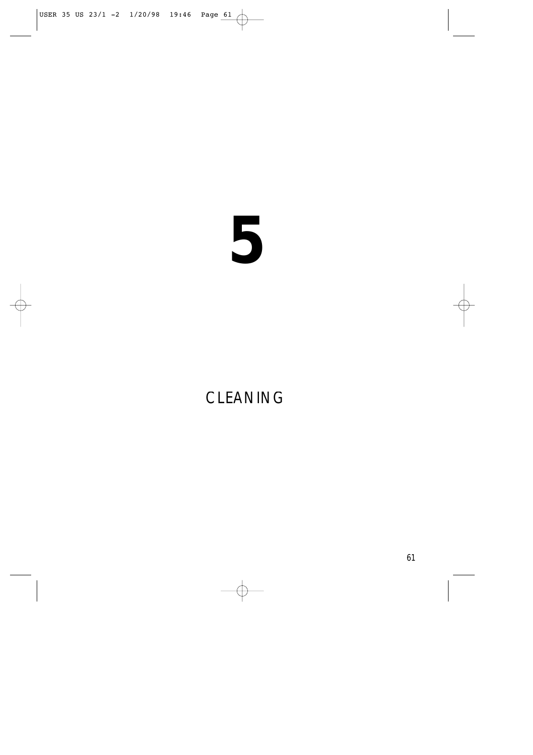# 5

## CLEANING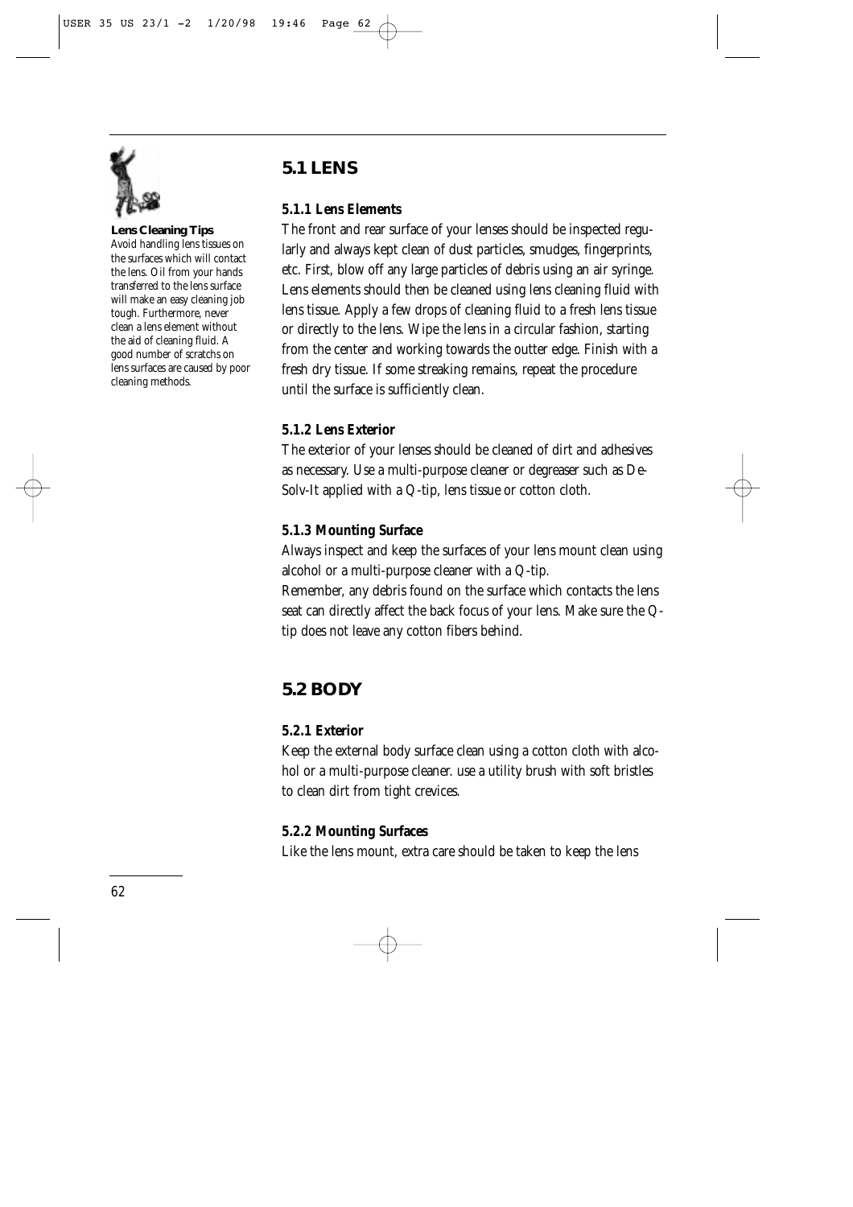**Lens Cleaning Tips**

Avoid handling lens tissues on the surfaces which will contact the lens. Oil from your hands transferred to the lens surface will make an easy cleaning job tough. Furthermore, never clean a lens element without the aid of cleaning fluid. A good number of scratchs on lens surfaces are caused by poor cleaning methods.

## 5.1 LENS

### 5.1.1 Lens Elements

The front and rear surface of your lenses should be inspected regularly and always kept clean of dust particles, smudges, fingerprints, etc. First, blow off any large particles of debris using an air syringe. Lens elements should then be cleaned using lens cleaning fluid with lens tissue. Apply a few drops of cleaning fluid to a fresh lens tissue or directly to the lens. Wipe the lens in a circular fashion, starting from the center and working towards the outter edge. Finish with a fresh dry tissue. If some streaking remains, repeat the procedure until the surface is sufficiently clean.

### 5.1.2 Lens Exterior

The exterior of your lenses should be cleaned of dirt and adhesives as necessary. Use a multi-purpose cleaner or degreaser such as De-Solv-It applied with a Q-tip, lens tissue or cotton cloth.

### 5.1.3 Mounting Surface

Always inspect and keep the surfaces of your lens mount clean using alcohol or a multi-purpose cleaner with a Q-tip.
Remember, any debris found on the surface which contacts the lens seat can directly affect the back focus of your lens. Make sure the Q-tip does not leave any cotton fibers behind.

## 5.2 BODY

### 5.2.1 Exterior

Keep the external body surface clean using a cotton cloth with alcohol or a multi-purpose cleaner. use a utility brush with soft bristles to clean dirt from tight crevices.

### 5.2.2 Mounting Surfaces

Like the lens mount, extra care should be taken to keep the lens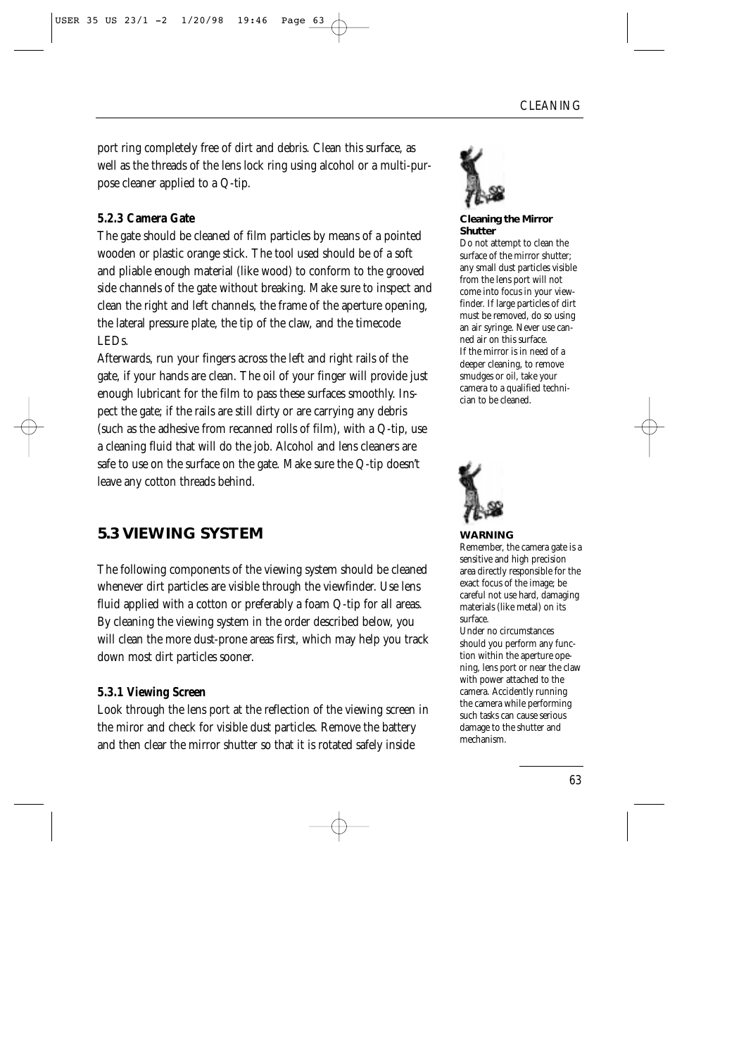port ring completely free of dirt and debris. Clean this surface, as well as the threads of the lens lock ring using alcohol or a multi-purpose cleaner applied to a Q-tip.

### 5.2.3 Camera Gate

The gate should be cleaned of film particles by means of a pointed wooden or plastic orange stick. The tool used should be of a soft and pliable enough material (like wood) to conform to the grooved side channels of the gate without breaking. Make sure to inspect and clean the right and left channels, the frame of the aperture opening, the lateral pressure plate, the tip of the claw, and the timecode LEDs.

Afterwards, run your fingers across the left and right rails of the gate, if your hands are clean. The oil of your finger will provide just enough lubricant for the film to pass these surfaces smoothly. Inspect the gate; if the rails are still dirty or are carrying any debris (such as the adhesive from recanned rolls of film), with a Q-tip, use a cleaning fluid that will do the job. Alcohol and lens cleaners are safe to use on the surface on the gate. Make sure the Q-tip doesn't leave any cotton threads behind.

**Cleaning the Mirror Shutter**

Do not attempt to clean the surface of the mirror shutter; any small dust particles visible from the lens port will not come into focus in your viewfinder. If large particles of dirt must be removed, do so using an air syringe. Never use canned air on this surface.

If the mirror is in need of a deeper cleaning, to remove smudges or oil, take your camera to a qualified technician to be cleaned.

**WARNING**

Remember, the camera gate is a sensitive and high precision area directly responsible for the exact focus of the image; be careful not use hard, damaging materials (like metal) on its surface.

Under no circumstances should you perform any function within the aperture opening, lens port or near the claw with power attached to the camera. Accidently running the camera while performing such tasks can cause serious damage to the shutter and mechanism.

## 5.3 VIEWING SYSTEM

The following components of the viewing system should be cleaned whenever dirt particles are visible through the viewfinder. Use lens fluid applied with a cotton or preferably a foam Q-tip for all areas. By cleaning the viewing system in the order described below, you will clean the more dust-prone areas first, which may help you track down most dirt particles sooner.

### 5.3.1 Viewing Screen

Look through the lens port at the reflection of the viewing screen in the miror and check for visible dust particles. Remove the battery and then clear the mirror shutter so that it is rotated safely inside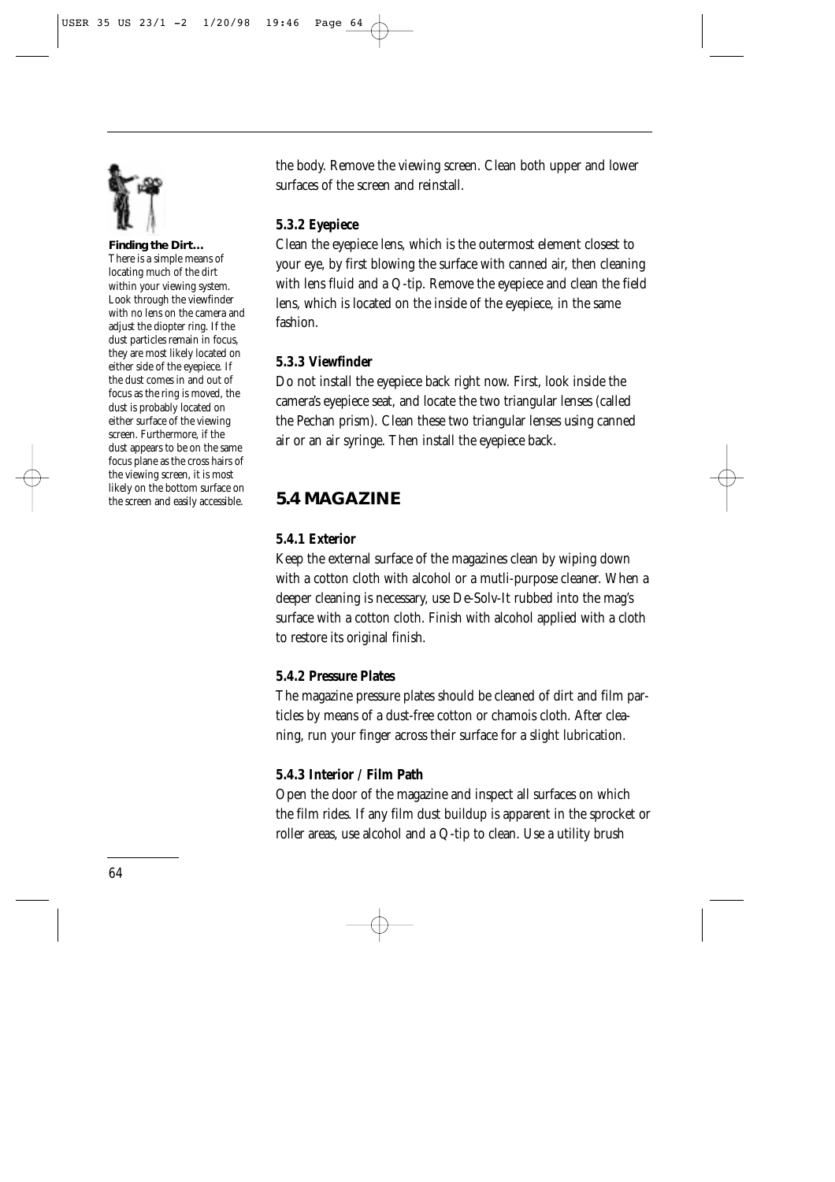**Finding the Dirt…**
There is a simple means of locating much of the dirt within your viewing system. Look through the viewfinder with no lens on the camera and adjust the diopter ring. If the dust particles remain in focus, they are most likely located on either side of the eyepiece. If the dust comes in and out of focus as the ring is moved, the dust is probably located on either surface of the viewing screen. Furthermore, if the dust appears to be on the same focus plane as the cross hairs of the viewing screen, it is most likely on the bottom surface on the screen and easily accessible.

the body. Remove the viewing screen. Clean both upper and lower surfaces of the screen and reinstall.

### 5.3.2 Eyepiece

Clean the eyepiece lens, which is the outermost element closest to your eye, by first blowing the surface with canned air, then cleaning with lens fluid and a Q-tip. Remove the eyepiece and clean the field lens, which is located on the inside of the eyepiece, in the same fashion.

### 5.3.3 Viewfinder

Do not install the eyepiece back right now. First, look inside the camera's eyepiece seat, and locate the two triangular lenses (called the Pechan prism). Clean these two triangular lenses using canned air or an air syringe. Then install the eyepiece back.

## 5.4 MAGAZINE

### 5.4.1 Exterior

Keep the external surface of the magazines clean by wiping down with a cotton cloth with alcohol or a mutli-purpose cleaner. When a deeper cleaning is necessary, use De-Solv-It rubbed into the mag's surface with a cotton cloth. Finish with alcohol applied with a cloth to restore its original finish.

### 5.4.2 Pressure Plates

The magazine pressure plates should be cleaned of dirt and film particles by means of a dust-free cotton or chamois cloth. After cleaning, run your finger across their surface for a slight lubrication.

### 5.4.3 Interior / Film Path

Open the door of the magazine and inspect all surfaces on which the film rides. If any film dust buildup is apparent in the sprocket or roller areas, use alcohol and a Q-tip to clean. Use a utility brush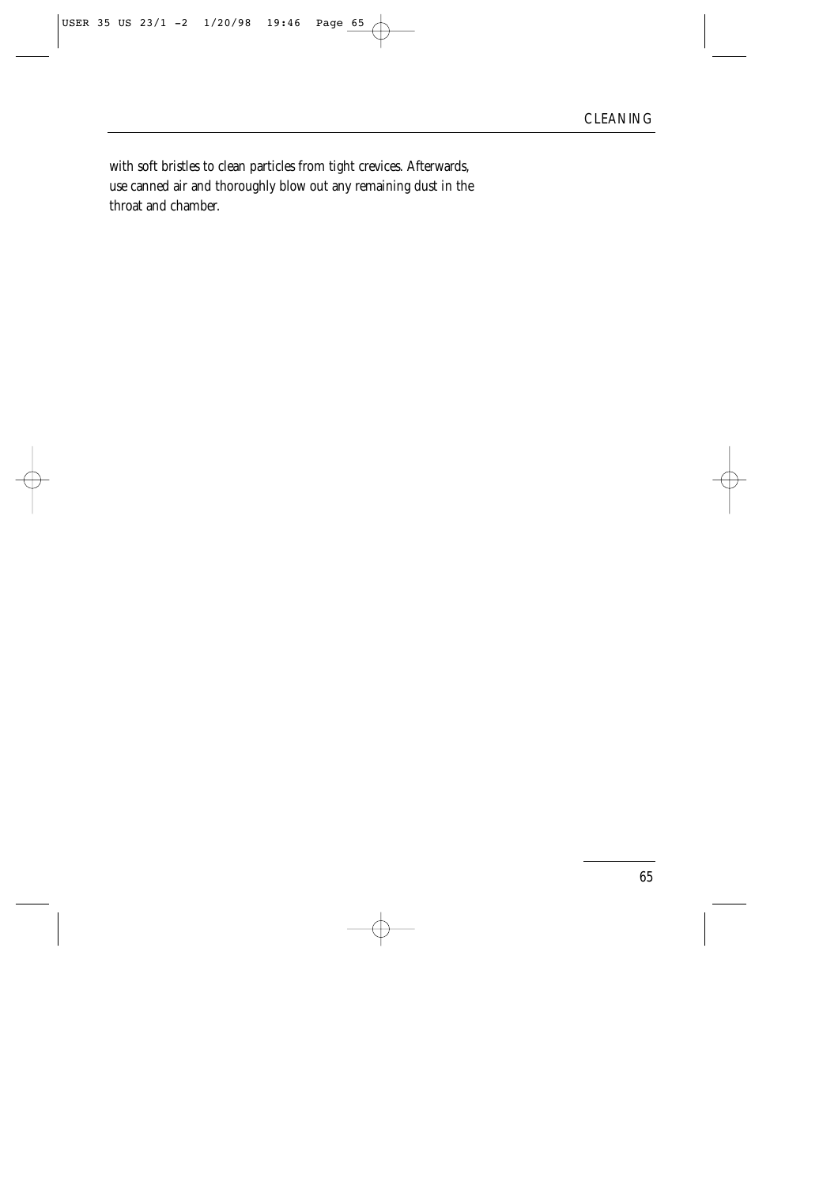with soft bristles to clean particles from tight crevices. Afterwards, use canned air and thoroughly blow out any remaining dust in the throat and chamber.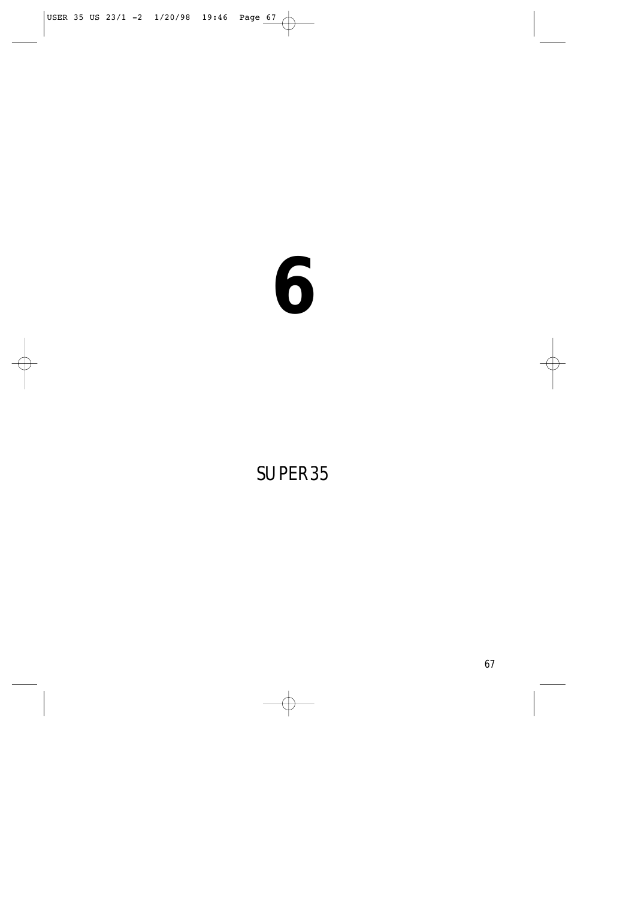# 6

## SUPER 35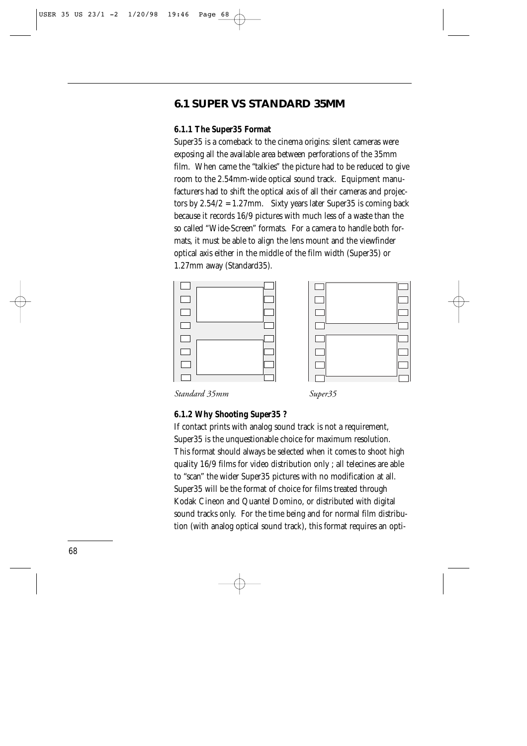## 6.1 SUPER VS STANDARD 35MM

### 6.1.1 The Super35 Format

Super35 is a comeback to the cinema origins: silent cameras were exposing all the available area between perforations of the 35mm film. When came the "talkies" the picture had to be reduced to give room to the 2.54mm-wide optical sound track. Equipment manufacturers had to shift the optical axis of all their cameras and projectors by 2.54/2 = 1.27mm. Sixty years later Super35 is coming back because it records 16/9 pictures with much less of a waste than the so called "Wide-Screen" formats. For a camera to handle both formats, it must be able to align the lens mount and the viewfinder optical axis either in the middle of the film width (Super35) or 1.27mm away (Standard35).

*Standard 35mm*

*Super35*

### 6.1.2 Why Shooting Super35 ?

If contact prints with analog sound track is not a requirement, Super35 is the unquestionable choice for maximum resolution. This format should always be selected when it comes to shoot high quality 16/9 films for video distribution only ; all telecines are able to "scan" the wider Super35 pictures with no modification at all. Super35 will be the format of choice for films treated through Kodak Cineon and Quantel Domino, or distributed with digital sound tracks only. For the time being and for normal film distribution (with analog optical sound track), this format requires an opti-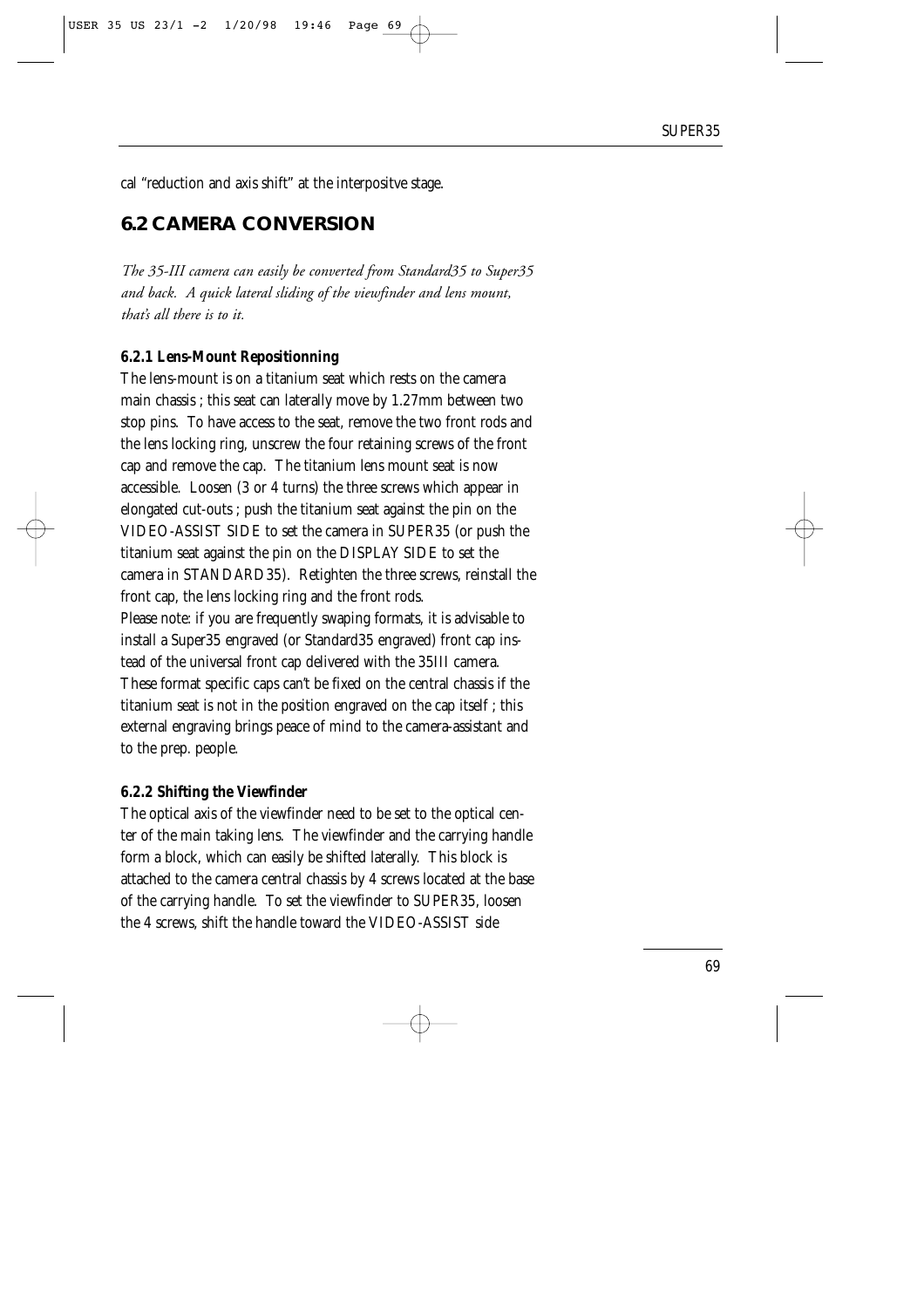cal "reduction and axis shift" at the interpositve stage.

## 6.2 CAMERA CONVERSION

*The 35-III camera can easily be converted from Standard35 to Super35 and back. A quick lateral sliding of the viewfinder and lens mount, that's all there is to it.*

### 6.2.1 Lens-Mount Repositionning

The lens-mount is on a titanium seat which rests on the camera main chassis ; this seat can laterally move by 1.27mm between two stop pins. To have access to the seat, remove the two front rods and the lens locking ring, unscrew the four retaining screws of the front cap and remove the cap. The titanium lens mount seat is now accessible. Loosen (3 or 4 turns) the three screws which appear in elongated cut-outs ; push the titanium seat against the pin on the VIDEO-ASSIST SIDE to set the camera in SUPER35 (or push the titanium seat against the pin on the DISPLAY SIDE to set the camera in STANDARD35). Retighten the three screws, reinstall the front cap, the lens locking ring and the front rods.
Please note: if you are frequently swaping formats, it is advisable to install a Super35 engraved (or Standard35 engraved) front cap instead of the universal front cap delivered with the 35III camera. These format specific caps can't be fixed on the central chassis if the titanium seat is not in the position engraved on the cap itself ; this external engraving brings peace of mind to the camera-assistant and to the prep. people.

### 6.2.2 Shifting the Viewfinder

The optical axis of the viewfinder need to be set to the optical center of the main taking lens. The viewfinder and the carrying handle form a block, which can easily be shifted laterally. This block is attached to the camera central chassis by 4 screws located at the base of the carrying handle. To set the viewfinder to SUPER35, loosen the 4 screws, shift the handle toward the VIDEO-ASSIST side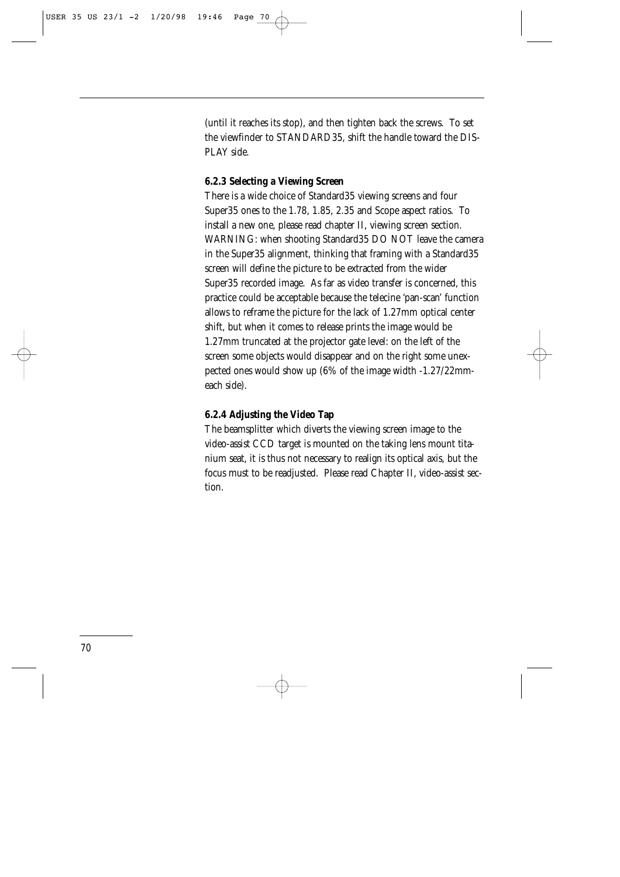(until it reaches its stop), and then tighten back the screws. To set the viewfinder to STANDARD35, shift the handle toward the DISPLAY side.

### 6.2.3 Selecting a Viewing Screen

There is a wide choice of Standard35 viewing screens and four Super35 ones to the 1.78, 1.85, 2.35 and Scope aspect ratios. To install a new one, please read chapter II, viewing screen section. WARNING: when shooting Standard35 DO NOT leave the camera in the Super35 alignment, thinking that framing with a Standard35 screen will define the picture to be extracted from the wider Super35 recorded image. As far as video transfer is concerned, this practice could be acceptable because the telecine 'pan-scan' function allows to reframe the picture for the lack of 1.27mm optical center shift, but when it comes to release prints the image would be 1.27mm truncated at the projector gate level: on the left of the screen some objects would disappear and on the right some unexpected ones would show up (6% of the image width -1.27/22mm- each side).

### 6.2.4 Adjusting the Video Tap

The beamsplitter which diverts the viewing screen image to the video-assist CCD target is mounted on the taking lens mount titanium seat, it is thus not necessary to realign its optical axis, but the focus must to be readjusted. Please read Chapter II, video-assist section.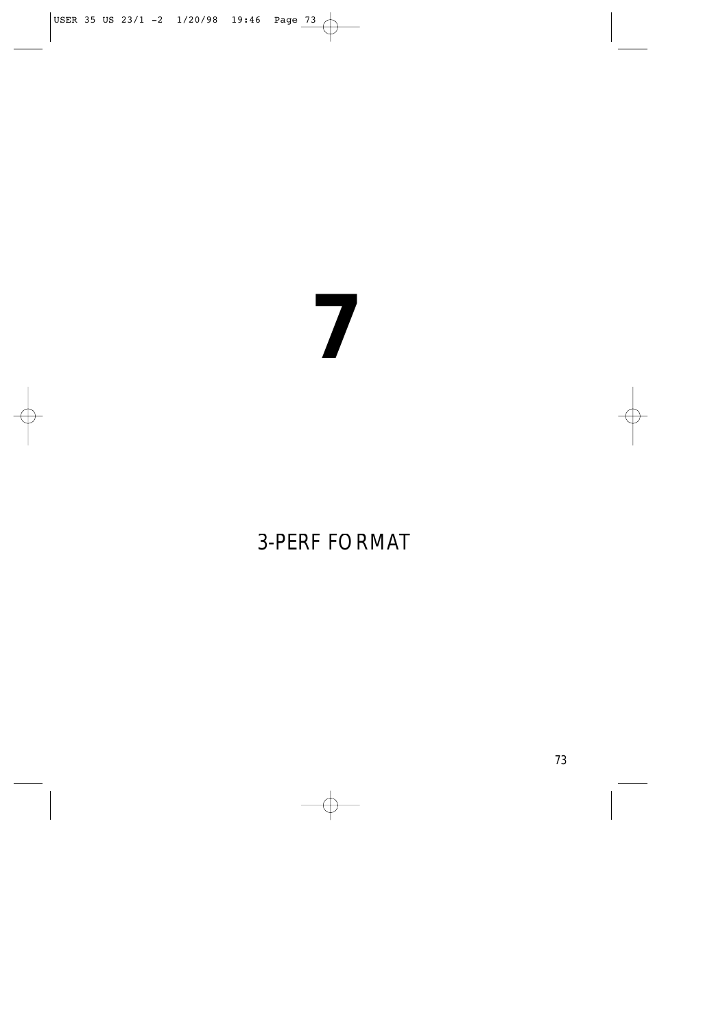# 7

## 3-PERF FORMAT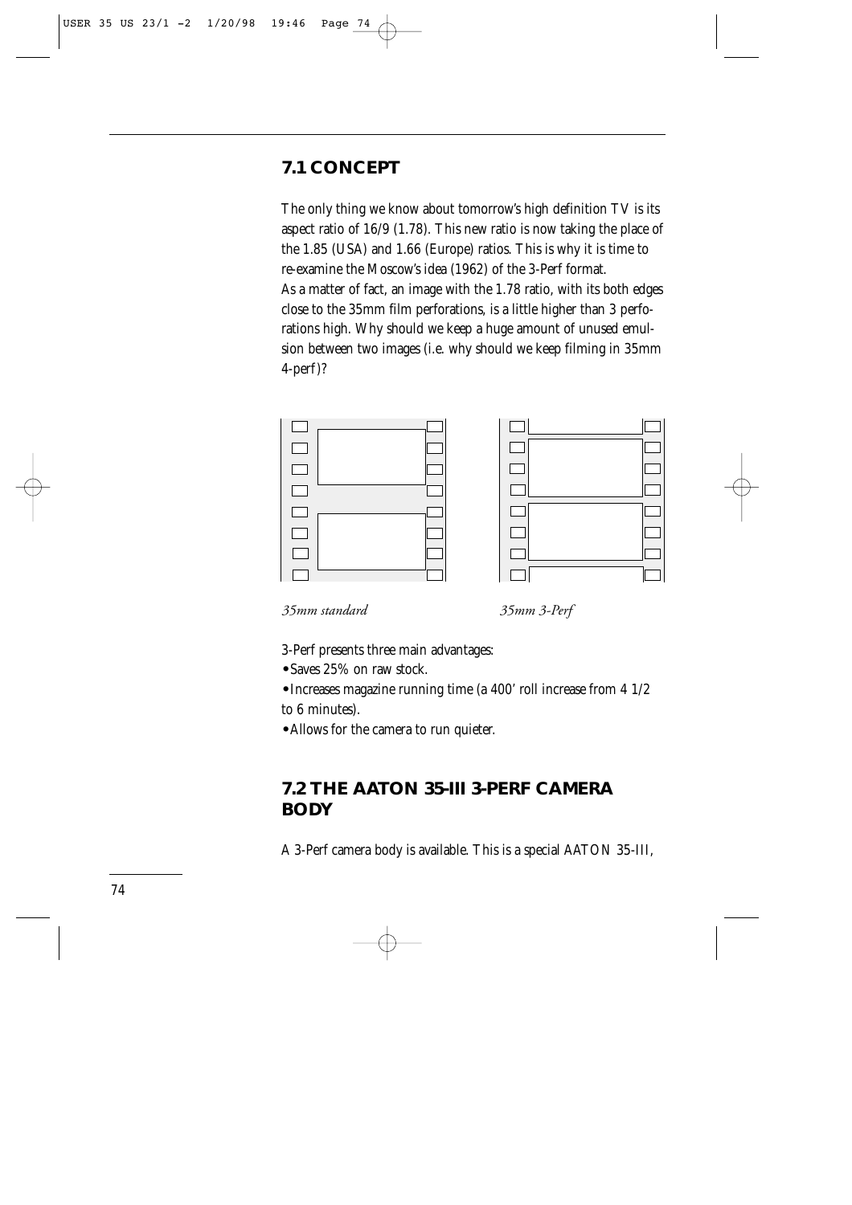## 7.1 CONCEPT

The only thing we know about tomorrow's high definition TV is its aspect ratio of 16/9 (1.78). This new ratio is now taking the place of the 1.85 (USA) and 1.66 (Europe) ratios. This is why it is time to re-examine the Moscow's idea (1962) of the 3-Perf format.
As a matter of fact, an image with the 1.78 ratio, with its both edges close to the 35mm film perforations, is a little higher than 3 perforations high. Why should we keep a huge amount of unused emulsion between two images (i.e. why should we keep filming in 35mm 4-perf)?

*35mm standard*

*35mm 3-Perf*

3-Perf presents three main advantages:

- Saves 25% on raw stock.
- Increases magazine running time (a 400' roll increase from 4 1/2 to 6 minutes).
- Allows for the camera to run quieter.

## 7.2 THE AATON 35-III 3-PERF CAMERA BODY

A 3-Perf camera body is available. This is a special AATON 35-III,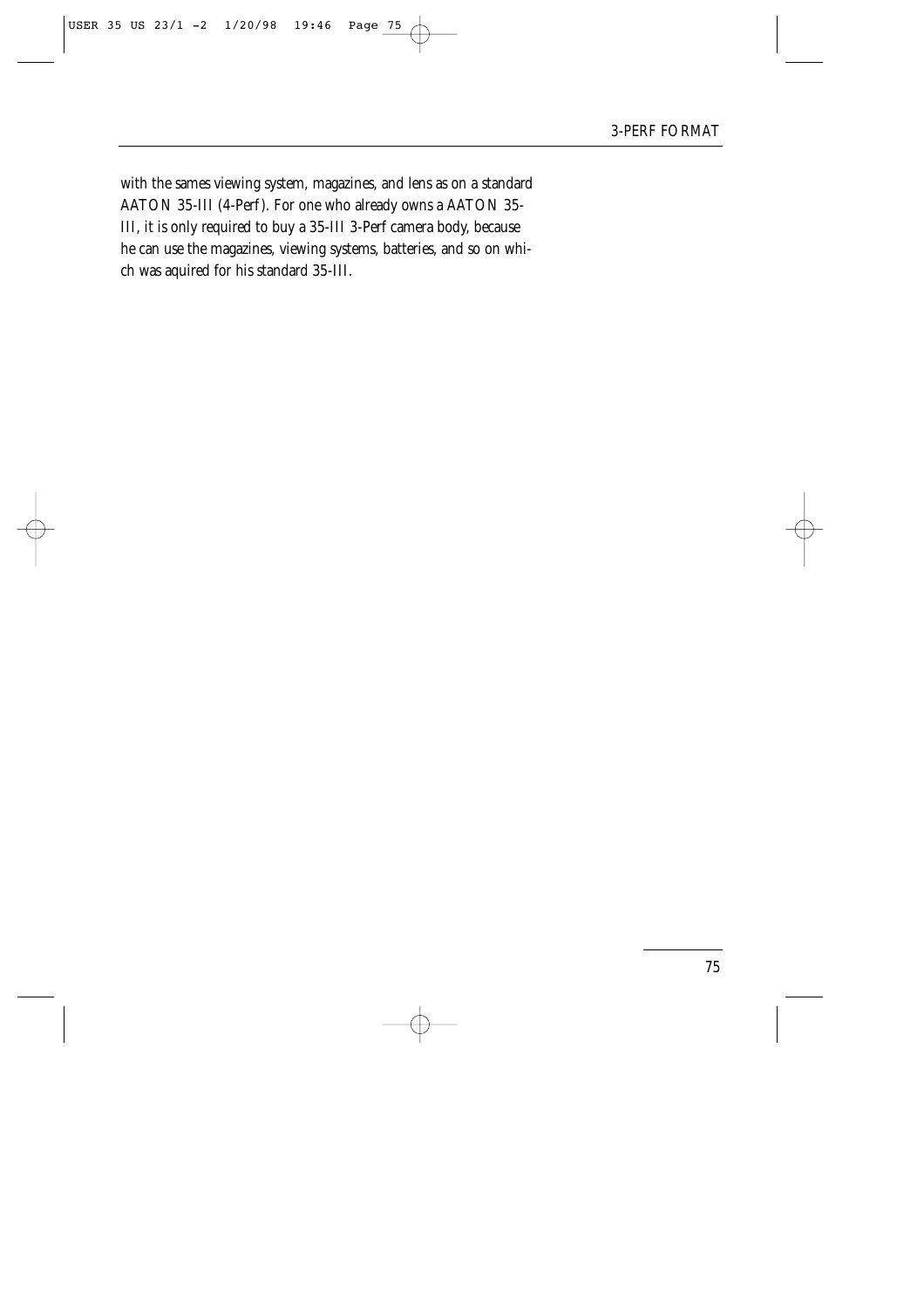with the sames viewing system, magazines, and lens as on a standard AATON 35-III (4-Perf). For one who already owns a AATON 35-III, it is only required to buy a 35-III 3-Perf camera body, because he can use the magazines, viewing systems, batteries, and so on which was aquired for his standard 35-III.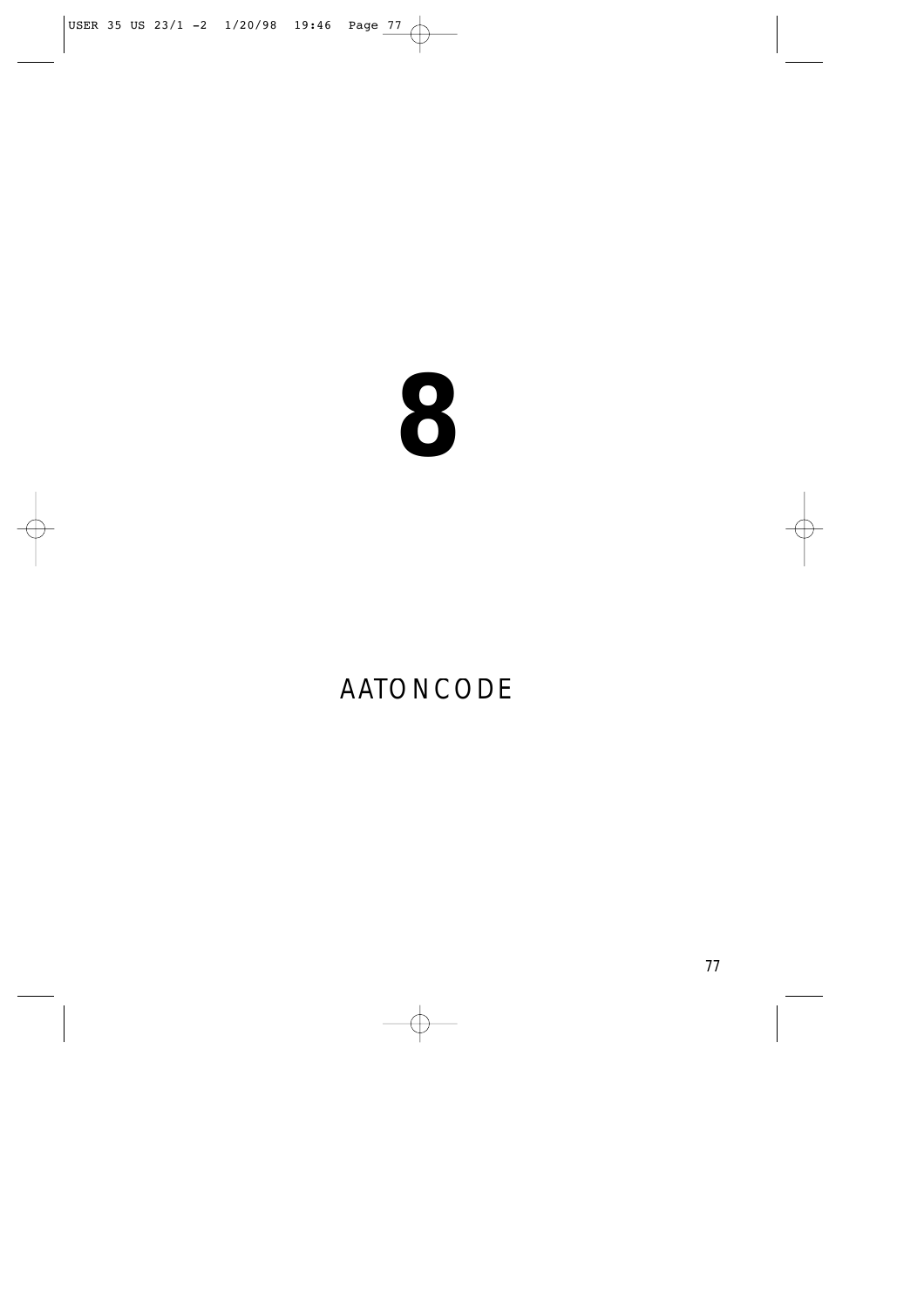# 8

## AATONCODE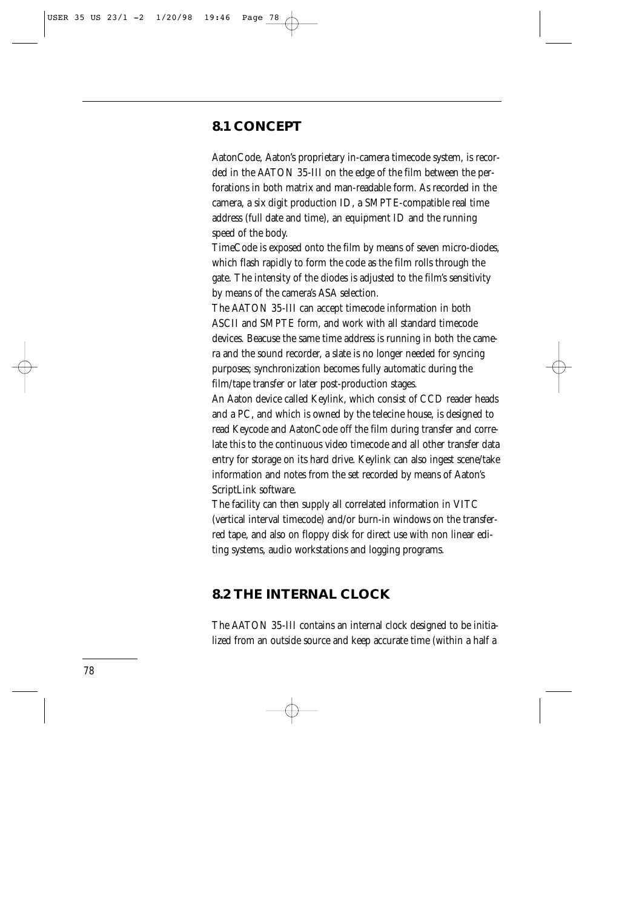## 8.1 CONCEPT

AatonCode, Aaton's proprietary in-camera timecode system, is recorded in the AATON 35-III on the edge of the film between the perforations in both matrix and man-readable form. As recorded in the camera, a six digit production ID, a SMPTE-compatible real time address (full date and time), an equipment ID and the running speed of the body.

TimeCode is exposed onto the film by means of seven micro-diodes, which flash rapidly to form the code as the film rolls through the gate. The intensity of the diodes is adjusted to the film's sensitivity by means of the camera's ASA selection.

The AATON 35-III can accept timecode information in both ASCII and SMPTE form, and work with all standard timecode devices. Beacuse the same time address is running in both the camera and the sound recorder, a slate is no longer needed for syncing purposes; synchronization becomes fully automatic during the film/tape transfer or later post-production stages.

An Aaton device called Keylink, which consist of CCD reader heads and a PC, and which is owned by the telecine house, is designed to read Keycode and AatonCode off the film during transfer and correlate this to the continuous video timecode and all other transfer data entry for storage on its hard drive. Keylink can also ingest scene/take information and notes from the set recorded by means of Aaton's ScriptLink software.

The facility can then supply all correlated information in VITC (vertical interval timecode) and/or burn-in windows on the transferred tape, and also on floppy disk for direct use with non linear editing systems, audio workstations and logging programs.

## 8.2 THE INTERNAL CLOCK

The AATON 35-III contains an internal clock designed to be initialized from an outside source and keep accurate time (within a half a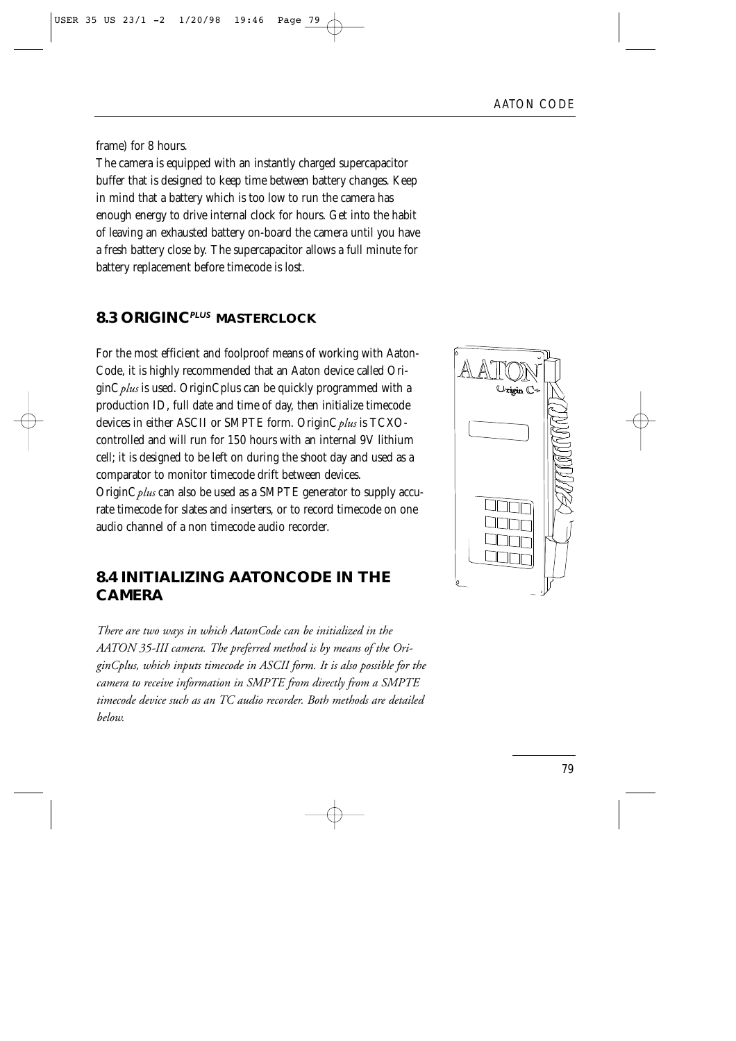frame) for 8 hours.

The camera is equipped with an instantly charged supercapacitor buffer that is designed to keep time between battery changes. Keep in mind that a battery which is too low to run the camera has enough energy to drive internal clock for hours. Get into the habit of leaving an exhausted battery on-board the camera until you have a fresh battery close by. The supercapacitor allows a full minute for battery replacement before timecode is lost.

## 8.3 ORIGINC*PLUS* MASTERCLOCK

For the most efficient and foolproof means of working with Aaton-Code, it is highly recommended that an Aaton device called OriginC*plus* is used. OriginCplus can be quickly programmed with a production ID, full date and time of day, then initialize timecode devices in either ASCII or SMPTE form. OriginC*plus* is TCXO-controlled and will run for 150 hours with an internal 9V lithium cell; it is designed to be left on during the shoot day and used as a comparator to monitor timecode drift between devices.

OriginC*plus* can also be used as a SMPTE generator to supply accurate timecode for slates and inserters, or to record timecode on one audio channel of a non timecode audio recorder.

## 8.4 INITIALIZING AATONCODE IN THE CAMERA

*There are two ways in which AatonCode can be initialized in the AATON 35-III camera. The preferred method is by means of the OriginCplus, which inputs timecode in ASCII form. It is also possible for the camera to receive information in SMPTE from directly from a SMPTE timecode device such as an TC audio recorder. Both methods are detailed below.*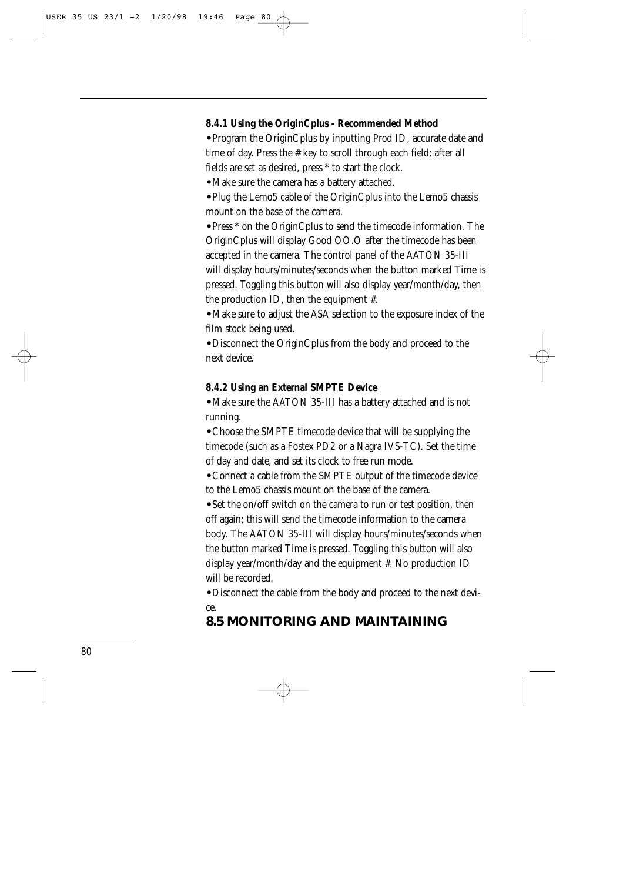#### 8.4.1 Using the OriginCplus - Recommended Method

- Program the OriginCplus by inputting Prod ID, accurate date and time of day. Press the # key to scroll through each field; after all fields are set as desired, press * to start the clock.
- Make sure the camera has a battery attached.
- Plug the Lemo5 cable of the OriginCplus into the Lemo5 chassis mount on the base of the camera.
- Press * on the OriginCplus to send the timecode information. The OriginCplus will display Good OO.O after the timecode has been accepted in the camera. The control panel of the AATON 35-III will display hours/minutes/seconds when the button marked Time is pressed. Toggling this button will also display year/month/day, then the production ID, then the equipment #.
- Make sure to adjust the ASA selection to the exposure index of the film stock being used.
- Disconnect the OriginCplus from the body and proceed to the next device.

#### 8.4.2 Using an External SMPTE Device

- Make sure the AATON 35-III has a battery attached and is not running.
- Choose the SMPTE timecode device that will be supplying the timecode (such as a Fostex PD2 or a Nagra IVS-TC). Set the time of day and date, and set its clock to free run mode.
- Connect a cable from the SMPTE output of the timecode device to the Lemo5 chassis mount on the base of the camera.
- Set the on/off switch on the camera to run or test position, then off again; this will send the timecode information to the camera body. The AATON 35-III will display hours/minutes/seconds when the button marked Time is pressed. Toggling this button will also display year/month/day and the equipment #. No production ID will be recorded.
- Disconnect the cable from the body and proceed to the next device.

## 8.5 MONITORING AND MAINTAINING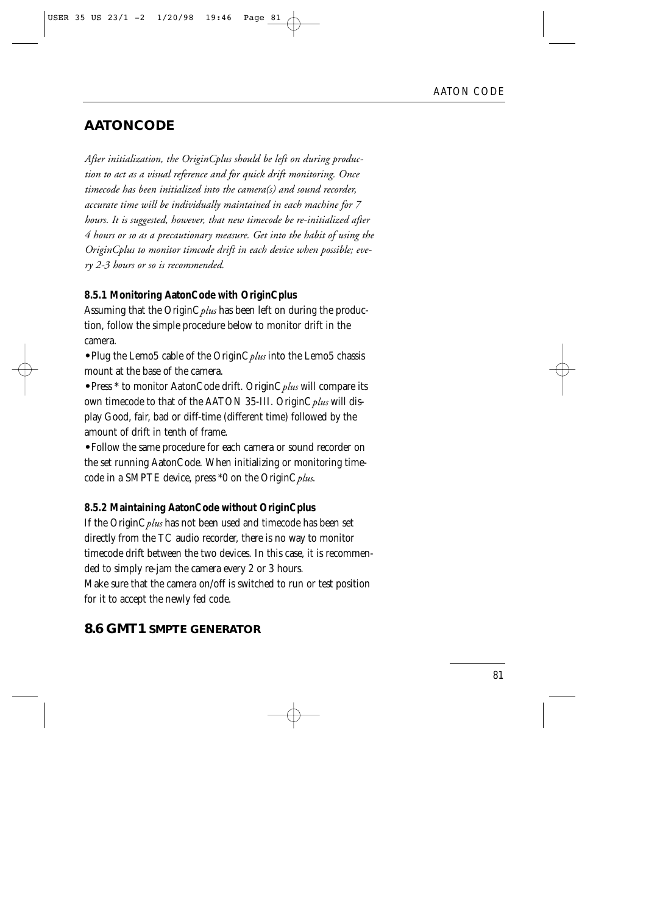## AATONCODE

*After initialization, the OriginCplus should be left on during production to act as a visual reference and for quick drift monitoring. Once timecode has been initialized into the camera(s) and sound recorder, accurate time will be individually maintained in each machine for 7 hours. It is suggested, however, that new timecode be re-initialized after 4 hours or so as a precautionary measure. Get into the habit of using the OriginCplus to monitor timcode drift in each device when possible; every 2-3 hours or so is recommended.*

### 8.5.1 Monitoring AatonCode with OriginCplus

Assuming that the OriginC*plus* has been left on during the production, follow the simple procedure below to monitor drift in the camera.

- Plug the Lemo5 cable of the OriginC*plus* into the Lemo5 chassis mount at the base of the camera.
- Press * to monitor AatonCode drift. OriginC*plus* will compare its own timecode to that of the AATON 35-III. OriginC*plus* will display Good, fair, bad or diff-time (different time) followed by the amount of drift in tenth of frame.
- Follow the same procedure for each camera or sound recorder on the set running AatonCode. When initializing or monitoring timecode in a SMPTE device, press *0 on the OriginC*plus*.

### 8.5.2 Maintaining AatonCode without OriginCplus

If the OriginC*plus* has not been used and timecode has been set directly from the TC audio recorder, there is no way to monitor timecode drift between the two devices. In this case, it is recommended to simply re-jam the camera every 2 or 3 hours.

Make sure that the camera on/off is switched to run or test position for it to accept the newly fed code.

## 8.6 GMT1 SMPTE GENERATOR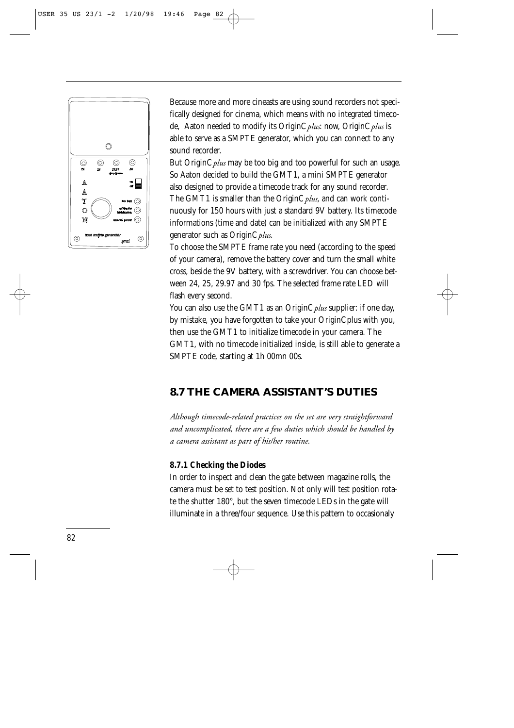Because more and more cineasts are using sound recorders not specifically designed for cinema, which means with no integrated timecode, Aaton needed to modify its OriginC*plus*: now, OriginC*plus* is able to serve as a SMPTE generator, which you can connect to any sound recorder.

But OriginC*plus* may be too big and too powerful for such an usage. So Aaton decided to build the GMT1, a mini SMPTE generator also designed to provide a timecode track for any sound recorder. The GMT1 is smaller than the OriginC*plus*, and can work continuously for 150 hours with just a standard 9V battery. Its timecode informations (time and date) can be initialized with any SMPTE generator such as OriginC*plus*.

To choose the SMPTE frame rate you need (according to the speed of your camera), remove the battery cover and turn the small white cross, beside the 9V battery, with a screwdriver. You can choose between 24, 25, 29.97 and 30 fps. The selected frame rate LED will flash every second.

You can also use the GMT1 as an OriginC*plus* supplier: if one day, by mistake, you have forgotten to take your OriginCplus with you, then use the GMT1 to initialize timecode in your camera. The GMT1, with no timecode initialized inside, is still able to generate a SMPTE code, starting at 1h 00mn 00s.

## 8.7 THE CAMERA ASSISTANT'S DUTIES

*Although timecode-related practices on the set are very straightforward and uncomplicated, there are a few duties which should be handled by a camera assistant as part of his/her routine.*

### 8.7.1 Checking the Diodes

In order to inspect and clean the gate between magazine rolls, the camera must be set to test position. Not only will test position rotate the shutter 180°, but the seven timecode LEDs in the gate will illuminate in a three/four sequence. Use this pattern to occasionaly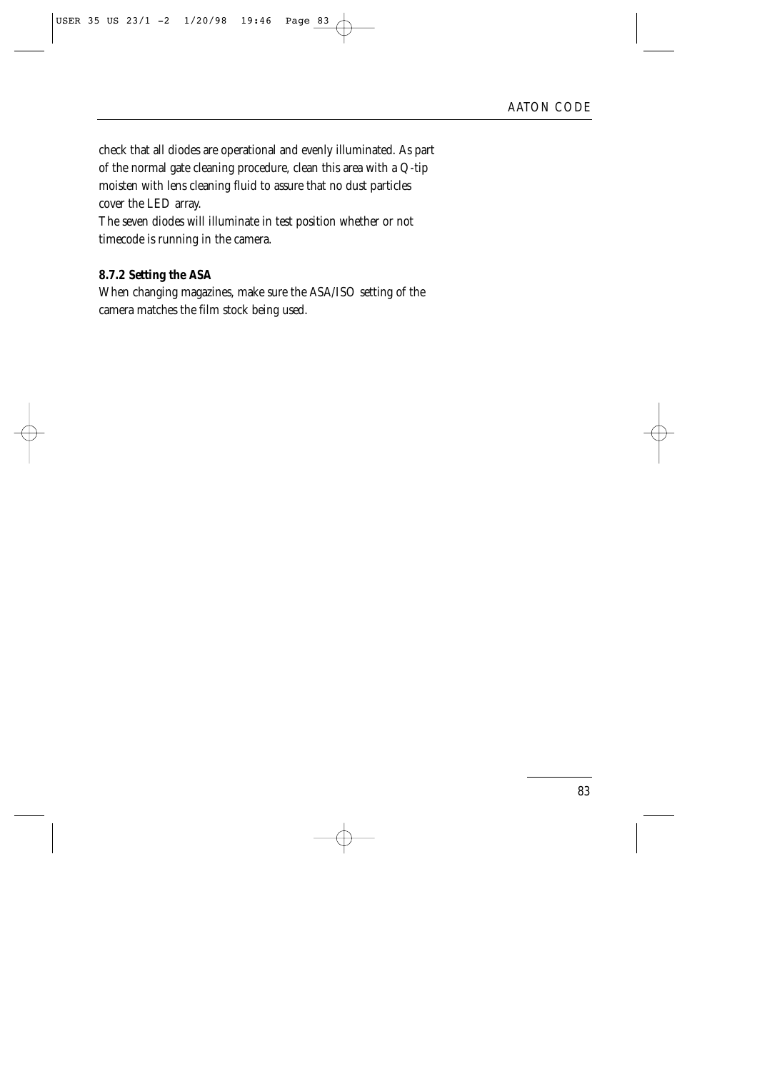check that all diodes are operational and evenly illuminated. As part of the normal gate cleaning procedure, clean this area with a Q-tip moisten with lens cleaning fluid to assure that no dust particles cover the LED array.

The seven diodes will illuminate in test position whether or not timecode is running in the camera.

### 8.7.2 Setting the ASA

When changing magazines, make sure the ASA/ISO setting of the camera matches the film stock being used.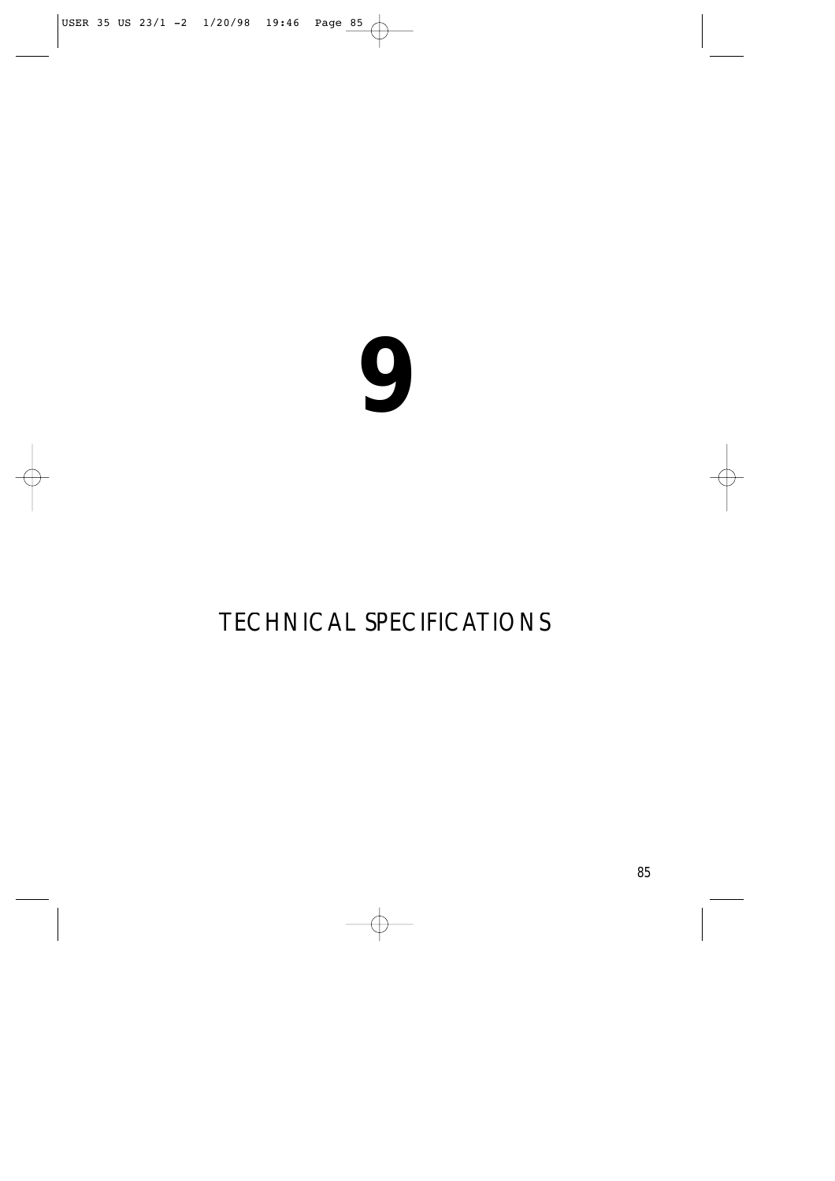# 9

## TECHNICAL SPECIFICATIONS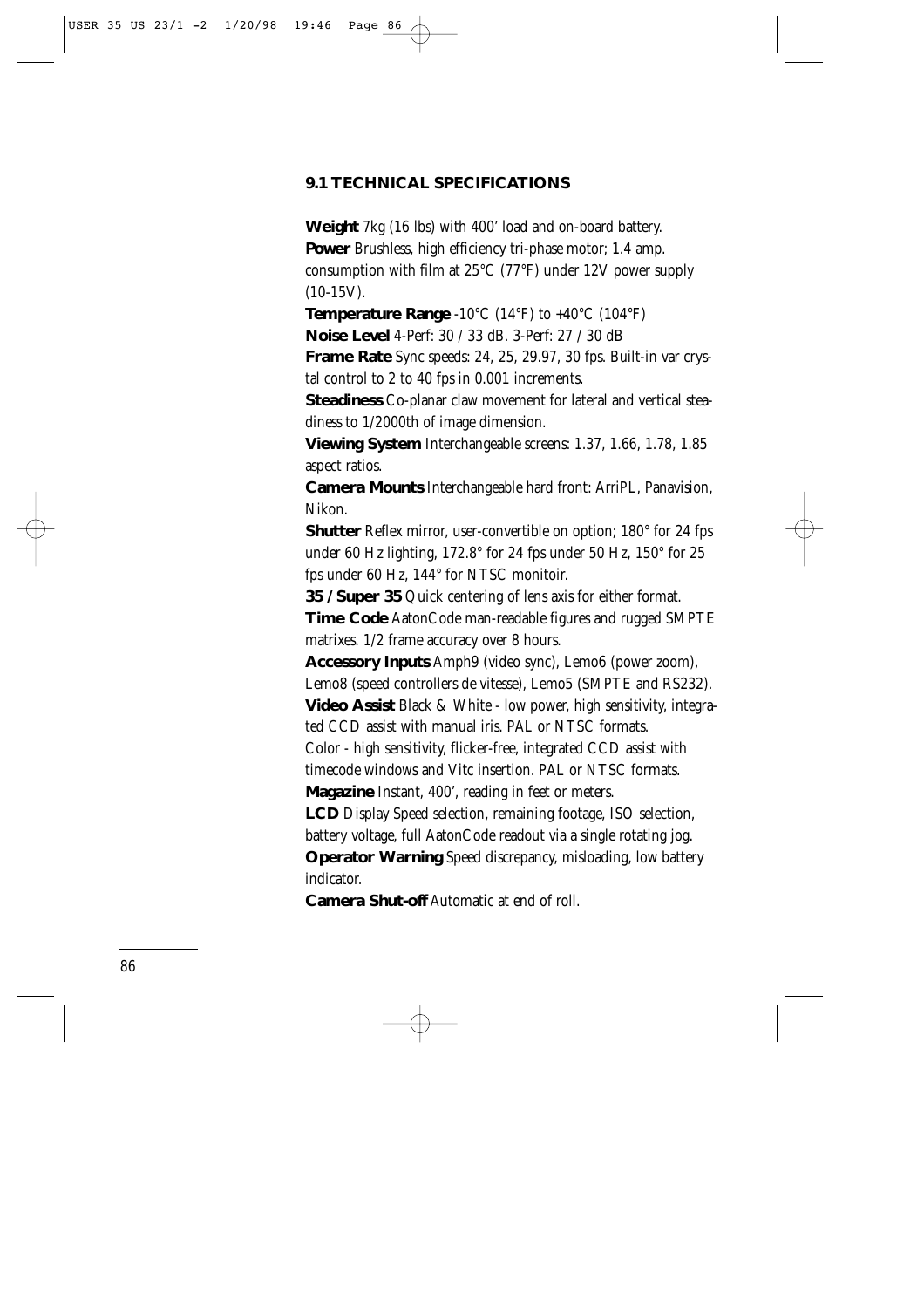## 9.1 TECHNICAL SPECIFICATIONS

**Weight** 7kg (16 lbs) with 400' load and on-board battery.

**Power** Brushless, high efficiency tri-phase motor; 1.4 amp. consumption with film at 25°C (77°F) under 12V power supply (10-15V).

**Temperature Range** -10°C (14°F) to +40°C (104°F)

**Noise Level** 4-Perf: 30 / 33 dB. 3-Perf: 27 / 30 dB

**Frame Rate** Sync speeds: 24, 25, 29.97, 30 fps. Built-in var crystal control to 2 to 40 fps in 0.001 increments.

**Steadiness** Co-planar claw movement for lateral and vertical steadiness to 1/2000th of image dimension.

**Viewing System** Interchangeable screens: 1.37, 1.66, 1.78, 1.85 aspect ratios.

**Camera Mounts** Interchangeable hard front: ArriPL, Panavision, Nikon.

**Shutter** Reflex mirror, user-convertible on option; 180° for 24 fps under 60 Hz lighting, 172.8° for 24 fps under 50 Hz, 150° for 25 fps under 60 Hz, 144° for NTSC monitoir.

**35 / Super 35** Quick centering of lens axis for either format.

**Time Code** AatonCode man-readable figures and rugged SMPTE matrixes. 1/2 frame accuracy over 8 hours.

**Accessory Inputs** Amph9 (video sync), Lemo6 (power zoom), Lemo8 (speed controllers de vitesse), Lemo5 (SMPTE and RS232).

**Video Assist** Black & White - low power, high sensitivity, integrated CCD assist with manual iris. PAL or NTSC formats.
Color - high sensitivity, flicker-free, integrated CCD assist with timecode windows and Vitc insertion. PAL or NTSC formats.

**Magazine** Instant, 400', reading in feet or meters.

**LCD** Display Speed selection, remaining footage, ISO selection, battery voltage, full AatonCode readout via a single rotating jog.

**Operator Warning** Speed discrepancy, misloading, low battery indicator.

**Camera Shut-off** Automatic at end of roll.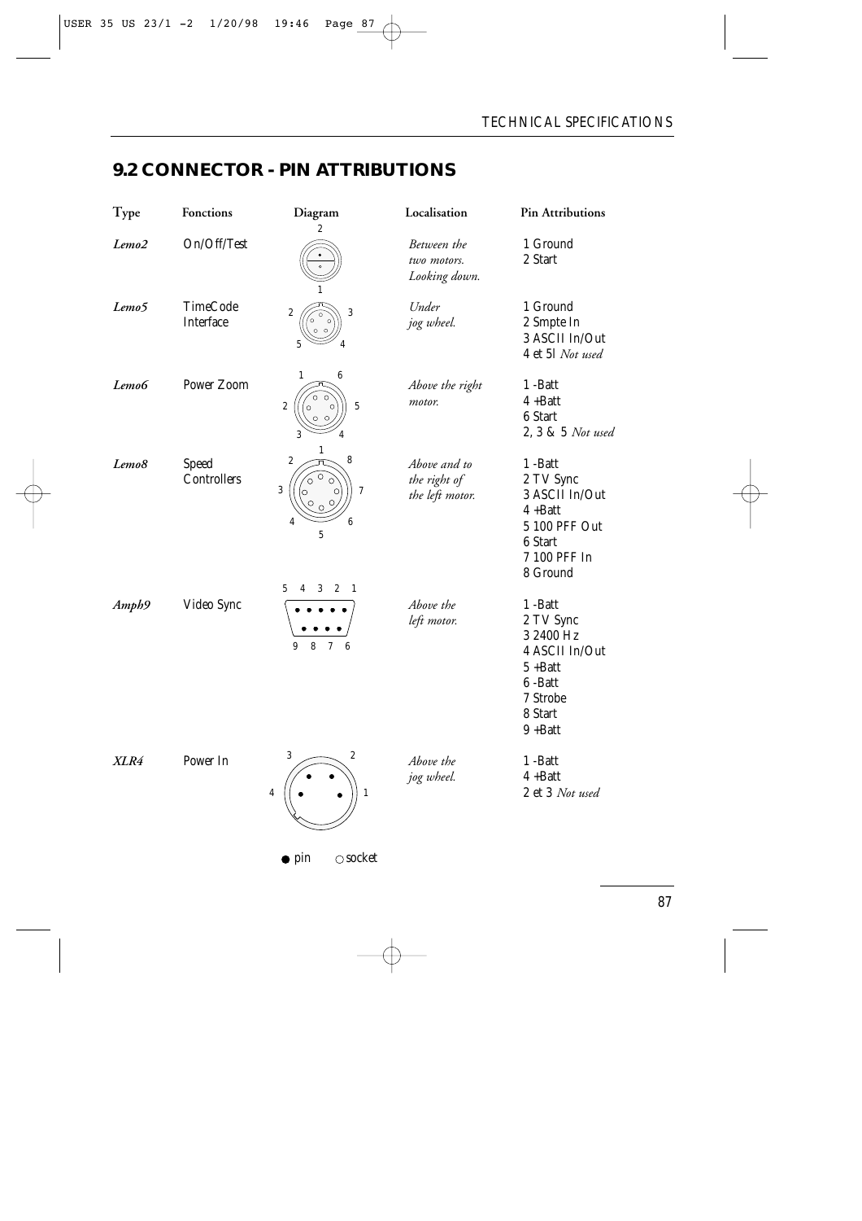## 9.2 CONNECTOR - PIN ATTRIBUTIONS

| Type | Fonctions | Diagram | Localisation | Pin Attributions |
|---|---|---|---|---|
| *Lemo2* | On/Off/Test | | *Between the two motors. Looking down.* | 1 Ground<br>2 Start |
| *Lemo5* | TimeCode Interface | | *Under jog wheel.* | 1 Ground<br>2 Smpte In<br>3 ASCII In/Out<br>4 et 5l *Not used* |
| *Lemo6* | Power Zoom | | *Above the right motor.* | 1 -Batt<br>4 +Batt<br>6 Start<br>2, 3 & 5 *Not used* |
| *Lemo8* | Speed Controllers | | *Above and to the right of the left motor.* | 1 -Batt<br>2 TV Sync<br>3 ASCII In/Out<br>4 +Batt<br>5 100 PFF Out<br>6 Start<br>7 100 PFF In<br>8 Ground |
| *Amph9* | Video Sync | | *Above the left motor.* | 1 -Batt<br>2 TV Sync<br>3 2400 Hz<br>4 ASCII In/Out<br>5 +Batt<br>6 -Batt<br>7 Strobe<br>8 Start<br>9 +Batt |
| *XLR4* | Power In | | *Above the jog wheel.* | 1 -Batt<br>4 +Batt<br>2 et 3 *Not used* |

● pin ○ socket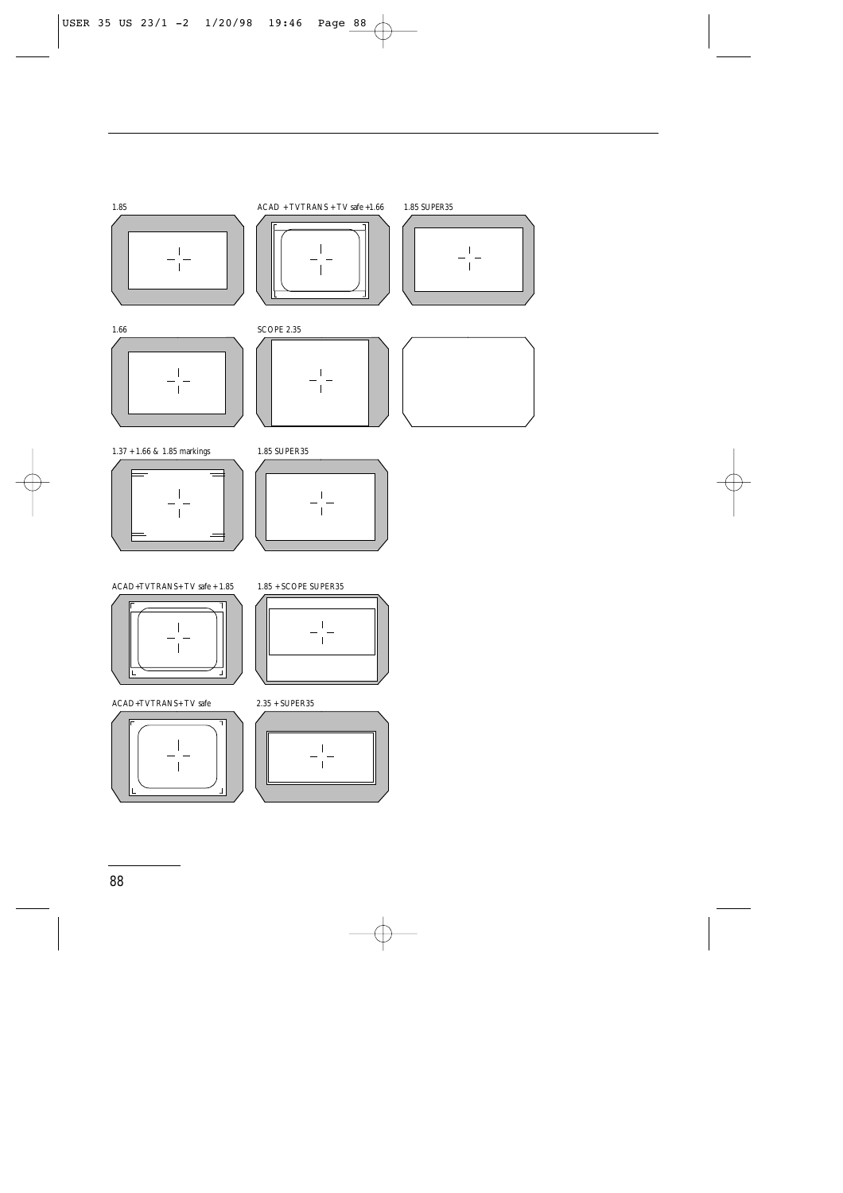1.85

ACAD + TV TRANS + TV safe +1.66

1.85 SUPER35

1.66

SCOPE 2.35

1.37 + 1.66 & 1.85 markings

1.85 SUPER35

ACAD+TV TRANS+ TV safe + 1.85

1.85 + SCOPE SUPER35

ACAD+TV TRANS+ TV safe

2.35 + SUPER35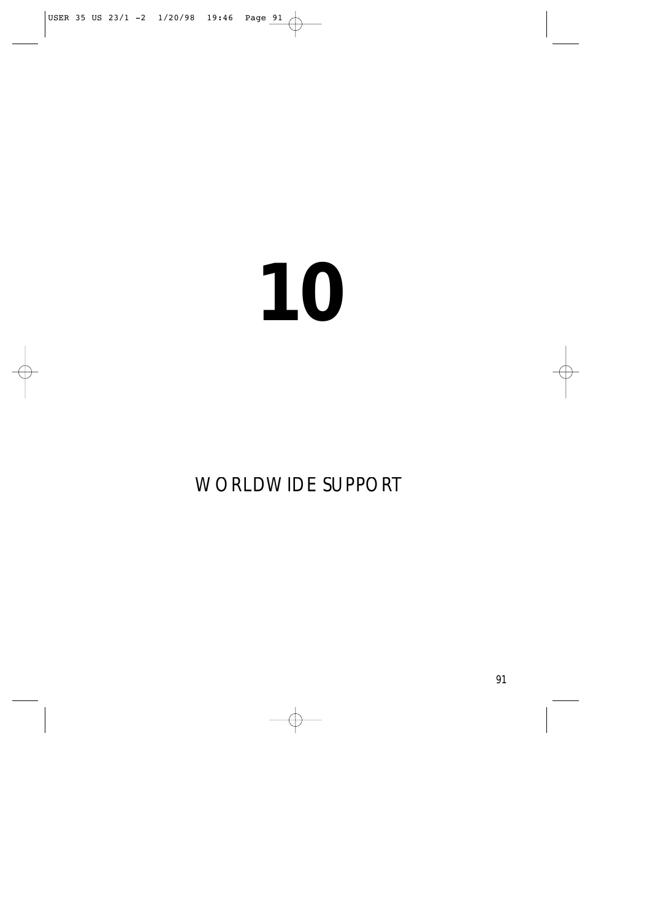# 10

## WORLDWIDE SUPPORT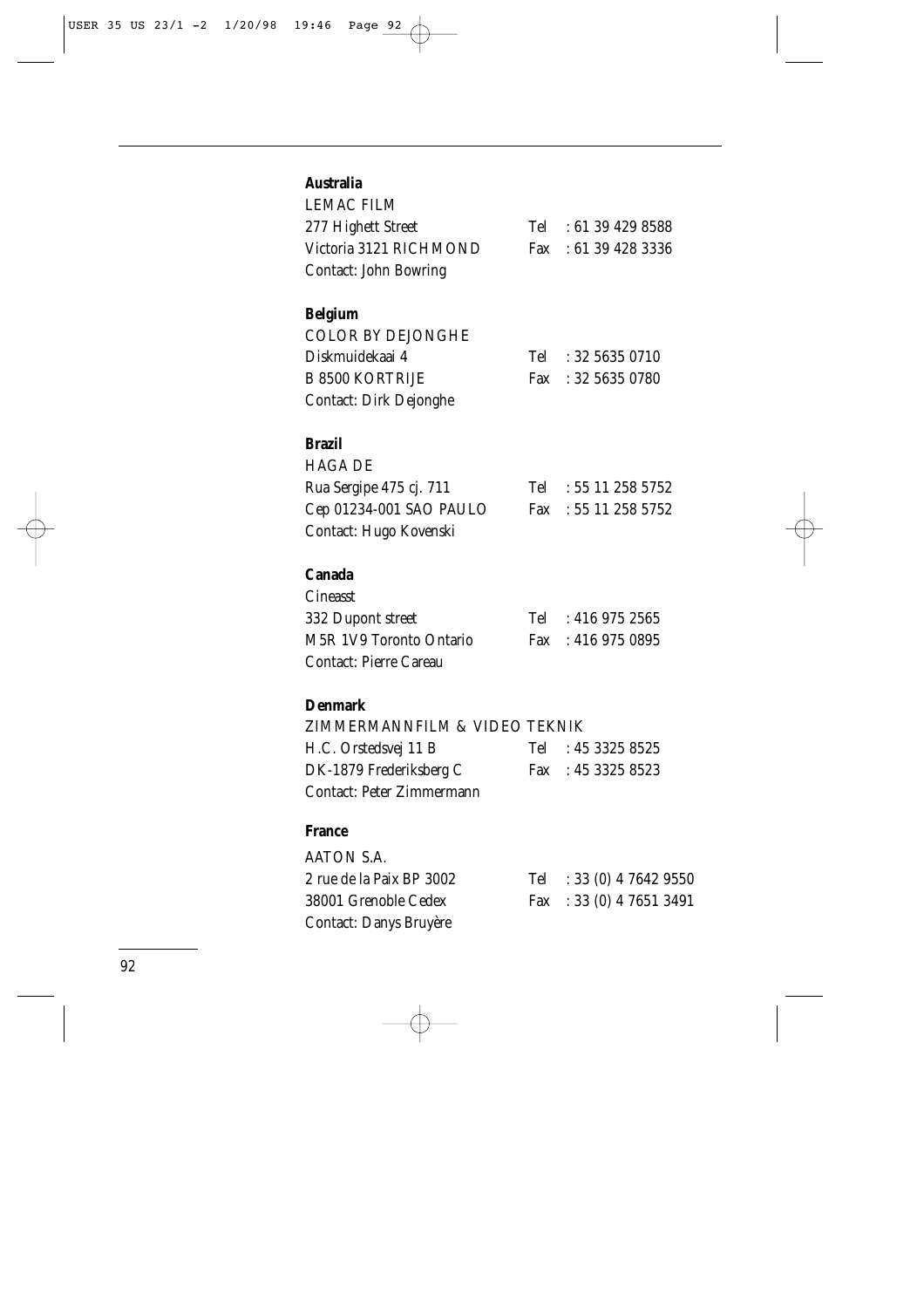**Australia**

LEMAC FILM
277 Highett Street — Tel : 61 39 429 8588
Victoria 3121 RICHMOND — Fax : 61 39 428 3336
Contact: John Bowring

**Belgium**

COLOR BY DEJONGHE
Diskmuidekaai 4 — Tel : 32 5635 0710
B 8500 KORTRIJE — Fax : 32 5635 0780
Contact: Dirk Dejonghe

**Brazil**

HAGA DE
Rua Sergipe 475 cj. 711 — Tel : 55 11 258 5752
Cep 01234-001 SAO PAULO — Fax : 55 11 258 5752
Contact: Hugo Kovenski

**Canada**

Cineasst
332 Dupont street — Tel : 416 975 2565
M5R 1V9 Toronto Ontario — Fax : 416 975 0895
Contact: Pierre Careau

**Denmark**

ZIMMERMANNFILM & VIDEO TEKNIK
H.C. Orstedsvej 11 B — Tel : 45 3325 8525
DK-1879 Frederiksberg C — Fax : 45 3325 8523
Contact: Peter Zimmermann

**France**

AATON S.A.
2 rue de la Paix BP 3002 — Tel : 33 (0) 4 7642 9550
38001 Grenoble Cedex — Fax : 33 (0) 4 7651 3491
Contact: Danys Bruyère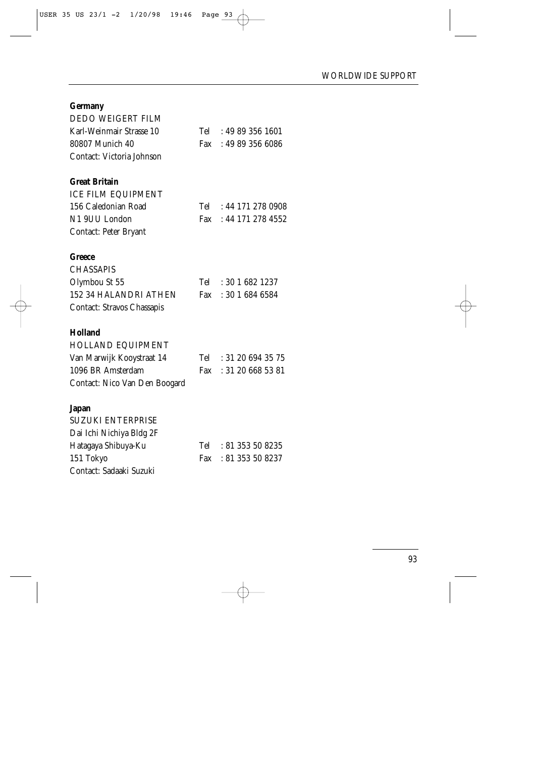**Germany**

DEDO WEIGERT FILM
Karl-Weinmair Strasse 10 Tel : 49 89 356 1601
80807 Munich 40 Fax : 49 89 356 6086
Contact: Victoria Johnson

**Great Britain**

ICE FILM EQUIPMENT
156 Caledonian Road Tel : 44 171 278 0908
N1 9UU London Fax : 44 171 278 4552
Contact: Peter Bryant

**Greece**

CHASSAPIS
Olymbou St 55 Tel : 30 1 682 1237
152 34 HALANDRI ATHEN Fax : 30 1 684 6584
Contact: Stravos Chassapis

**Holland**

HOLLAND EQUIPMENT
Van Marwijk Kooystraat 14 Tel : 31 20 694 35 75
1096 BR Amsterdam Fax : 31 20 668 53 81
Contact: Nico Van Den Boogard

**Japan**

SUZUKI ENTERPRISE
Dai Ichi Nichiya Bldg 2F
Hatagaya Shibuya-Ku Tel : 81 353 50 8235
151 Tokyo Fax : 81 353 50 8237
Contact: Sadaaki Suzuki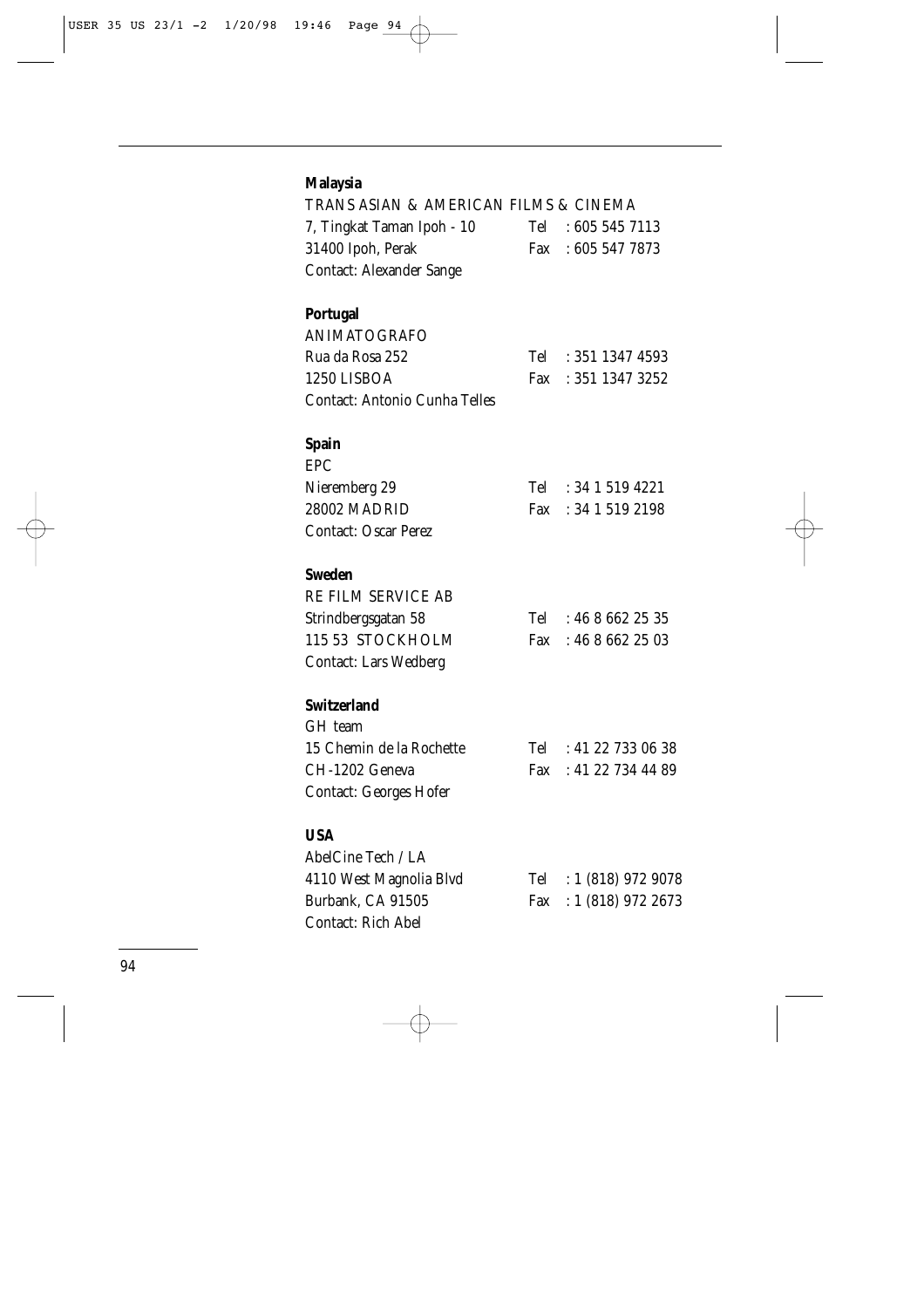**Malaysia**

TRANS ASIAN & AMERICAN FILMS & CINEMA
7, Tingkat Taman Ipoh - 10 Tel : 605 545 7113
31400 Ipoh, Perak Fax : 605 547 7873
Contact: Alexander Sange

**Portugal**

ANIMATOGRAFO
Rua da Rosa 252 Tel : 351 1347 4593
1250 LISBOA Fax : 351 1347 3252
Contact: Antonio Cunha Telles

**Spain**

EPC
Nieremberg 29 Tel : 34 1 519 4221
28002 MADRID Fax : 34 1 519 2198
Contact: Oscar Perez

**Sweden**

RE FILM SERVICE AB
Strindbergsgatan 58 Tel : 46 8 662 25 35
115 53 STOCKHOLM Fax : 46 8 662 25 03
Contact: Lars Wedberg

**Switzerland**

GH team
15 Chemin de la Rochette Tel : 41 22 733 06 38
CH-1202 Geneva Fax : 41 22 734 44 89
Contact: Georges Hofer

**USA**

AbelCine Tech / LA
4110 West Magnolia Blvd Tel : 1 (818) 972 9078
Burbank, CA 91505 Fax : 1 (818) 972 2673
Contact: Rich Abel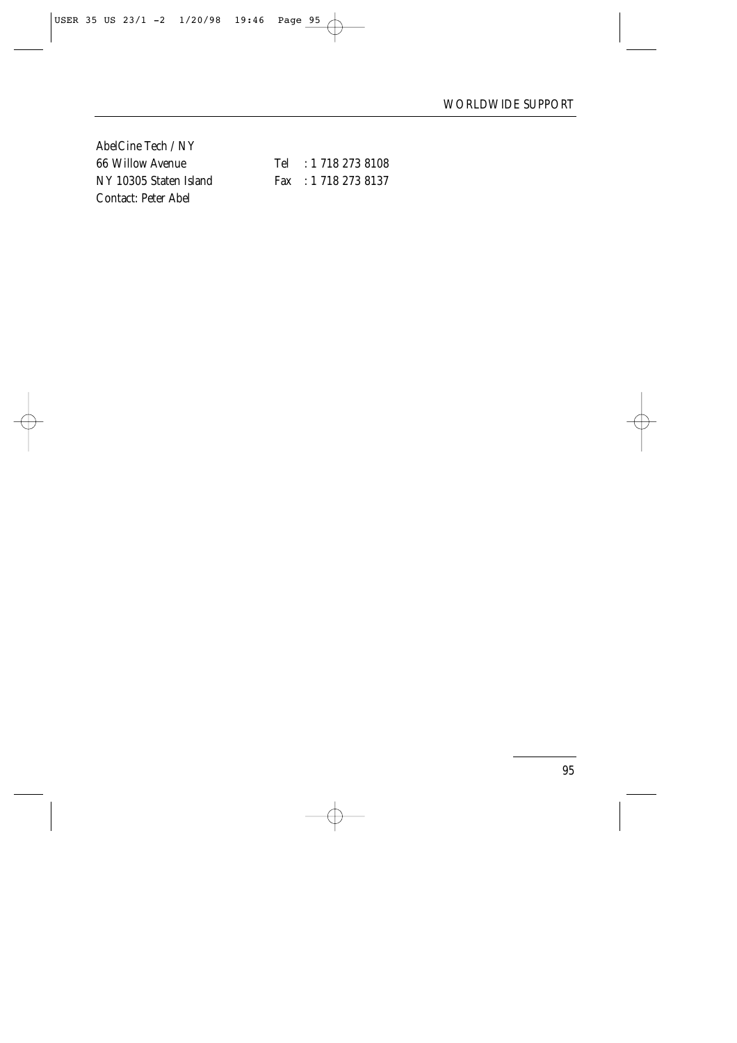AbelCine Tech / NY
66 Willow Avenue — Tel : 1 718 273 8108
NY 10305 Staten Island — Fax : 1 718 273 8137
Contact: Peter Abel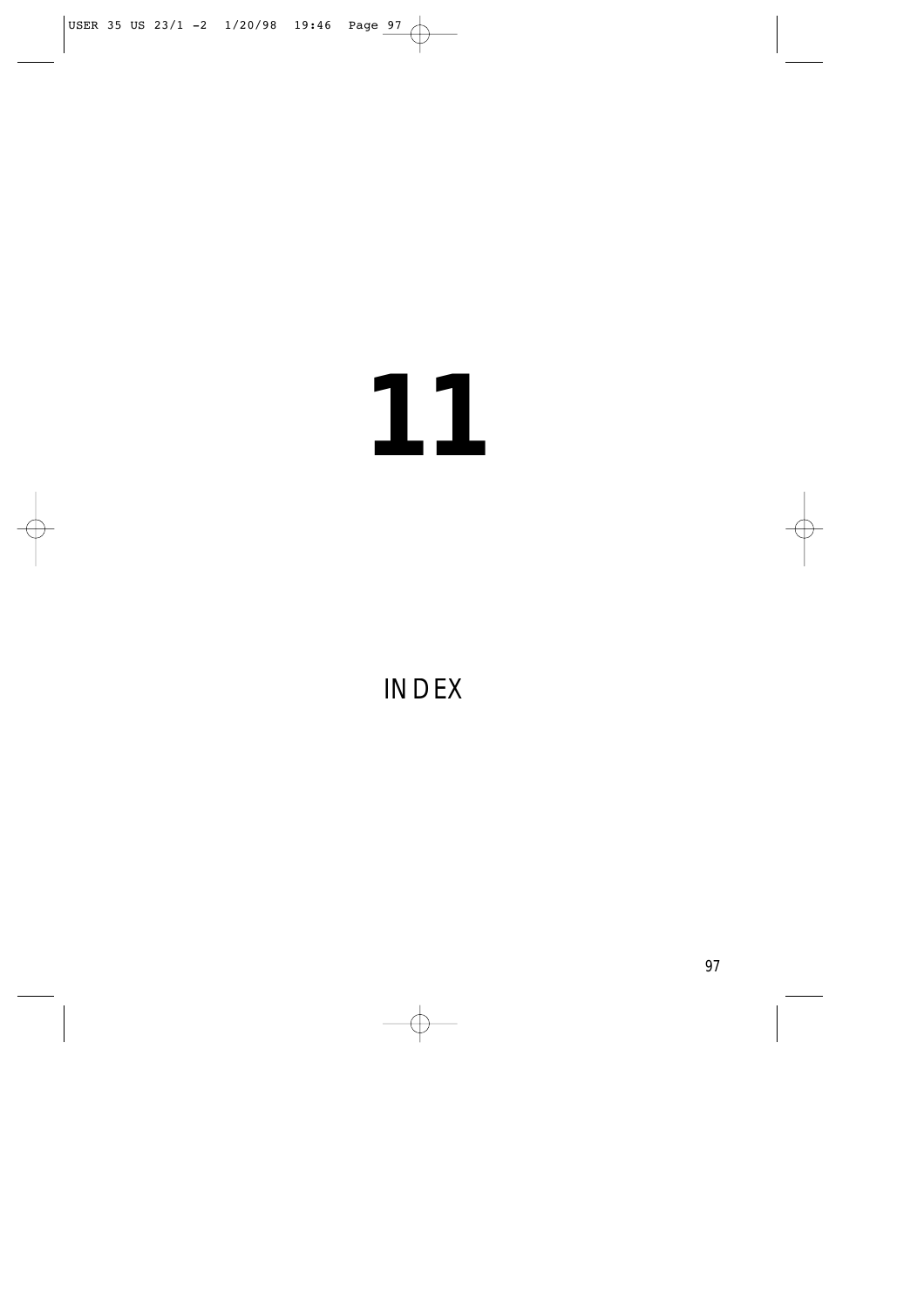# 11

## INDEX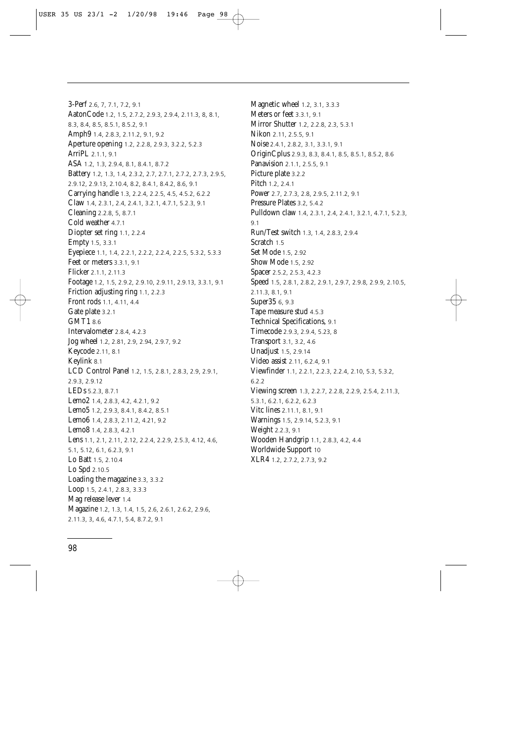3-Perf 2.6, 7, 7.1, 7.2, 9.1
AatonCode 1.2, 1.5, 2.7.2, 2.9.3, 2.9.4, 2.11.3, 8, 8.1, 8.3, 8.4, 8.5, 8.5.1, 8.5.2, 9.1
Amph9 1.4, 2.8.3, 2.11.2, 9.1, 9.2
Aperture opening 1.2, 2.2.8, 2.9.3, 3.2.2, 5.2.3
ArriPL 2.1.1, 9.1
ASA 1.2, 1.3, 2.9.4, 8.1, 8.4.1, 8.7.2
Battery 1.2, 1.3, 1.4, 2.3.2, 2.7, 2.7.1, 2.7.2, 2.7.3, 2.9.5, 2.9.12, 2.9.13, 2.10.4, 8.2, 8.4.1, 8.4.2, 8.6, 9.1
Carrying handle 1.3, 2.2.4, 2.2.5, 4.5, 4.5.2, 6.2.2
Claw 1.4, 2.3.1, 2.4, 2.4.1, 3.2.1, 4.7.1, 5.2.3, 9.1
Cleaning 2.2.8, 5, 8.7.1
Cold weather 4.7.1
Diopter set ring 1.1, 2.2.4
Empty 1.5, 3.3.1
Eyepiece 1.1, 1.4, 2.2.1, 2.2.2, 2.2.4, 2.2.5, 5.3.2, 5.3.3
Feet or meters 3.3.1, 9.1
Flicker 2.1.1, 2.11.3
Footage 1.2, 1.5, 2.9.2, 2.9.10, 2.9.11, 2.9.13, 3.3.1, 9.1
Friction adjusting ring 1.1, 2.2.3
Front rods 1.1, 4.11, 4.4
Gate plate 3.2.1
GMT1 8.6
Intervalometer 2.8.4, 4.2.3
Jog wheel 1.2, 2.81, 2.9, 2.94, 2.9.7, 9.2
Keycode 2.11, 8.1
Keylink 8.1
LCD Control Panel 1.2, 1.5, 2.8.1, 2.8.3, 2.9, 2.9.1, 2.9.3, 2.9.12
LEDs 5.2.3, 8.7.1
Lemo2 1.4, 2.8.3, 4.2, 4.2.1, 9.2
Lemo5 1.2, 2.9.3, 8.4.1, 8.4.2, 8.5.1
Lemo6 1.4, 2.8.3, 2.11.2, 4.21, 9.2
Lemo8 1.4, 2.8.3, 4.2.1
Lens 1.1, 2.1, 2.11, 2.12, 2.2.4, 2.2.9, 2.5.3, 4.12, 4.6, 5.1, 5.12, 6.1, 6.2.3, 9.1
Lo Batt 1.5, 2.10.4
Lo Spd 2.10.5
Loading the magazine 3.3, 3.3.2
Loop 1.5, 2.4.1, 2.8.3, 3.3.3
Mag release lever 1.4
Magazine 1.2, 1.3, 1.4, 1.5, 2.6, 2.6.1, 2.6.2, 2.9.6, 2.11.3, 3, 4.6, 4.7.1, 5.4, 8.7.2, 9.1
Magnetic wheel 1.2, 3.1, 3.3.3
Meters or feet 3.3.1, 9.1
Mirror Shutter 1.2, 2.2.8, 2.3, 5.3.1
Nikon 2.11, 2.5.5, 9.1
Noise 2.4.1, 2.8.2, 3.1, 3.3.1, 9.1
OriginCplus 2.9.3, 8.3, 8.4.1, 8.5, 8.5.1, 8.5.2, 8.6
Panavision 2.1.1, 2.5.5, 9.1
Picture plate 3.2.2
Pitch 1.2, 2.4.1
Power 2.7, 2.7.3, 2.8, 2.9.5, 2.11.2, 9.1
Pressure Plates 3.2, 5.4.2
Pulldown claw 1.4, 2.3.1, 2.4, 2.4.1, 3.2.1, 4.7.1, 5.2.3, 9.1
Run/Test switch 1.3, 1.4, 2.8.3, 2.9.4
Scratch 1.5
Set Mode 1.5, 2.92
Show Mode 1.5, 2.92
Spacer 2.5.2, 2.5.3, 4.2.3
Speed 1.5, 2.8.1, 2.8.2, 2.9.1, 2.9.7, 2.9.8, 2.9.9, 2.10.5, 2.11.3, 8.1, 9.1
Super35 6, 9.3
Tape measure stud 4.5.3
Technical Specifications, 9.1
Timecode 2.9.3, 2.9.4, 5.23, 8
Transport 3.1, 3.2, 4.6
Unadjust 1.5, 2.9.14
Video assist 2.11, 6.2.4, 9.1
Viewfinder 1.1, 2.2.1, 2.2.3, 2.2.4, 2.10, 5.3, 5.3.2, 6.2.2
Viewing screen 1.3, 2.2.7, 2.2.8, 2.2.9, 2.5.4, 2.11.3, 5.3.1, 6.2.1, 6.2.2, 6.2.3
Vitc lines 2.11.1, 8.1, 9.1
Warnings 1.5, 2.9.14, 5.2.3, 9.1
Weight 2.2.3, 9.1
Wooden Handgrip 1.1, 2.8.3, 4.2, 4.4
Worldwide Support 10
XLR4 1.2, 2.7.2, 2.7.3, 9.2